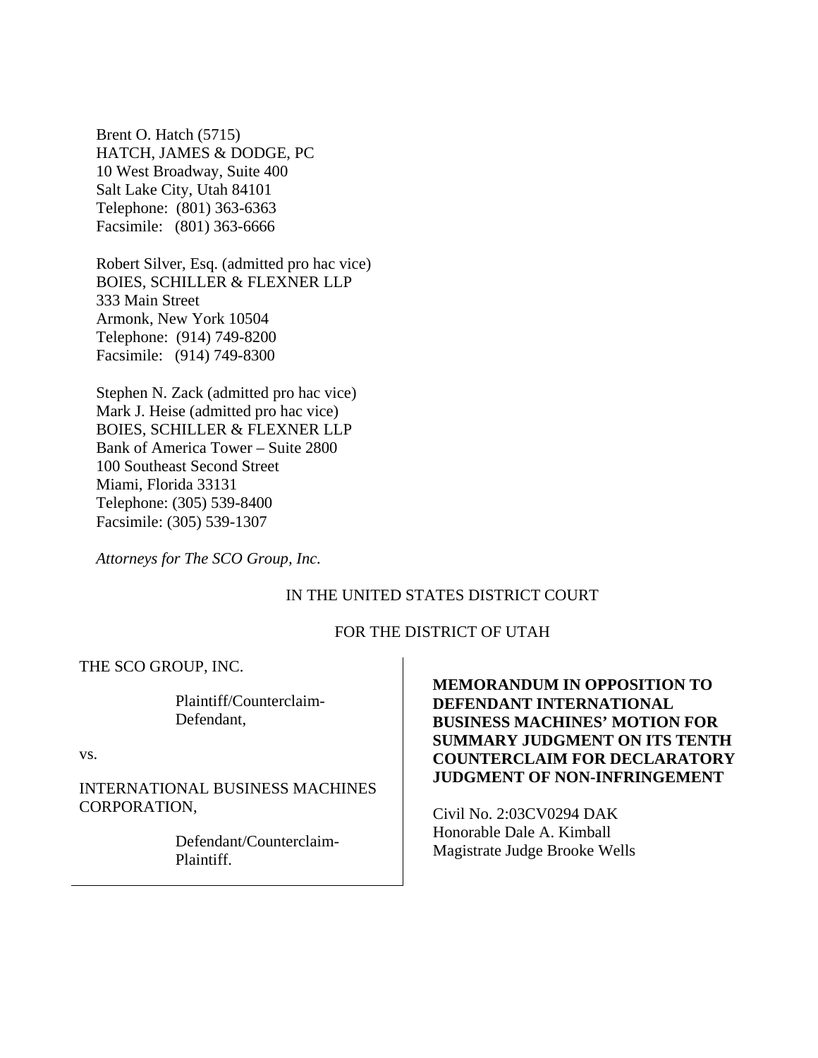Brent O. Hatch (5715)
HATCH, JAMES & DODGE, PC
10 West Broadway, Suite 400
Salt Lake City, Utah 84101
Telephone: (801) 363-6363
Facsimile: (801) 363-6666

Robert Silver, Esq. (admitted pro hac vice)
BOIES, SCHILLER & FLEXNER LLP
333 Main Street
Armonk, New York 10504
Telephone: (914) 749-8200
Facsimile: (914) 749-8300

Stephen N. Zack (admitted pro hac vice)
Mark J. Heise (admitted pro hac vice)
BOIES, SCHILLER & FLEXNER LLP
Bank of America Tower – Suite 2800
100 Southeast Second Street
Miami, Florida 33131
Telephone: (305) 539-8400
Facsimile: (305) 539-1307

*Attorneys for The SCO Group, Inc.*

IN THE UNITED STATES DISTRICT COURT

FOR THE DISTRICT OF UTAH

THE SCO GROUP, INC.

Plaintiff/Counterclaim-Defendant,

vs.

INTERNATIONAL BUSINESS MACHINES CORPORATION,

Defendant/Counterclaim-Plaintiff.

**MEMORANDUM IN OPPOSITION TO DEFENDANT INTERNATIONAL BUSINESS MACHINES' MOTION FOR SUMMARY JUDGMENT ON ITS TENTH COUNTERCLAIM FOR DECLARATORY JUDGMENT OF NON-INFRINGEMENT**

Civil No. 2:03CV0294 DAK
Honorable Dale A. Kimball
Magistrate Judge Brooke Wells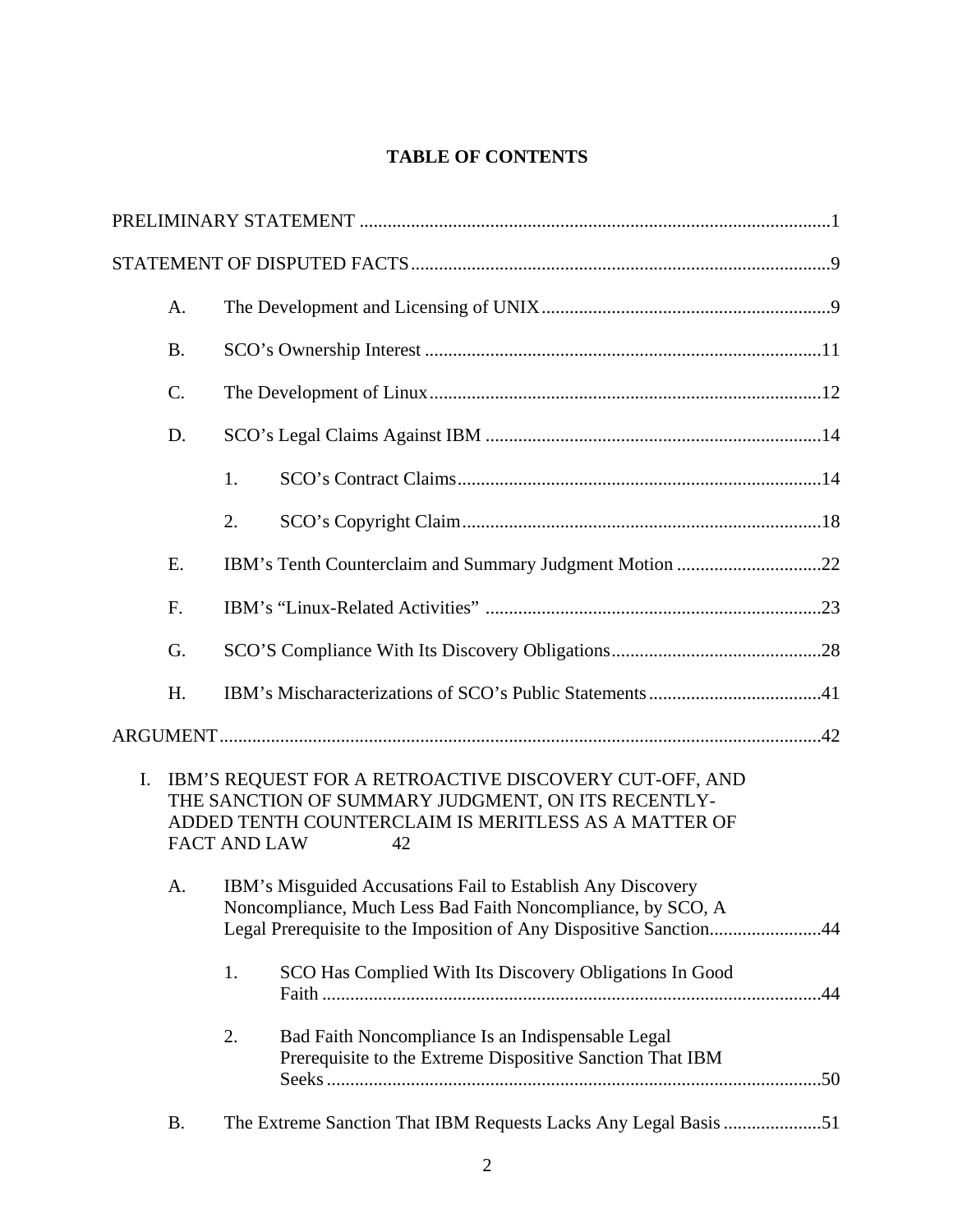**TABLE OF CONTENTS**

PRELIMINARY STATEMENT ....................................................................................................1

STATEMENT OF DISPUTED FACTS.........................................................................................9

- A. The Development and Licensing of UNIX.............................................................9
- B. SCO's Ownership Interest ....................................................................................11
- C. The Development of Linux...................................................................................12
- D. SCO's Legal Claims Against IBM .......................................................................14
  - 1. SCO's Contract Claims.............................................................................14
  - 2. SCO's Copyright Claim............................................................................18
- E. IBM's Tenth Counterclaim and Summary Judgment Motion ...............................22
- F. IBM's "Linux-Related Activities" .......................................................................23
- G. SCO'S Compliance With Its Discovery Obligations.............................................28
- H. IBM's Mischaracterizations of SCO's Public Statements.....................................41

ARGUMENT...............................................................................................................................42

- I. IBM'S REQUEST FOR A RETROACTIVE DISCOVERY CUT-OFF, AND THE SANCTION OF SUMMARY JUDGMENT, ON ITS RECENTLY-ADDED TENTH COUNTERCLAIM IS MERITLESS AS A MATTER OF FACT AND LAW 42
  - A. IBM's Misguided Accusations Fail to Establish Any Discovery Noncompliance, Much Less Bad Faith Noncompliance, by SCO, A Legal Prerequisite to the Imposition of Any Dispositive Sanction.......................44
    - 1. SCO Has Complied With Its Discovery Obligations In Good Faith ..........................................................................................................44
    - 2. Bad Faith Noncompliance Is an Indispensable Legal Prerequisite to the Extreme Dispositive Sanction That IBM Seeks.........................................................................................................50
  - B. The Extreme Sanction That IBM Requests Lacks Any Legal Basis .....................51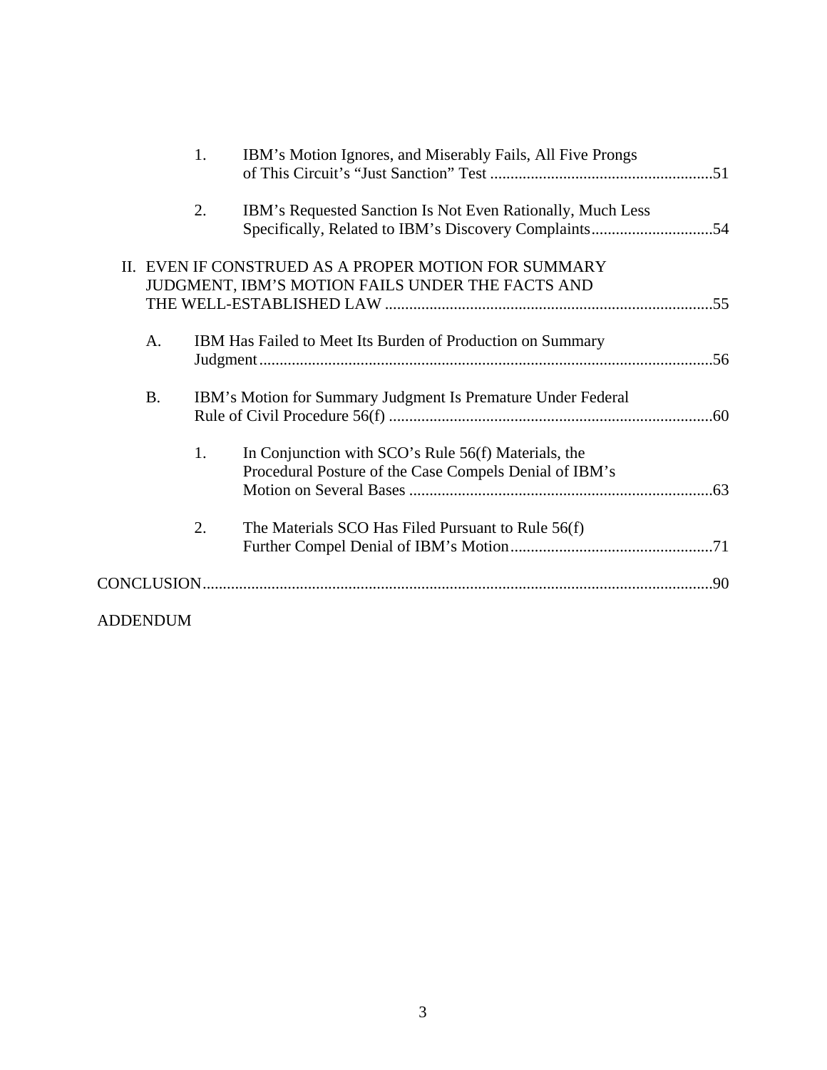1. IBM's Motion Ignores, and Miserably Fails, All Five Prongs of This Circuit's "Just Sanction" Test .......................................................51

2. IBM's Requested Sanction Is Not Even Rationally, Much Less Specifically, Related to IBM's Discovery Complaints..............................54

II. EVEN IF CONSTRUED AS A PROPER MOTION FOR SUMMARY JUDGMENT, IBM'S MOTION FAILS UNDER THE FACTS AND THE WELL-ESTABLISHED LAW .................................................................................55

A. IBM Has Failed to Meet Its Burden of Production on Summary Judgment................................................................................................................56

B. IBM's Motion for Summary Judgment Is Premature Under Federal Rule of Civil Procedure 56(f) ................................................................................60

1. In Conjunction with SCO's Rule 56(f) Materials, the Procedural Posture of the Case Compels Denial of IBM's Motion on Several Bases ...........................................................................63

2. The Materials SCO Has Filed Pursuant to Rule 56(f) Further Compel Denial of IBM's Motion..................................................71

CONCLUSION..............................................................................................................................90

ADDENDUM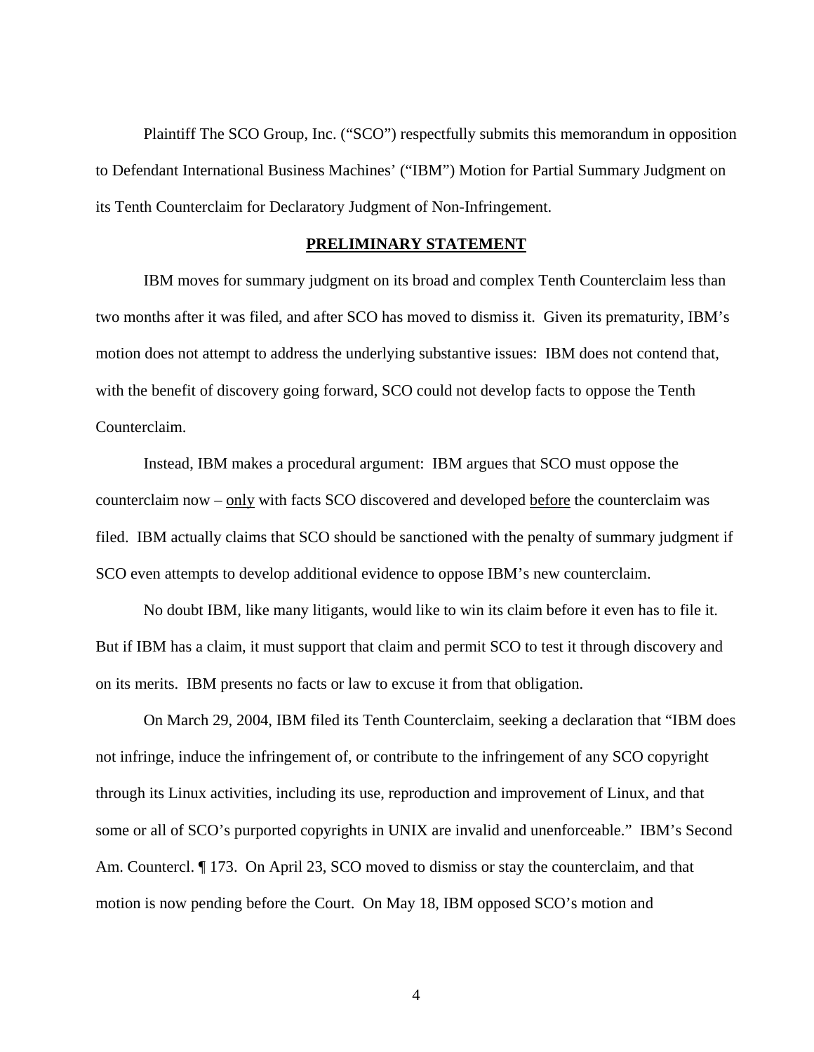Plaintiff The SCO Group, Inc. ("SCO") respectfully submits this memorandum in opposition to Defendant International Business Machines' ("IBM") Motion for Partial Summary Judgment on its Tenth Counterclaim for Declaratory Judgment of Non-Infringement.

## PRELIMINARY STATEMENT

IBM moves for summary judgment on its broad and complex Tenth Counterclaim less than two months after it was filed, and after SCO has moved to dismiss it. Given its prematurity, IBM's motion does not attempt to address the underlying substantive issues: IBM does not contend that, with the benefit of discovery going forward, SCO could not develop facts to oppose the Tenth Counterclaim.

Instead, IBM makes a procedural argument: IBM argues that SCO must oppose the counterclaim now – <u>only</u> with facts SCO discovered and developed <u>before</u> the counterclaim was filed. IBM actually claims that SCO should be sanctioned with the penalty of summary judgment if SCO even attempts to develop additional evidence to oppose IBM's new counterclaim.

No doubt IBM, like many litigants, would like to win its claim before it even has to file it. But if IBM has a claim, it must support that claim and permit SCO to test it through discovery and on its merits. IBM presents no facts or law to excuse it from that obligation.

On March 29, 2004, IBM filed its Tenth Counterclaim, seeking a declaration that "IBM does not infringe, induce the infringement of, or contribute to the infringement of any SCO copyright through its Linux activities, including its use, reproduction and improvement of Linux, and that some or all of SCO's purported copyrights in UNIX are invalid and unenforceable." IBM's Second Am. Countercl. ¶ 173. On April 23, SCO moved to dismiss or stay the counterclaim, and that motion is now pending before the Court. On May 18, IBM opposed SCO's motion and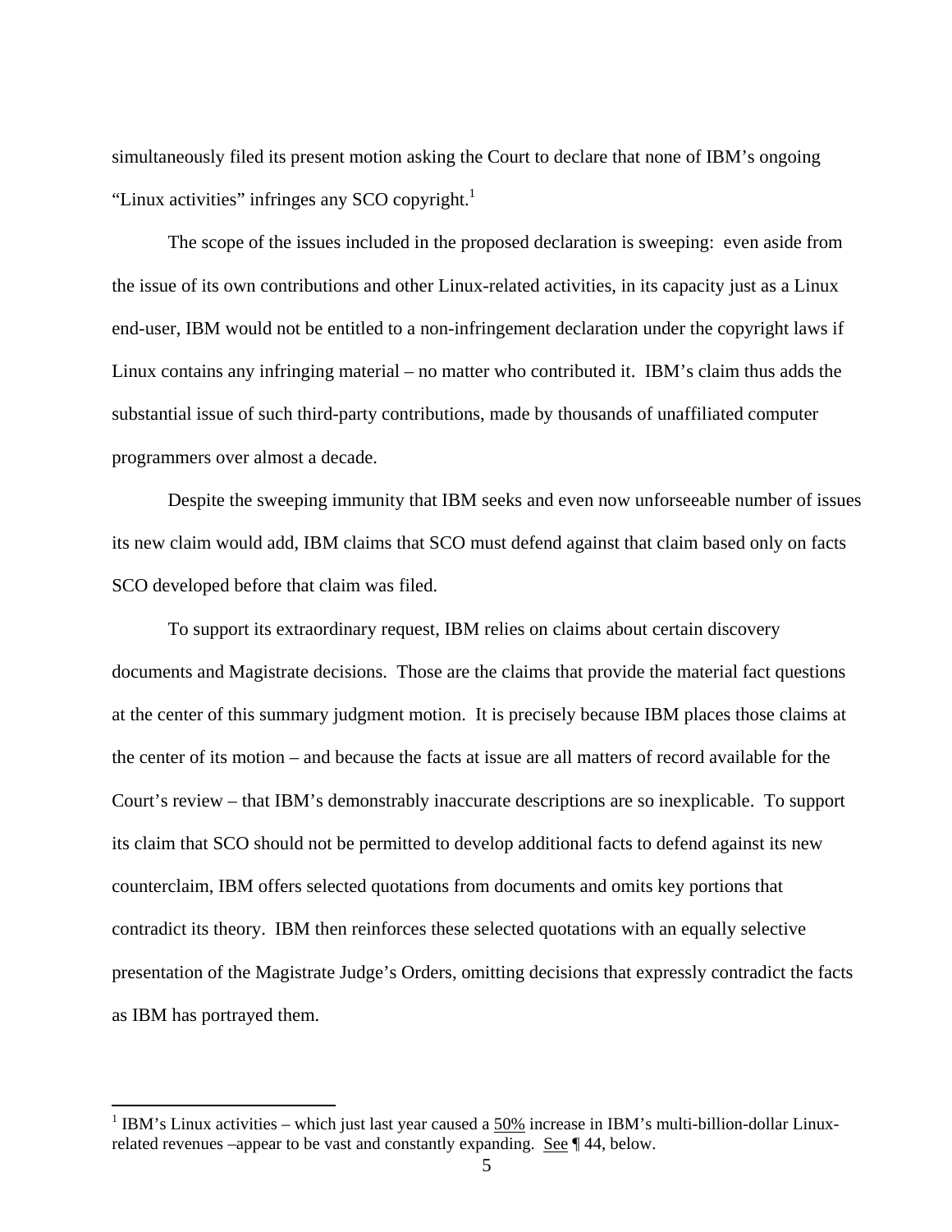simultaneously filed its present motion asking the Court to declare that none of IBM's ongoing "Linux activities" infringes any SCO copyright.[1]

The scope of the issues included in the proposed declaration is sweeping: even aside from the issue of its own contributions and other Linux-related activities, in its capacity just as a Linux end-user, IBM would not be entitled to a non-infringement declaration under the copyright laws if Linux contains any infringing material – no matter who contributed it. IBM's claim thus adds the substantial issue of such third-party contributions, made by thousands of unaffiliated computer programmers over almost a decade.

Despite the sweeping immunity that IBM seeks and even now unforseeable number of issues its new claim would add, IBM claims that SCO must defend against that claim based only on facts SCO developed before that claim was filed.

To support its extraordinary request, IBM relies on claims about certain discovery documents and Magistrate decisions. Those are the claims that provide the material fact questions at the center of this summary judgment motion. It is precisely because IBM places those claims at the center of its motion – and because the facts at issue are all matters of record available for the Court's review – that IBM's demonstrably inaccurate descriptions are so inexplicable. To support its claim that SCO should not be permitted to develop additional facts to defend against its new counterclaim, IBM offers selected quotations from documents and omits key portions that contradict its theory. IBM then reinforces these selected quotations with an equally selective presentation of the Magistrate Judge's Orders, omitting decisions that expressly contradict the facts as IBM has portrayed them.

---

[1] IBM's Linux activities – which just last year caused a <u>50%</u> increase in IBM's multi-billion-dollar Linux-related revenues –appear to be vast and constantly expanding. <u>See</u> ¶ 44, below.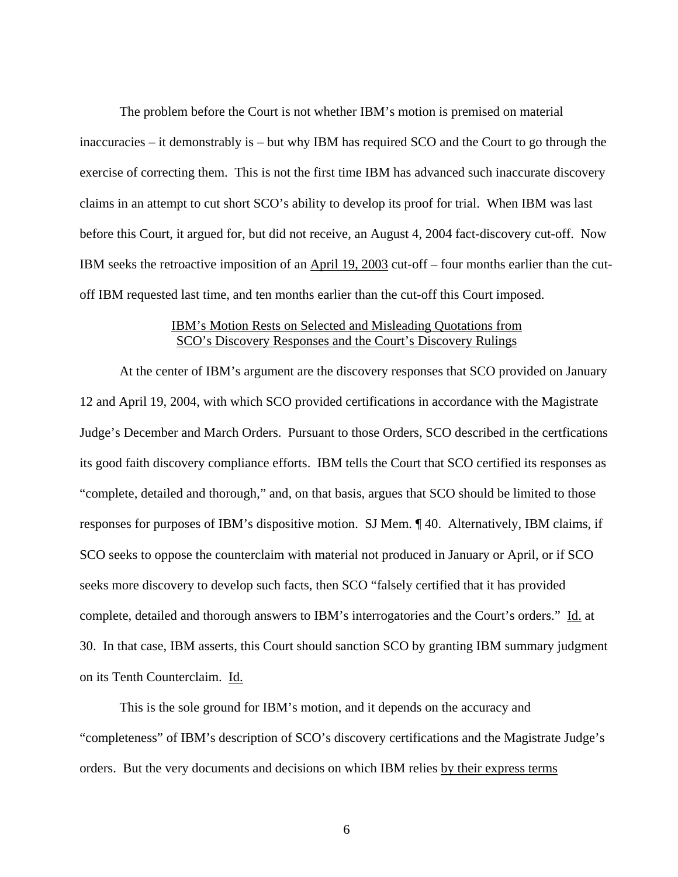The problem before the Court is not whether IBM's motion is premised on material inaccuracies – it demonstrably is – but why IBM has required SCO and the Court to go through the exercise of correcting them. This is not the first time IBM has advanced such inaccurate discovery claims in an attempt to cut short SCO's ability to develop its proof for trial. When IBM was last before this Court, it argued for, but did not receive, an August 4, 2004 fact-discovery cut-off. Now IBM seeks the retroactive imposition of an <u>April 19, 2003</u> cut-off – four months earlier than the cut-off IBM requested last time, and ten months earlier than the cut-off this Court imposed.

<u>IBM's Motion Rests on Selected and Misleading Quotations from SCO's Discovery Responses and the Court's Discovery Rulings</u>

At the center of IBM's argument are the discovery responses that SCO provided on January 12 and April 19, 2004, with which SCO provided certifications in accordance with the Magistrate Judge's December and March Orders. Pursuant to those Orders, SCO described in the certfications its good faith discovery compliance efforts. IBM tells the Court that SCO certified its responses as "complete, detailed and thorough," and, on that basis, argues that SCO should be limited to those responses for purposes of IBM's dispositive motion. SJ Mem. ¶ 40. Alternatively, IBM claims, if SCO seeks to oppose the counterclaim with material not produced in January or April, or if SCO seeks more discovery to develop such facts, then SCO "falsely certified that it has provided complete, detailed and thorough answers to IBM's interrogatories and the Court's orders." <u>Id.</u> at 30. In that case, IBM asserts, this Court should sanction SCO by granting IBM summary judgment on its Tenth Counterclaim. <u>Id.</u>

This is the sole ground for IBM's motion, and it depends on the accuracy and "completeness" of IBM's description of SCO's discovery certifications and the Magistrate Judge's orders. But the very documents and decisions on which IBM relies <u>by their express terms</u>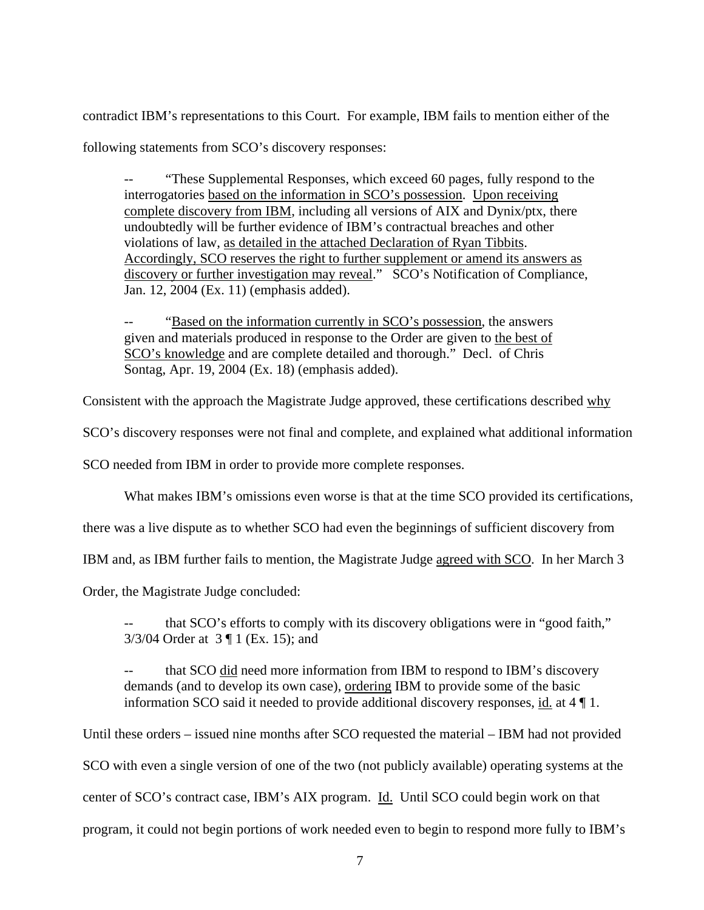contradict IBM's representations to this Court. For example, IBM fails to mention either of the following statements from SCO's discovery responses:

> -- "These Supplemental Responses, which exceed 60 pages, fully respond to the interrogatories <u>based on the information in SCO's possession</u>. <u>Upon receiving complete discovery from IBM</u>, including all versions of AIX and Dynix/ptx, there undoubtedly will be further evidence of IBM's contractual breaches and other violations of law, <u>as detailed in the attached Declaration of Ryan Tibbits</u>. <u>Accordingly, SCO reserves the right to further supplement or amend its answers as discovery or further investigation may reveal</u>." SCO's Notification of Compliance, Jan. 12, 2004 (Ex. 11) (emphasis added).
>
> -- "<u>Based on the information currently in SCO's possession</u>, the answers given and materials produced in response to the Order are given to <u>the best of SCO's knowledge</u> and are complete detailed and thorough." Decl. of Chris Sontag, Apr. 19, 2004 (Ex. 18) (emphasis added).

Consistent with the approach the Magistrate Judge approved, these certifications described <u>why</u> SCO's discovery responses were not final and complete, and explained what additional information SCO needed from IBM in order to provide more complete responses.

What makes IBM's omissions even worse is that at the time SCO provided its certifications, there was a live dispute as to whether SCO had even the beginnings of sufficient discovery from IBM and, as IBM further fails to mention, the Magistrate Judge <u>agreed with SCO</u>. In her March 3 Order, the Magistrate Judge concluded:

> -- that SCO's efforts to comply with its discovery obligations were in "good faith," 3/3/04 Order at 3 ¶ 1 (Ex. 15); and
>
> -- that SCO <u>did</u> need more information from IBM to respond to IBM's discovery demands (and to develop its own case), <u>ordering</u> IBM to provide some of the basic information SCO said it needed to provide additional discovery responses, <u>id.</u> at 4 ¶ 1.

Until these orders – issued nine months after SCO requested the material – IBM had not provided SCO with even a single version of one of the two (not publicly available) operating systems at the center of SCO's contract case, IBM's AIX program. <u>Id.</u> Until SCO could begin work on that program, it could not begin portions of work needed even to begin to respond more fully to IBM's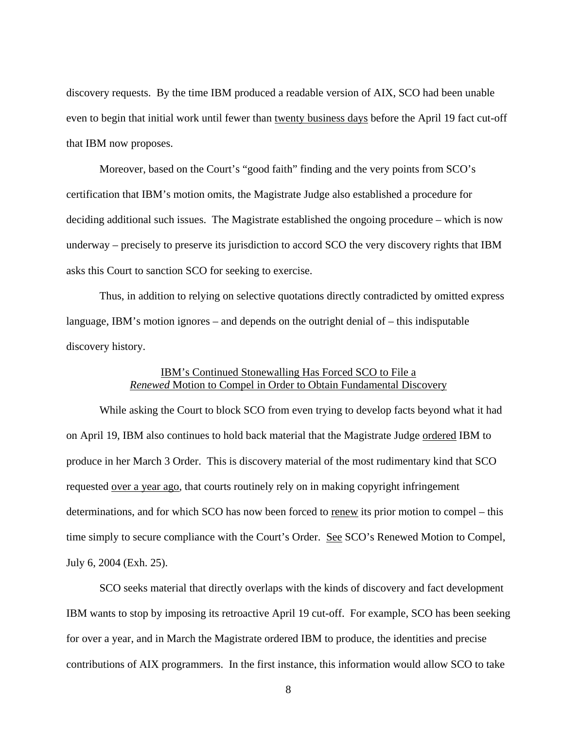discovery requests. By the time IBM produced a readable version of AIX, SCO had been unable even to begin that initial work until fewer than <u>twenty business days</u> before the April 19 fact cut-off that IBM now proposes.

Moreover, based on the Court's "good faith" finding and the very points from SCO's certification that IBM's motion omits, the Magistrate Judge also established a procedure for deciding additional such issues. The Magistrate established the ongoing procedure – which is now underway – precisely to preserve its jurisdiction to accord SCO the very discovery rights that IBM asks this Court to sanction SCO for seeking to exercise.

Thus, in addition to relying on selective quotations directly contradicted by omitted express language, IBM's motion ignores – and depends on the outright denial of – this indisputable discovery history.

<u>IBM's Continued Stonewalling Has Forced SCO to File a *Renewed* Motion to Compel in Order to Obtain Fundamental Discovery</u>

While asking the Court to block SCO from even trying to develop facts beyond what it had on April 19, IBM also continues to hold back material that the Magistrate Judge <u>ordered</u> IBM to produce in her March 3 Order. This is discovery material of the most rudimentary kind that SCO requested <u>over a year ago</u>, that courts routinely rely on in making copyright infringement determinations, and for which SCO has now been forced to <u>renew</u> its prior motion to compel – this time simply to secure compliance with the Court's Order. <u>See</u> SCO's Renewed Motion to Compel, July 6, 2004 (Exh. 25).

SCO seeks material that directly overlaps with the kinds of discovery and fact development IBM wants to stop by imposing its retroactive April 19 cut-off. For example, SCO has been seeking for over a year, and in March the Magistrate ordered IBM to produce, the identities and precise contributions of AIX programmers. In the first instance, this information would allow SCO to take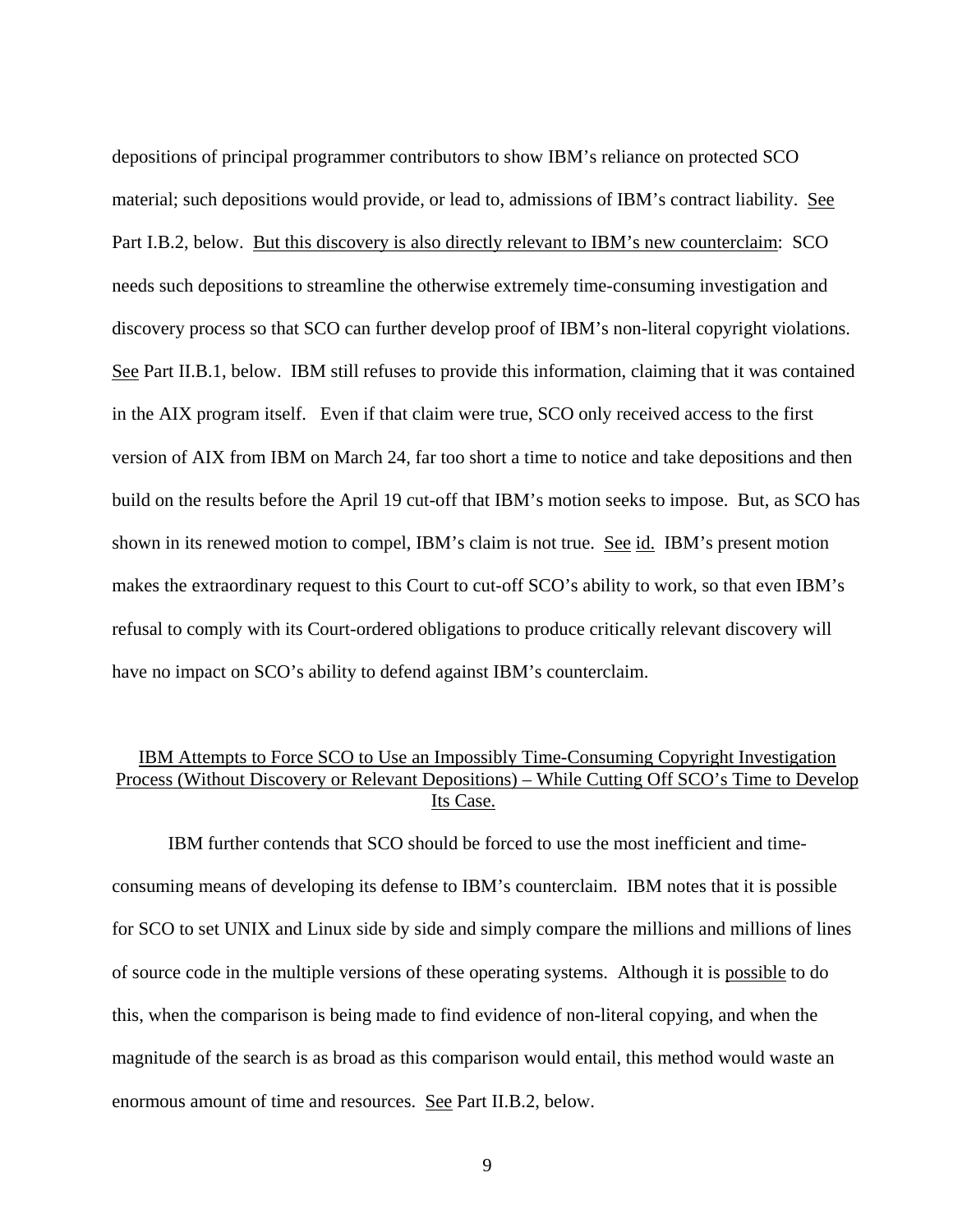depositions of principal programmer contributors to show IBM's reliance on protected SCO material; such depositions would provide, or lead to, admissions of IBM's contract liability. See Part I.B.2, below. But this discovery is also directly relevant to IBM's new counterclaim: SCO needs such depositions to streamline the otherwise extremely time-consuming investigation and discovery process so that SCO can further develop proof of IBM's non-literal copyright violations. See Part II.B.1, below. IBM still refuses to provide this information, claiming that it was contained in the AIX program itself. Even if that claim were true, SCO only received access to the first version of AIX from IBM on March 24, far too short a time to notice and take depositions and then build on the results before the April 19 cut-off that IBM's motion seeks to impose. But, as SCO has shown in its renewed motion to compel, IBM's claim is not true. See id. IBM's present motion makes the extraordinary request to this Court to cut-off SCO's ability to work, so that even IBM's refusal to comply with its Court-ordered obligations to produce critically relevant discovery will have no impact on SCO's ability to defend against IBM's counterclaim.

## IBM Attempts to Force SCO to Use an Impossibly Time-Consuming Copyright Investigation Process (Without Discovery or Relevant Depositions) – While Cutting Off SCO's Time to Develop Its Case.

IBM further contends that SCO should be forced to use the most inefficient and time-consuming means of developing its defense to IBM's counterclaim. IBM notes that it is possible for SCO to set UNIX and Linux side by side and simply compare the millions and millions of lines of source code in the multiple versions of these operating systems. Although it is possible to do this, when the comparison is being made to find evidence of non-literal copying, and when the magnitude of the search is as broad as this comparison would entail, this method would waste an enormous amount of time and resources. See Part II.B.2, below.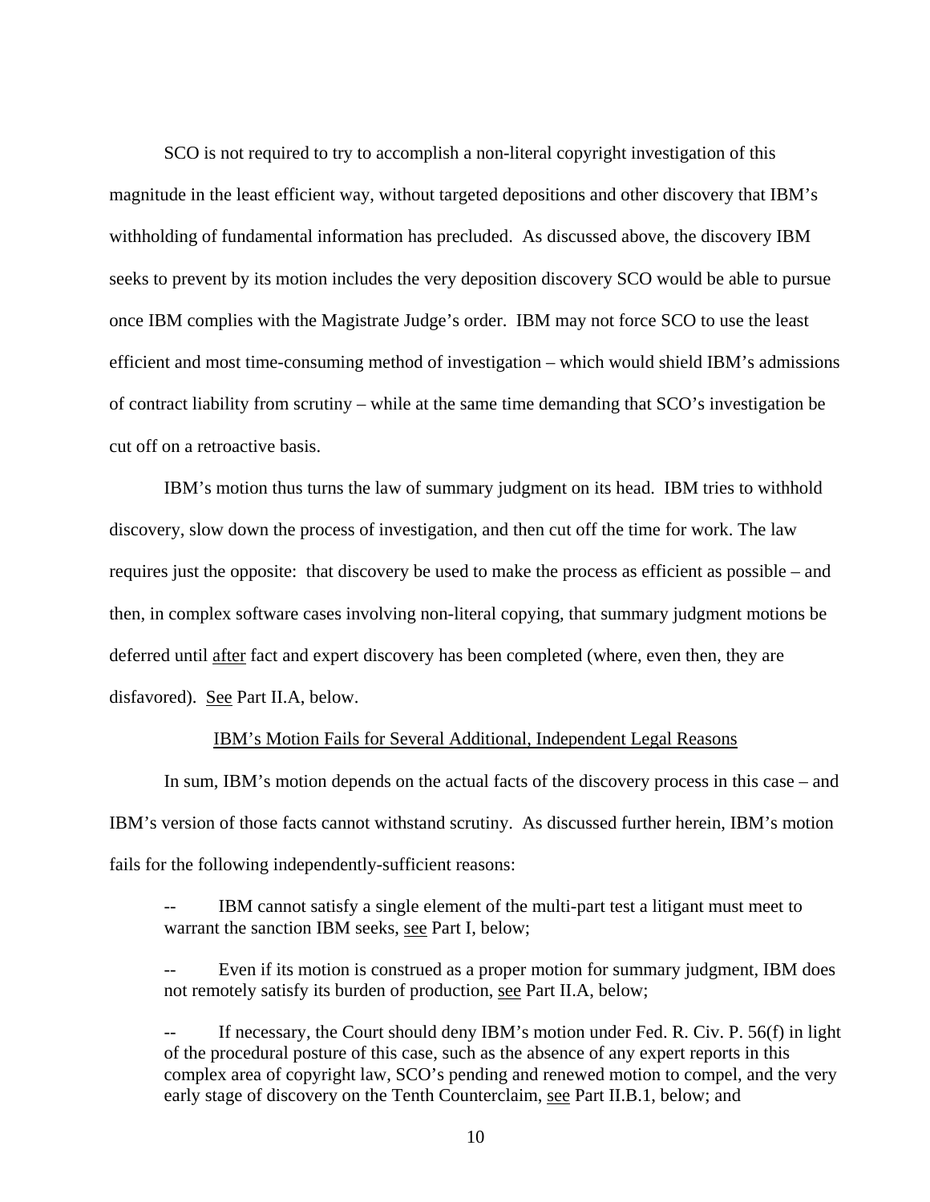SCO is not required to try to accomplish a non-literal copyright investigation of this magnitude in the least efficient way, without targeted depositions and other discovery that IBM's withholding of fundamental information has precluded. As discussed above, the discovery IBM seeks to prevent by its motion includes the very deposition discovery SCO would be able to pursue once IBM complies with the Magistrate Judge's order. IBM may not force SCO to use the least efficient and most time-consuming method of investigation – which would shield IBM's admissions of contract liability from scrutiny – while at the same time demanding that SCO's investigation be cut off on a retroactive basis.

IBM's motion thus turns the law of summary judgment on its head. IBM tries to withhold discovery, slow down the process of investigation, and then cut off the time for work. The law requires just the opposite: that discovery be used to make the process as efficient as possible – and then, in complex software cases involving non-literal copying, that summary judgment motions be deferred until <u>after</u> fact and expert discovery has been completed (where, even then, they are disfavored). <u>See</u> Part II.A, below.

<u>IBM's Motion Fails for Several Additional, Independent Legal Reasons</u>

In sum, IBM's motion depends on the actual facts of the discovery process in this case – and IBM's version of those facts cannot withstand scrutiny. As discussed further herein, IBM's motion fails for the following independently-sufficient reasons:

-- IBM cannot satisfy a single element of the multi-part test a litigant must meet to warrant the sanction IBM seeks, <u>see</u> Part I, below;

-- Even if its motion is construed as a proper motion for summary judgment, IBM does not remotely satisfy its burden of production, <u>see</u> Part II.A, below;

-- If necessary, the Court should deny IBM's motion under Fed. R. Civ. P. 56(f) in light of the procedural posture of this case, such as the absence of any expert reports in this complex area of copyright law, SCO's pending and renewed motion to compel, and the very early stage of discovery on the Tenth Counterclaim, <u>see</u> Part II.B.1, below; and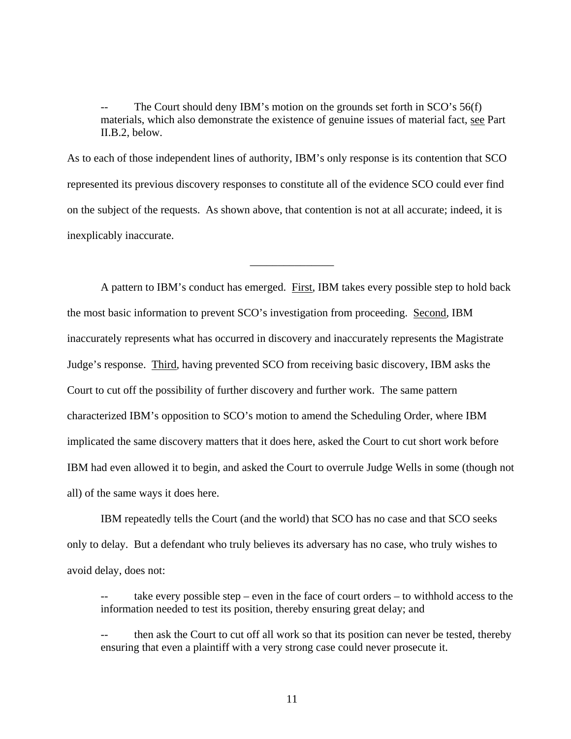-- The Court should deny IBM's motion on the grounds set forth in SCO's 56(f) materials, which also demonstrate the existence of genuine issues of material fact, see Part II.B.2, below.

As to each of those independent lines of authority, IBM's only response is its contention that SCO represented its previous discovery responses to constitute all of the evidence SCO could ever find on the subject of the requests. As shown above, that contention is not at all accurate; indeed, it is inexplicably inaccurate.

---

A pattern to IBM's conduct has emerged. First, IBM takes every possible step to hold back the most basic information to prevent SCO's investigation from proceeding. Second, IBM inaccurately represents what has occurred in discovery and inaccurately represents the Magistrate Judge's response. Third, having prevented SCO from receiving basic discovery, IBM asks the Court to cut off the possibility of further discovery and further work. The same pattern characterized IBM's opposition to SCO's motion to amend the Scheduling Order, where IBM implicated the same discovery matters that it does here, asked the Court to cut short work before IBM had even allowed it to begin, and asked the Court to overrule Judge Wells in some (though not all) of the same ways it does here.

IBM repeatedly tells the Court (and the world) that SCO has no case and that SCO seeks only to delay. But a defendant who truly believes its adversary has no case, who truly wishes to avoid delay, does not:

-- take every possible step – even in the face of court orders – to withhold access to the information needed to test its position, thereby ensuring great delay; and

-- then ask the Court to cut off all work so that its position can never be tested, thereby ensuring that even a plaintiff with a very strong case could never prosecute it.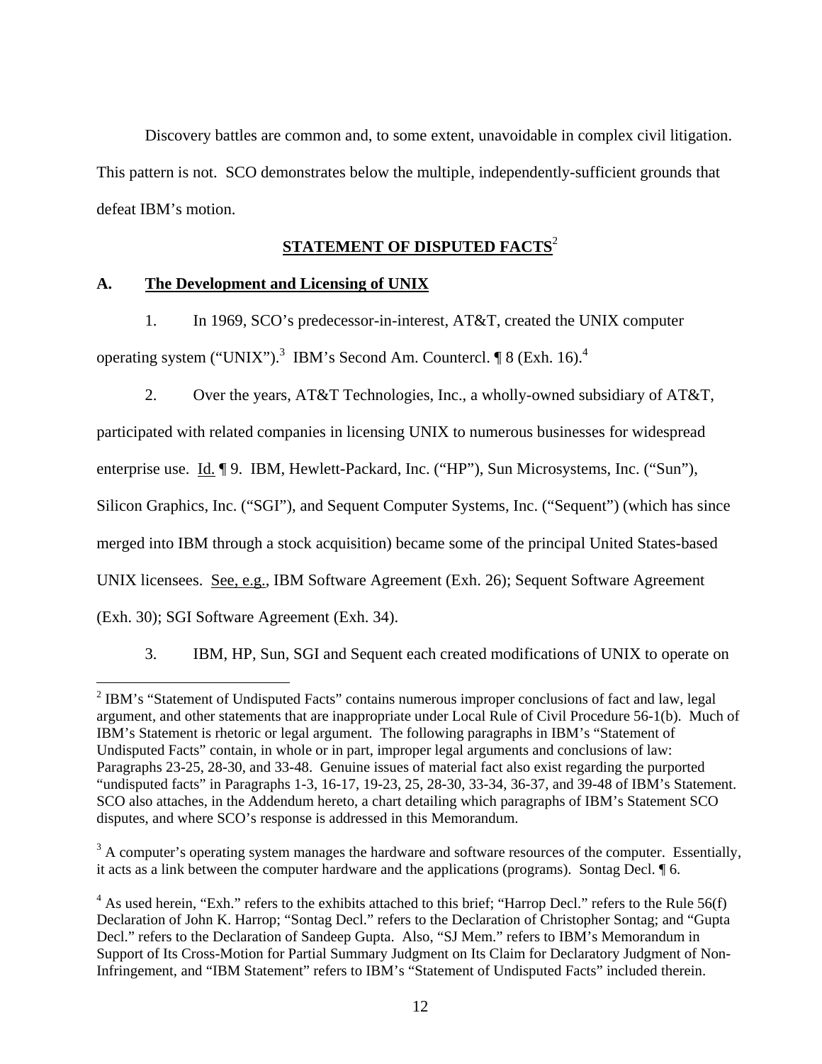Discovery battles are common and, to some extent, unavoidable in complex civil litigation. This pattern is not. SCO demonstrates below the multiple, independently-sufficient grounds that defeat IBM's motion.

## STATEMENT OF DISPUTED FACTS[2]

### A. The Development and Licensing of UNIX

1. In 1969, SCO's predecessor-in-interest, AT&T, created the UNIX computer operating system ("UNIX").[3] IBM's Second Am. Countercl. ¶ 8 (Exh. 16).[4]

2. Over the years, AT&T Technologies, Inc., a wholly-owned subsidiary of AT&T, participated with related companies in licensing UNIX to numerous businesses for widespread enterprise use. Id. ¶ 9. IBM, Hewlett-Packard, Inc. ("HP"), Sun Microsystems, Inc. ("Sun"), Silicon Graphics, Inc. ("SGI"), and Sequent Computer Systems, Inc. ("Sequent") (which has since merged into IBM through a stock acquisition) became some of the principal United States-based UNIX licensees. See, e.g., IBM Software Agreement (Exh. 26); Sequent Software Agreement (Exh. 30); SGI Software Agreement (Exh. 34).

3. IBM, HP, Sun, SGI and Sequent each created modifications of UNIX to operate on

---

[2] IBM's "Statement of Undisputed Facts" contains numerous improper conclusions of fact and law, legal argument, and other statements that are inappropriate under Local Rule of Civil Procedure 56-1(b). Much of IBM's Statement is rhetoric or legal argument. The following paragraphs in IBM's "Statement of Undisputed Facts" contain, in whole or in part, improper legal arguments and conclusions of law: Paragraphs 23-25, 28-30, and 33-48. Genuine issues of material fact also exist regarding the purported "undisputed facts" in Paragraphs 1-3, 16-17, 19-23, 25, 28-30, 33-34, 36-37, and 39-48 of IBM's Statement. SCO also attaches, in the Addendum hereto, a chart detailing which paragraphs of IBM's Statement SCO disputes, and where SCO's response is addressed in this Memorandum.

[3] A computer's operating system manages the hardware and software resources of the computer. Essentially, it acts as a link between the computer hardware and the applications (programs). Sontag Decl. ¶ 6.

[4] As used herein, "Exh." refers to the exhibits attached to this brief; "Harrop Decl." refers to the Rule 56(f) Declaration of John K. Harrop; "Sontag Decl." refers to the Declaration of Christopher Sontag; and "Gupta Decl." refers to the Declaration of Sandeep Gupta. Also, "SJ Mem." refers to IBM's Memorandum in Support of Its Cross-Motion for Partial Summary Judgment on Its Claim for Declaratory Judgment of Non-Infringement, and "IBM Statement" refers to IBM's "Statement of Undisputed Facts" included therein.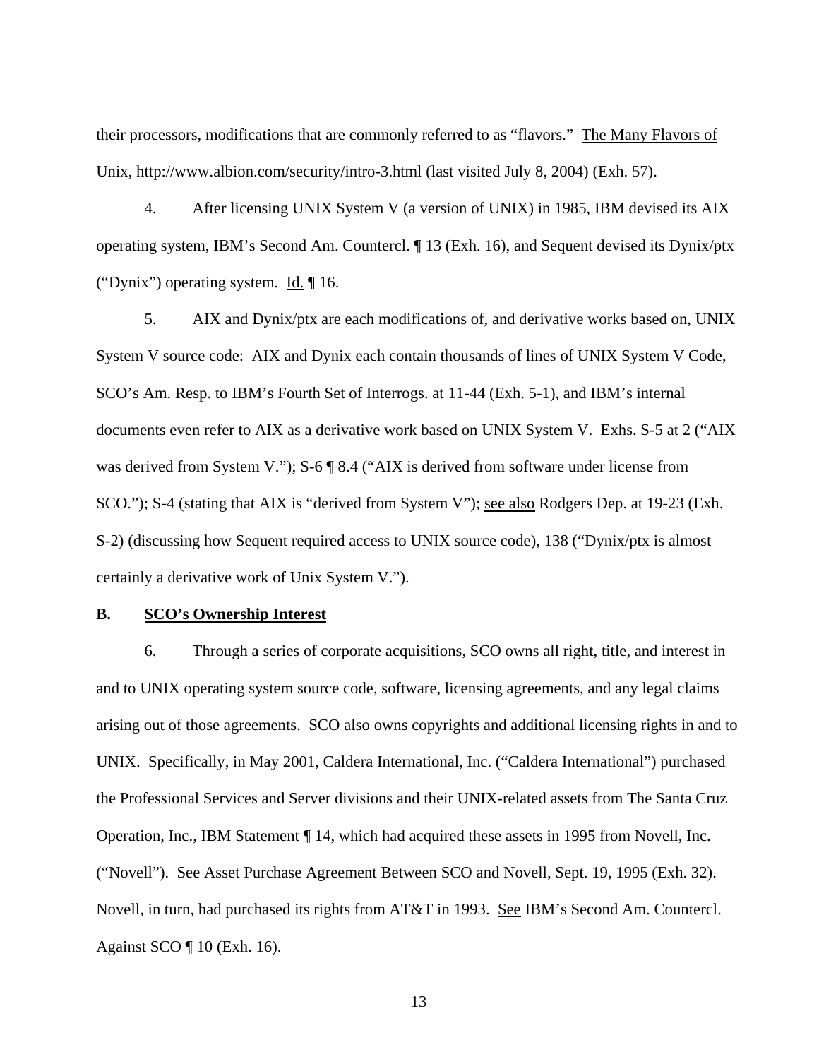their processors, modifications that are commonly referred to as "flavors." The Many Flavors of Unix, http://www.albion.com/security/intro-3.html (last visited July 8, 2004) (Exh. 57).

4. After licensing UNIX System V (a version of UNIX) in 1985, IBM devised its AIX operating system, IBM's Second Am. Countercl. ¶ 13 (Exh. 16), and Sequent devised its Dynix/ptx ("Dynix") operating system. Id. ¶ 16.

5. AIX and Dynix/ptx are each modifications of, and derivative works based on, UNIX System V source code: AIX and Dynix each contain thousands of lines of UNIX System V Code, SCO's Am. Resp. to IBM's Fourth Set of Interrogs. at 11-44 (Exh. 5-1), and IBM's internal documents even refer to AIX as a derivative work based on UNIX System V. Exhs. S-5 at 2 ("AIX was derived from System V."); S-6 ¶ 8.4 ("AIX is derived from software under license from SCO."); S-4 (stating that AIX is "derived from System V"); see also Rodgers Dep. at 19-23 (Exh. S-2) (discussing how Sequent required access to UNIX source code), 138 ("Dynix/ptx is almost certainly a derivative work of Unix System V.").

**B. SCO's Ownership Interest**

6. Through a series of corporate acquisitions, SCO owns all right, title, and interest in and to UNIX operating system source code, software, licensing agreements, and any legal claims arising out of those agreements. SCO also owns copyrights and additional licensing rights in and to UNIX. Specifically, in May 2001, Caldera International, Inc. ("Caldera International") purchased the Professional Services and Server divisions and their UNIX-related assets from The Santa Cruz Operation, Inc., IBM Statement ¶ 14, which had acquired these assets in 1995 from Novell, Inc. ("Novell"). See Asset Purchase Agreement Between SCO and Novell, Sept. 19, 1995 (Exh. 32). Novell, in turn, had purchased its rights from AT&T in 1993. See IBM's Second Am. Countercl. Against SCO ¶ 10 (Exh. 16).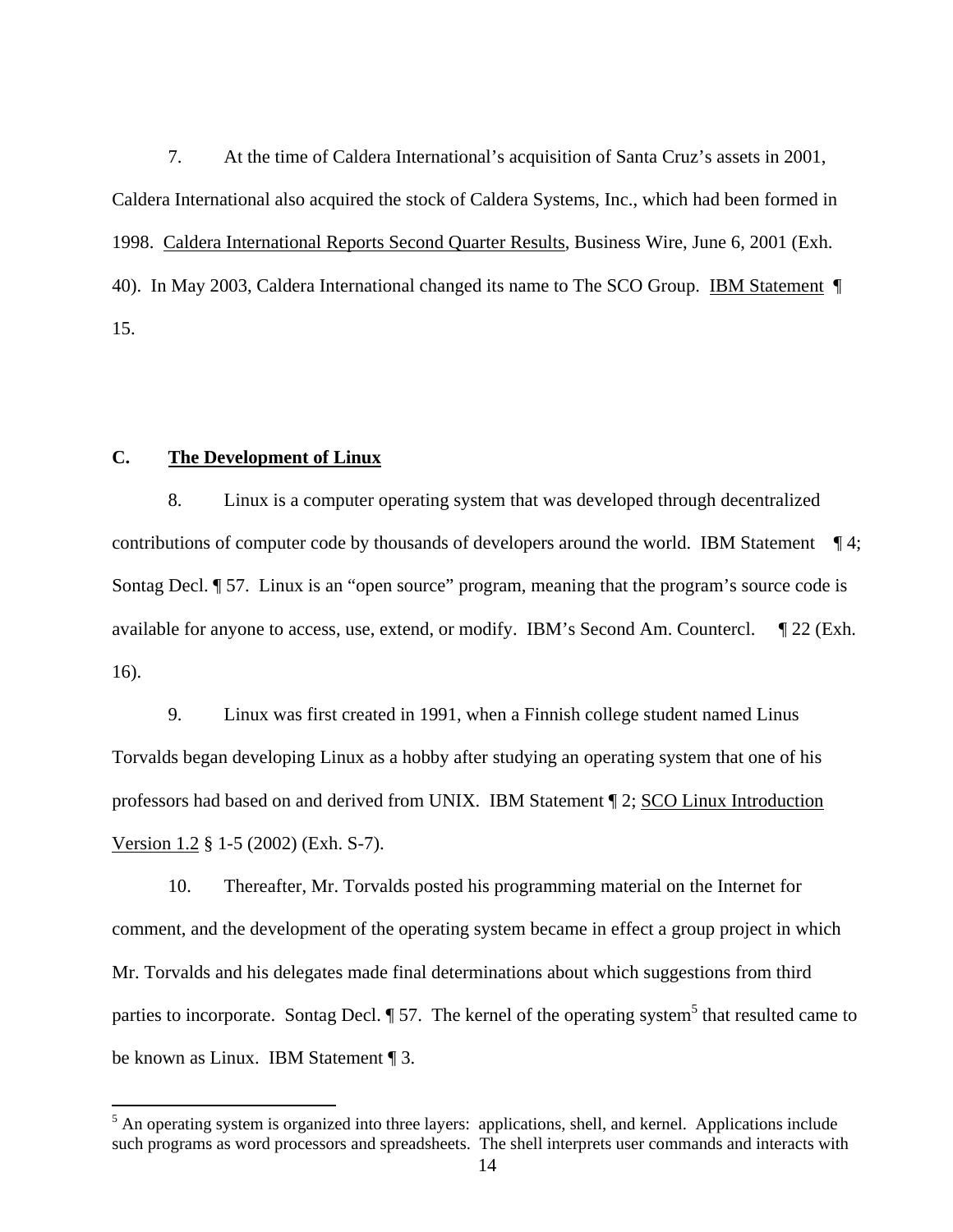7. At the time of Caldera International's acquisition of Santa Cruz's assets in 2001, Caldera International also acquired the stock of Caldera Systems, Inc., which had been formed in 1998. Caldera International Reports Second Quarter Results, Business Wire, June 6, 2001 (Exh. 40). In May 2003, Caldera International changed its name to The SCO Group. IBM Statement ¶ 15.

**C. The Development of Linux**

8. Linux is a computer operating system that was developed through decentralized contributions of computer code by thousands of developers around the world. IBM Statement ¶ 4; Sontag Decl. ¶ 57. Linux is an "open source" program, meaning that the program's source code is available for anyone to access, use, extend, or modify. IBM's Second Am. Countercl. ¶ 22 (Exh. 16).

9. Linux was first created in 1991, when a Finnish college student named Linus Torvalds began developing Linux as a hobby after studying an operating system that one of his professors had based on and derived from UNIX. IBM Statement ¶ 2; SCO Linux Introduction Version 1.2 § 1-5 (2002) (Exh. S-7).

10. Thereafter, Mr. Torvalds posted his programming material on the Internet for comment, and the development of the operating system became in effect a group project in which Mr. Torvalds and his delegates made final determinations about which suggestions from third parties to incorporate. Sontag Decl. ¶ 57. The kernel of the operating system[5] that resulted came to be known as Linux. IBM Statement ¶ 3.

---

[5] An operating system is organized into three layers: applications, shell, and kernel. Applications include such programs as word processors and spreadsheets. The shell interprets user commands and interacts with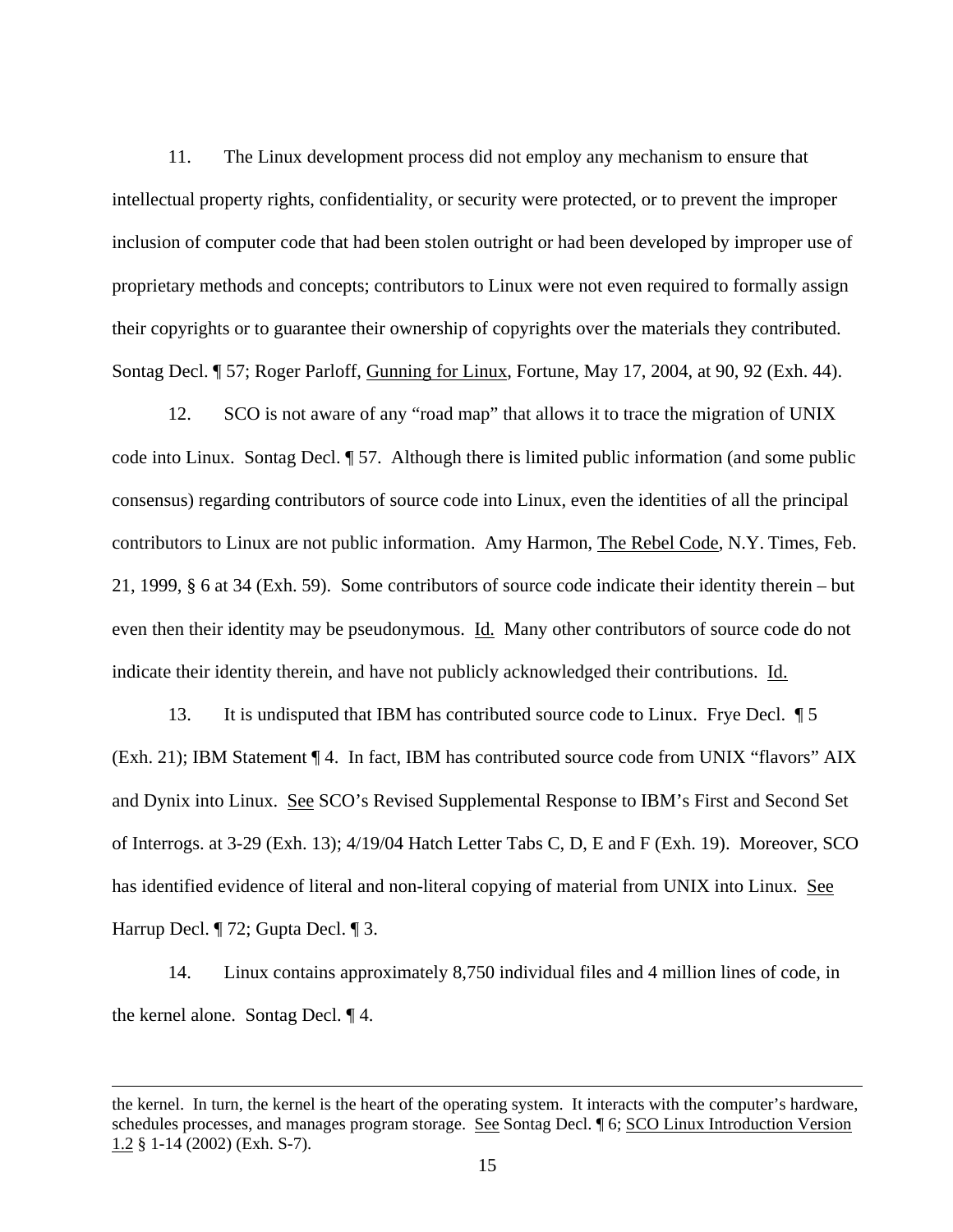11. The Linux development process did not employ any mechanism to ensure that intellectual property rights, confidentiality, or security were protected, or to prevent the improper inclusion of computer code that had been stolen outright or had been developed by improper use of proprietary methods and concepts; contributors to Linux were not even required to formally assign their copyrights or to guarantee their ownership of copyrights over the materials they contributed. Sontag Decl. ¶ 57; Roger Parloff, Gunning for Linux, Fortune, May 17, 2004, at 90, 92 (Exh. 44).

12. SCO is not aware of any "road map" that allows it to trace the migration of UNIX code into Linux. Sontag Decl. ¶ 57. Although there is limited public information (and some public consensus) regarding contributors of source code into Linux, even the identities of all the principal contributors to Linux are not public information. Amy Harmon, The Rebel Code, N.Y. Times, Feb. 21, 1999, § 6 at 34 (Exh. 59). Some contributors of source code indicate their identity therein – but even then their identity may be pseudonymous. Id. Many other contributors of source code do not indicate their identity therein, and have not publicly acknowledged their contributions. Id.

13. It is undisputed that IBM has contributed source code to Linux. Frye Decl. ¶ 5 (Exh. 21); IBM Statement ¶ 4. In fact, IBM has contributed source code from UNIX "flavors" AIX and Dynix into Linux. See SCO's Revised Supplemental Response to IBM's First and Second Set of Interrogs. at 3-29 (Exh. 13); 4/19/04 Hatch Letter Tabs C, D, E and F (Exh. 19). Moreover, SCO has identified evidence of literal and non-literal copying of material from UNIX into Linux. See Harrup Decl. ¶ 72; Gupta Decl. ¶ 3.

14. Linux contains approximately 8,750 individual files and 4 million lines of code, in the kernel alone. Sontag Decl. ¶ 4.

---

the kernel. In turn, the kernel is the heart of the operating system. It interacts with the computer's hardware, schedules processes, and manages program storage. See Sontag Decl. ¶ 6; SCO Linux Introduction Version 1.2 § 1-14 (2002) (Exh. S-7).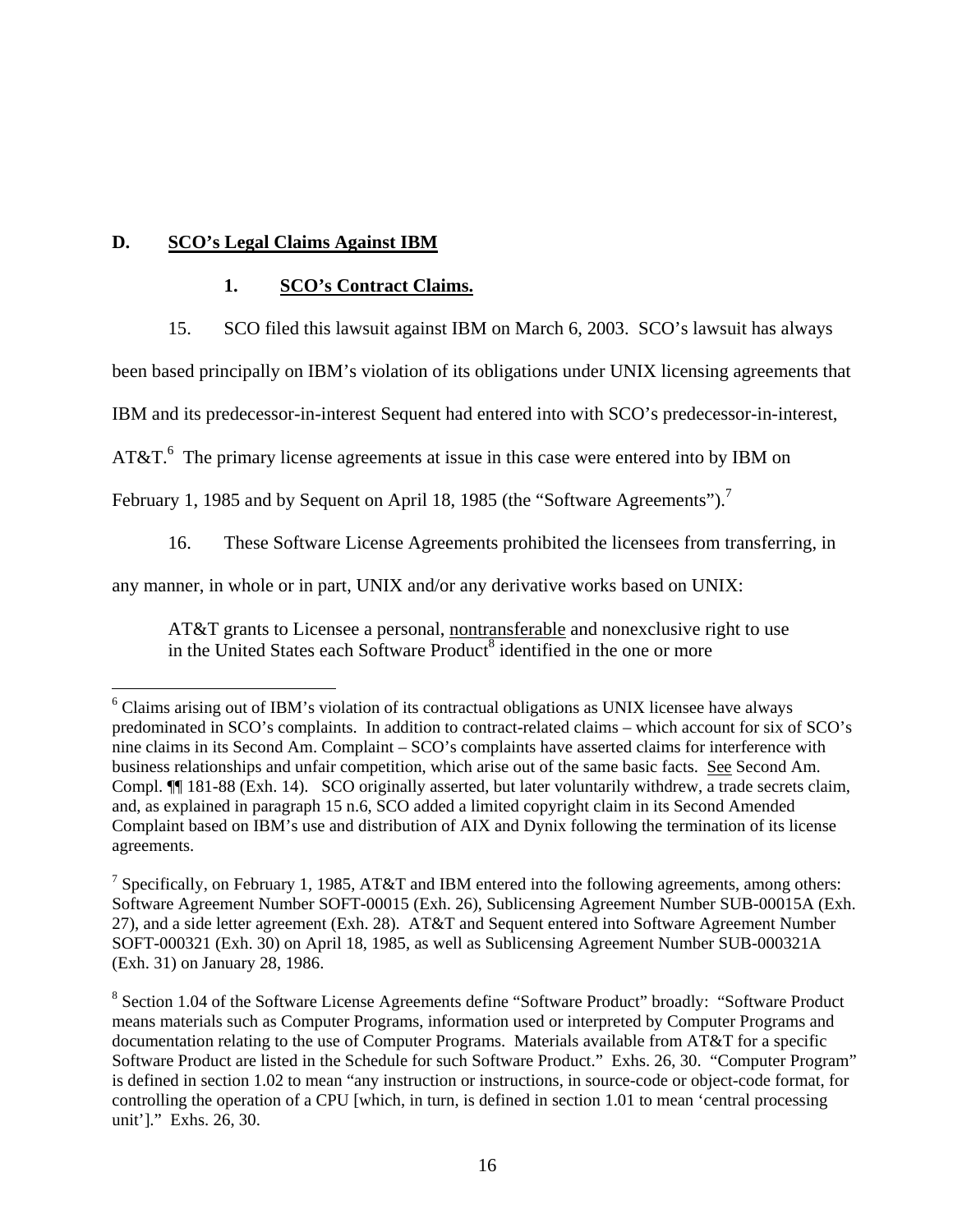## D. SCO's Legal Claims Against IBM

### 1. SCO's Contract Claims.

15. SCO filed this lawsuit against IBM on March 6, 2003. SCO's lawsuit has always been based principally on IBM's violation of its obligations under UNIX licensing agreements that IBM and its predecessor-in-interest Sequent had entered into with SCO's predecessor-in-interest, AT&T.[6] The primary license agreements at issue in this case were entered into by IBM on February 1, 1985 and by Sequent on April 18, 1985 (the "Software Agreements").[7]

16. These Software License Agreements prohibited the licensees from transferring, in any manner, in whole or in part, UNIX and/or any derivative works based on UNIX:

> AT&T grants to Licensee a personal, <u>nontransferable</u> and nonexclusive right to use in the United States each Software Product[8] identified in the one or more

---

[6] Claims arising out of IBM's violation of its contractual obligations as UNIX licensee have always predominated in SCO's complaints. In addition to contract-related claims – which account for six of SCO's nine claims in its Second Am. Complaint – SCO's complaints have asserted claims for interference with business relationships and unfair competition, which arise out of the same basic facts. <u>See</u> Second Am. Compl. ¶¶ 181-88 (Exh. 14). SCO originally asserted, but later voluntarily withdrew, a trade secrets claim, and, as explained in paragraph 15 n.6, SCO added a limited copyright claim in its Second Amended Complaint based on IBM's use and distribution of AIX and Dynix following the termination of its license agreements.

[7] Specifically, on February 1, 1985, AT&T and IBM entered into the following agreements, among others: Software Agreement Number SOFT-00015 (Exh. 26), Sublicensing Agreement Number SUB-00015A (Exh. 27), and a side letter agreement (Exh. 28). AT&T and Sequent entered into Software Agreement Number SOFT-000321 (Exh. 30) on April 18, 1985, as well as Sublicensing Agreement Number SUB-000321A (Exh. 31) on January 28, 1986.

[8] Section 1.04 of the Software License Agreements define "Software Product" broadly: "Software Product means materials such as Computer Programs, information used or interpreted by Computer Programs and documentation relating to the use of Computer Programs. Materials available from AT&T for a specific Software Product are listed in the Schedule for such Software Product." Exhs. 26, 30. "Computer Program" is defined in section 1.02 to mean "any instruction or instructions, in source-code or object-code format, for controlling the operation of a CPU [which, in turn, is defined in section 1.01 to mean 'central processing unit']." Exhs. 26, 30.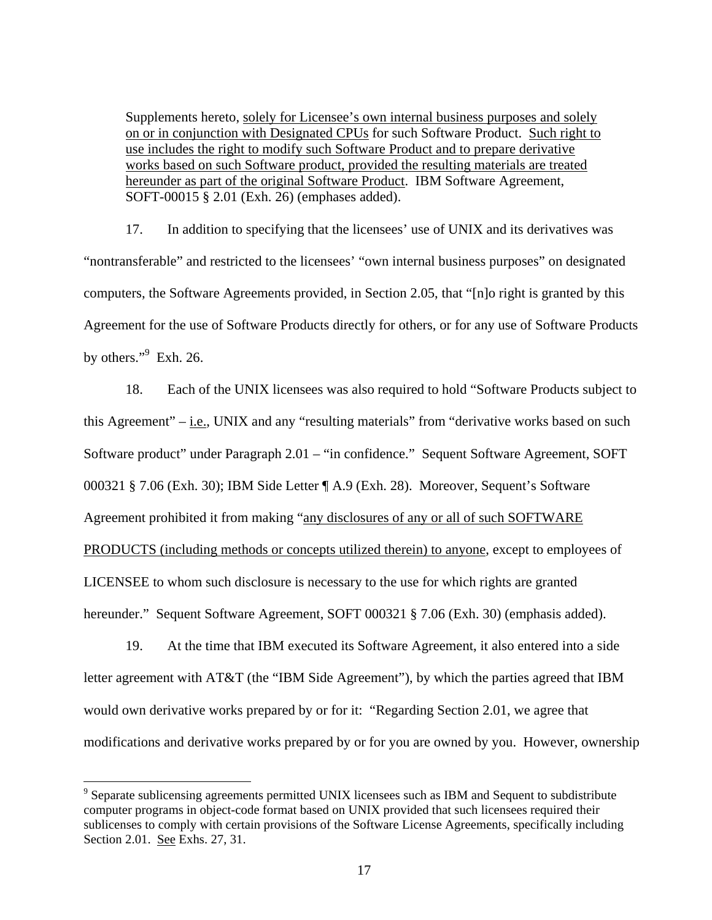> Supplements hereto, <u>solely for Licensee's own internal business purposes and solely on or in conjunction with Designated CPUs</u> for such Software Product. <u>Such right to use includes the right to modify such Software Product and to prepare derivative works based on such Software product, provided the resulting materials are treated hereunder as part of the original Software Product</u>. IBM Software Agreement, SOFT-00015 § 2.01 (Exh. 26) (emphases added).

17. In addition to specifying that the licensees' use of UNIX and its derivatives was "nontransferable" and restricted to the licensees' "own internal business purposes" on designated computers, the Software Agreements provided, in Section 2.05, that "[n]o right is granted by this Agreement for the use of Software Products directly for others, or for any use of Software Products by others."[9] Exh. 26.

18. Each of the UNIX licensees was also required to hold "Software Products subject to this Agreement" – <u>i.e.</u>, UNIX and any "resulting materials" from "derivative works based on such Software product" under Paragraph 2.01 – "in confidence." Sequent Software Agreement, SOFT 000321 § 7.06 (Exh. 30); IBM Side Letter ¶ A.9 (Exh. 28). Moreover, Sequent's Software Agreement prohibited it from making "<u>any disclosures of any or all of such SOFTWARE PRODUCTS (including methods or concepts utilized therein) to anyone</u>, except to employees of LICENSEE to whom such disclosure is necessary to the use for which rights are granted hereunder." Sequent Software Agreement, SOFT 000321 § 7.06 (Exh. 30) (emphasis added).

19. At the time that IBM executed its Software Agreement, it also entered into a side letter agreement with AT&T (the "IBM Side Agreement"), by which the parties agreed that IBM would own derivative works prepared by or for it: "Regarding Section 2.01, we agree that modifications and derivative works prepared by or for you are owned by you. However, ownership

---

[9] Separate sublicensing agreements permitted UNIX licensees such as IBM and Sequent to subdistribute computer programs in object-code format based on UNIX provided that such licensees required their sublicenses to comply with certain provisions of the Software License Agreements, specifically including Section 2.01. <u>See</u> Exhs. 27, 31.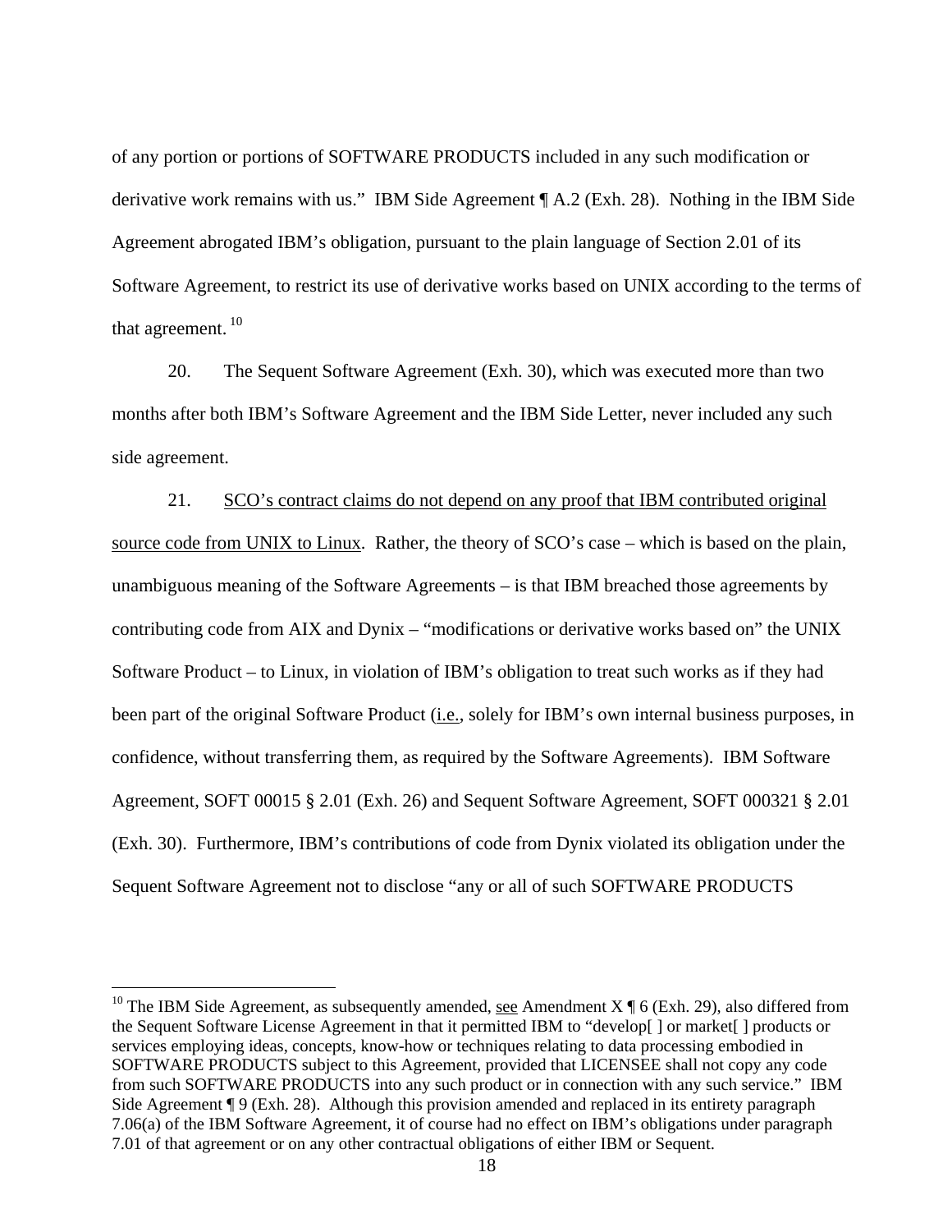of any portion or portions of SOFTWARE PRODUCTS included in any such modification or derivative work remains with us." IBM Side Agreement ¶ A.2 (Exh. 28). Nothing in the IBM Side Agreement abrogated IBM's obligation, pursuant to the plain language of Section 2.01 of its Software Agreement, to restrict its use of derivative works based on UNIX according to the terms of that agreement. [10]

20. The Sequent Software Agreement (Exh. 30), which was executed more than two months after both IBM's Software Agreement and the IBM Side Letter, never included any such side agreement.

21. <u>SCO's contract claims do not depend on any proof that IBM contributed original source code from UNIX to Linux</u>. Rather, the theory of SCO's case – which is based on the plain, unambiguous meaning of the Software Agreements – is that IBM breached those agreements by contributing code from AIX and Dynix – "modifications or derivative works based on" the UNIX Software Product – to Linux, in violation of IBM's obligation to treat such works as if they had been part of the original Software Product (<u>i.e.</u>, solely for IBM's own internal business purposes, in confidence, without transferring them, as required by the Software Agreements). IBM Software Agreement, SOFT 00015 § 2.01 (Exh. 26) and Sequent Software Agreement, SOFT 000321 § 2.01 (Exh. 30). Furthermore, IBM's contributions of code from Dynix violated its obligation under the Sequent Software Agreement not to disclose "any or all of such SOFTWARE PRODUCTS

---

[10] The IBM Side Agreement, as subsequently amended, <u>see</u> Amendment X ¶ 6 (Exh. 29), also differed from the Sequent Software License Agreement in that it permitted IBM to "develop[ ] or market[ ] products or services employing ideas, concepts, know-how or techniques relating to data processing embodied in SOFTWARE PRODUCTS subject to this Agreement, provided that LICENSEE shall not copy any code from such SOFTWARE PRODUCTS into any such product or in connection with any such service." IBM Side Agreement ¶ 9 (Exh. 28). Although this provision amended and replaced in its entirety paragraph 7.06(a) of the IBM Software Agreement, it of course had no effect on IBM's obligations under paragraph 7.01 of that agreement or on any other contractual obligations of either IBM or Sequent.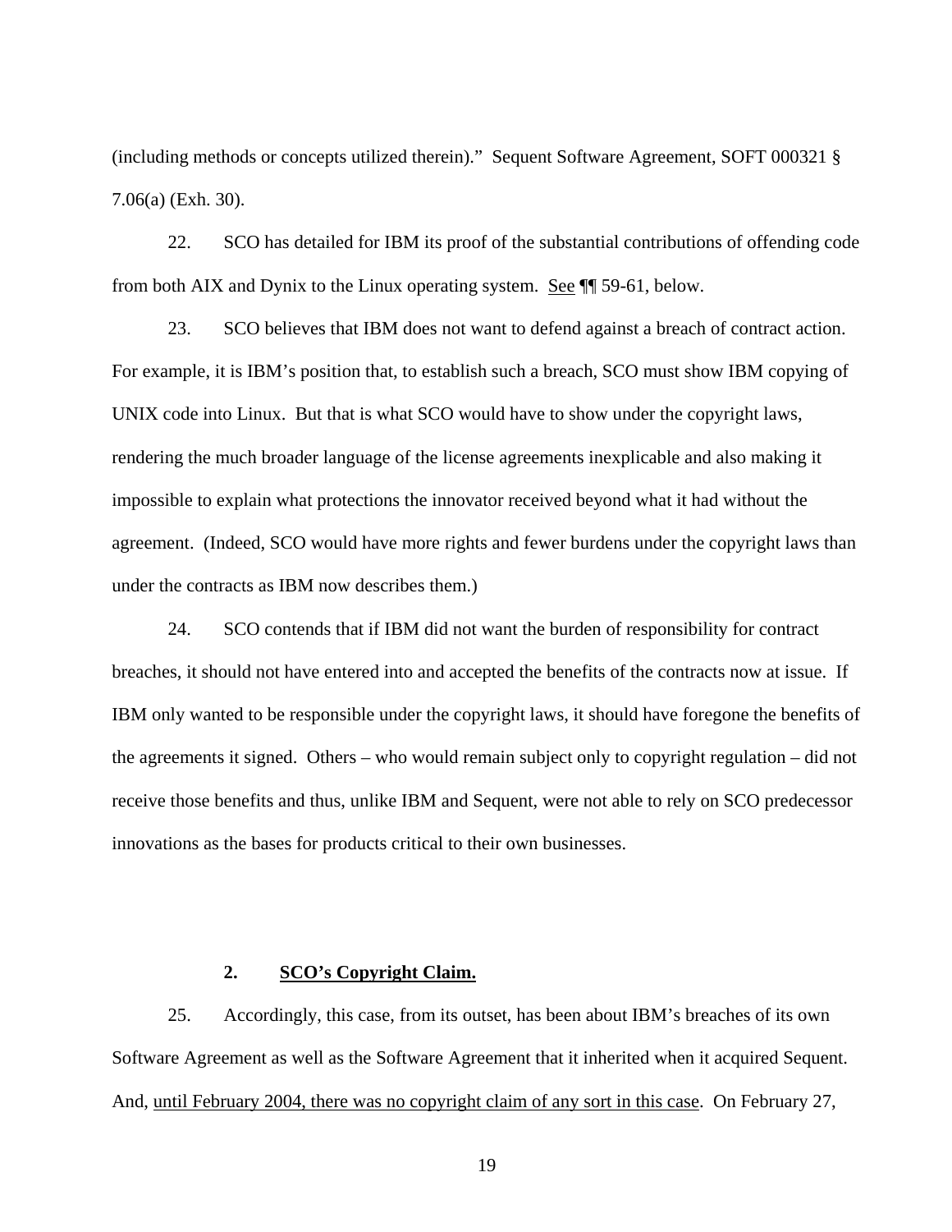(including methods or concepts utilized therein)." Sequent Software Agreement, SOFT 000321 § 7.06(a) (Exh. 30).

22. SCO has detailed for IBM its proof of the substantial contributions of offending code from both AIX and Dynix to the Linux operating system. <u>See</u> ¶¶ 59-61, below.

23. SCO believes that IBM does not want to defend against a breach of contract action. For example, it is IBM's position that, to establish such a breach, SCO must show IBM copying of UNIX code into Linux. But that is what SCO would have to show under the copyright laws, rendering the much broader language of the license agreements inexplicable and also making it impossible to explain what protections the innovator received beyond what it had without the agreement. (Indeed, SCO would have more rights and fewer burdens under the copyright laws than under the contracts as IBM now describes them.)

24. SCO contends that if IBM did not want the burden of responsibility for contract breaches, it should not have entered into and accepted the benefits of the contracts now at issue. If IBM only wanted to be responsible under the copyright laws, it should have foregone the benefits of the agreements it signed. Others – who would remain subject only to copyright regulation – did not receive those benefits and thus, unlike IBM and Sequent, were not able to rely on SCO predecessor innovations as the bases for products critical to their own businesses.

### 2. <u>SCO's Copyright Claim.</u>

25. Accordingly, this case, from its outset, has been about IBM's breaches of its own Software Agreement as well as the Software Agreement that it inherited when it acquired Sequent. And, <u>until February 2004, there was no copyright claim of any sort in this case</u>. On February 27,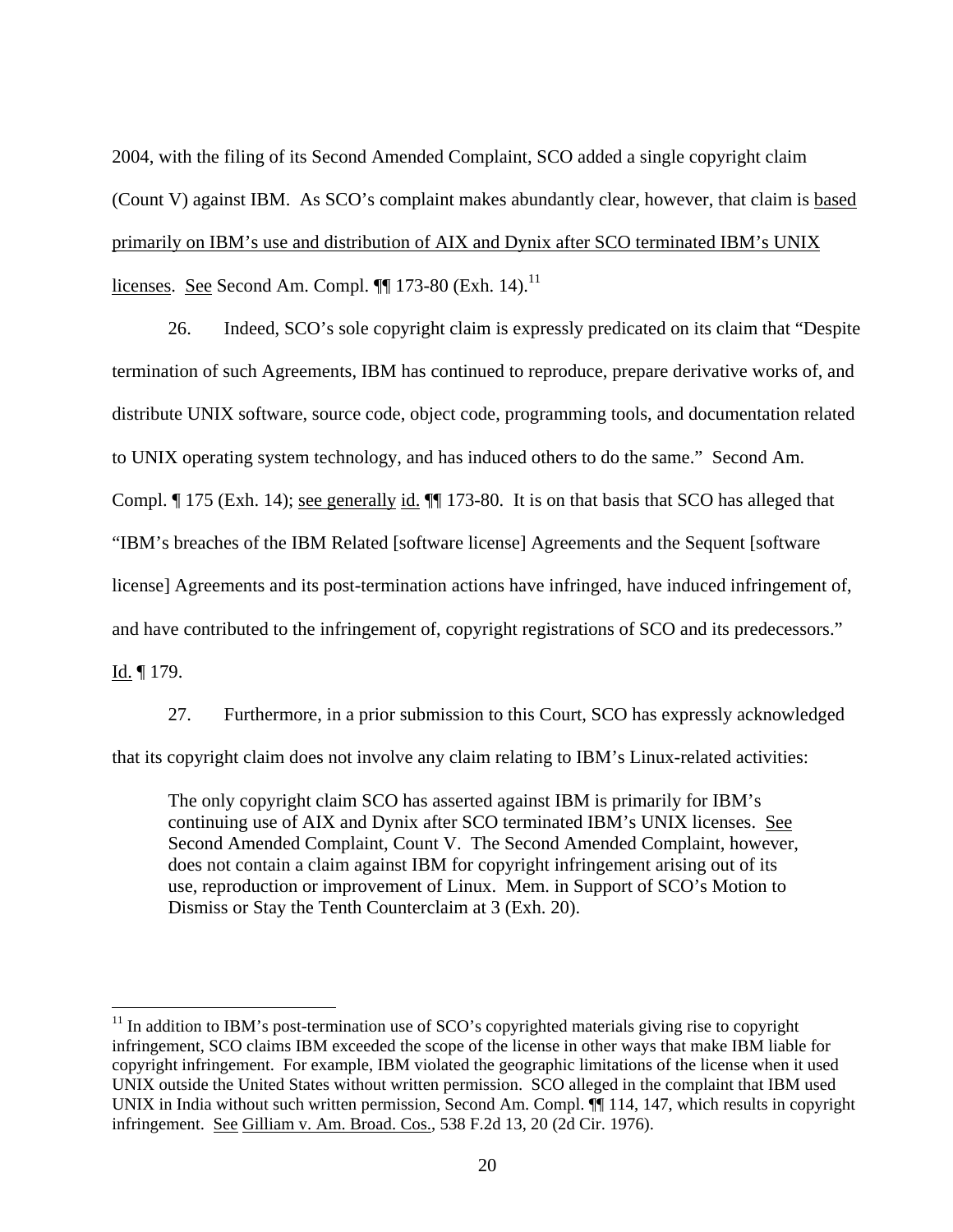2004, with the filing of its Second Amended Complaint, SCO added a single copyright claim (Count V) against IBM. As SCO's complaint makes abundantly clear, however, that claim is <u>based primarily on IBM's use and distribution of AIX and Dynix after SCO terminated IBM's UNIX licenses</u>. <u>See</u> Second Am. Compl. ¶¶ 173-80 (Exh. 14).[11]

26. Indeed, SCO's sole copyright claim is expressly predicated on its claim that "Despite termination of such Agreements, IBM has continued to reproduce, prepare derivative works of, and distribute UNIX software, source code, object code, programming tools, and documentation related to UNIX operating system technology, and has induced others to do the same." Second Am. Compl. ¶ 175 (Exh. 14); <u>see generally</u> <u>id.</u> ¶¶ 173-80. It is on that basis that SCO has alleged that "IBM's breaches of the IBM Related [software license] Agreements and the Sequent [software license] Agreements and its post-termination actions have infringed, have induced infringement of, and have contributed to the infringement of, copyright registrations of SCO and its predecessors." <u>Id.</u> ¶ 179.

27. Furthermore, in a prior submission to this Court, SCO has expressly acknowledged that its copyright claim does not involve any claim relating to IBM's Linux-related activities:

> The only copyright claim SCO has asserted against IBM is primarily for IBM's continuing use of AIX and Dynix after SCO terminated IBM's UNIX licenses. <u>See</u> Second Amended Complaint, Count V. The Second Amended Complaint, however, does not contain a claim against IBM for copyright infringement arising out of its use, reproduction or improvement of Linux. Mem. in Support of SCO's Motion to Dismiss or Stay the Tenth Counterclaim at 3 (Exh. 20).

---

[11] In addition to IBM's post-termination use of SCO's copyrighted materials giving rise to copyright infringement, SCO claims IBM exceeded the scope of the license in other ways that make IBM liable for copyright infringement. For example, IBM violated the geographic limitations of the license when it used UNIX outside the United States without written permission. SCO alleged in the complaint that IBM used UNIX in India without such written permission, Second Am. Compl. ¶¶ 114, 147, which results in copyright infringement. <u>See</u> <u>Gilliam v. Am. Broad. Cos.</u>, 538 F.2d 13, 20 (2d Cir. 1976).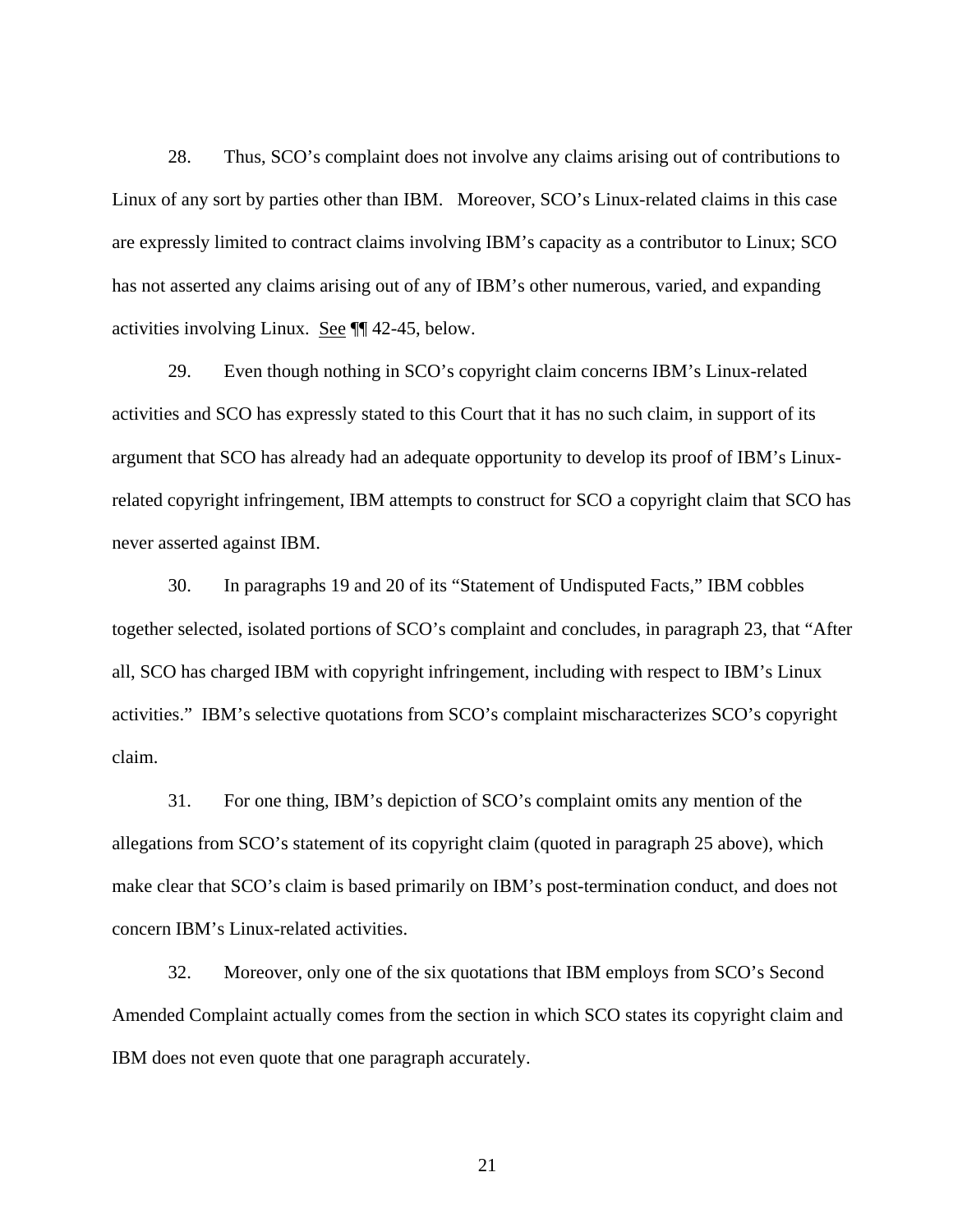28. Thus, SCO's complaint does not involve any claims arising out of contributions to Linux of any sort by parties other than IBM. Moreover, SCO's Linux-related claims in this case are expressly limited to contract claims involving IBM's capacity as a contributor to Linux; SCO has not asserted any claims arising out of any of IBM's other numerous, varied, and expanding activities involving Linux. See ¶¶ 42-45, below.

29. Even though nothing in SCO's copyright claim concerns IBM's Linux-related activities and SCO has expressly stated to this Court that it has no such claim, in support of its argument that SCO has already had an adequate opportunity to develop its proof of IBM's Linux-related copyright infringement, IBM attempts to construct for SCO a copyright claim that SCO has never asserted against IBM.

30. In paragraphs 19 and 20 of its "Statement of Undisputed Facts," IBM cobbles together selected, isolated portions of SCO's complaint and concludes, in paragraph 23, that "After all, SCO has charged IBM with copyright infringement, including with respect to IBM's Linux activities." IBM's selective quotations from SCO's complaint mischaracterizes SCO's copyright claim.

31. For one thing, IBM's depiction of SCO's complaint omits any mention of the allegations from SCO's statement of its copyright claim (quoted in paragraph 25 above), which make clear that SCO's claim is based primarily on IBM's post-termination conduct, and does not concern IBM's Linux-related activities.

32. Moreover, only one of the six quotations that IBM employs from SCO's Second Amended Complaint actually comes from the section in which SCO states its copyright claim and IBM does not even quote that one paragraph accurately.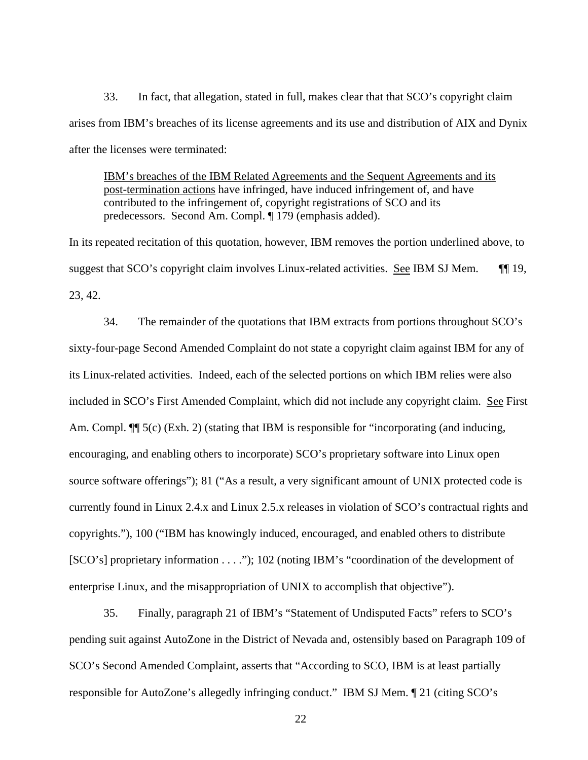33. In fact, that allegation, stated in full, makes clear that that SCO's copyright claim arises from IBM's breaches of its license agreements and its use and distribution of AIX and Dynix after the licenses were terminated:

> <u>IBM's breaches of the IBM Related Agreements and the Sequent Agreements and its post-termination actions</u> have infringed, have induced infringement of, and have contributed to the infringement of, copyright registrations of SCO and its predecessors. Second Am. Compl. ¶ 179 (emphasis added).

In its repeated recitation of this quotation, however, IBM removes the portion underlined above, to suggest that SCO's copyright claim involves Linux-related activities. <u>See</u> IBM SJ Mem. ¶¶ 19, 23, 42.

34. The remainder of the quotations that IBM extracts from portions throughout SCO's sixty-four-page Second Amended Complaint do not state a copyright claim against IBM for any of its Linux-related activities. Indeed, each of the selected portions on which IBM relies were also included in SCO's First Amended Complaint, which did not include any copyright claim. <u>See</u> First Am. Compl. ¶¶ 5(c) (Exh. 2) (stating that IBM is responsible for "incorporating (and inducing, encouraging, and enabling others to incorporate) SCO's proprietary software into Linux open source software offerings"); 81 ("As a result, a very significant amount of UNIX protected code is currently found in Linux 2.4.x and Linux 2.5.x releases in violation of SCO's contractual rights and copyrights."), 100 ("IBM has knowingly induced, encouraged, and enabled others to distribute [SCO's] proprietary information . . . ."); 102 (noting IBM's "coordination of the development of enterprise Linux, and the misappropriation of UNIX to accomplish that objective").

35. Finally, paragraph 21 of IBM's "Statement of Undisputed Facts" refers to SCO's pending suit against AutoZone in the District of Nevada and, ostensibly based on Paragraph 109 of SCO's Second Amended Complaint, asserts that "According to SCO, IBM is at least partially responsible for AutoZone's allegedly infringing conduct." IBM SJ Mem. ¶ 21 (citing SCO's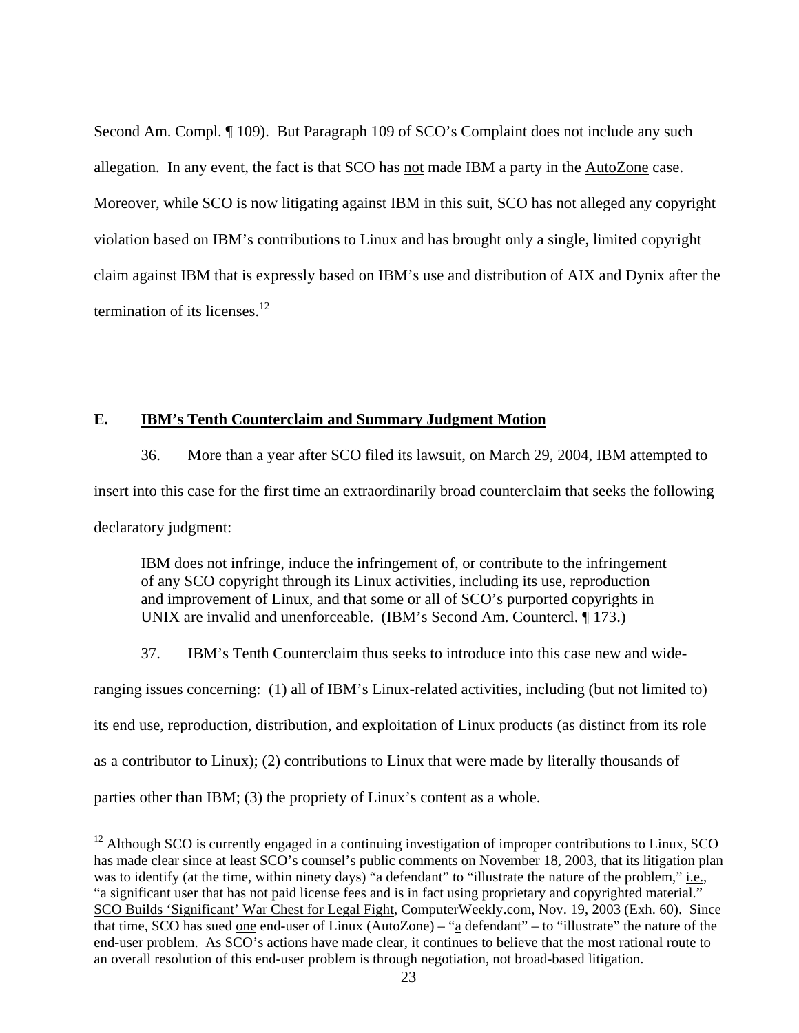Second Am. Compl. ¶ 109). But Paragraph 109 of SCO's Complaint does not include any such allegation. In any event, the fact is that SCO has not made IBM a party in the AutoZone case. Moreover, while SCO is now litigating against IBM in this suit, SCO has not alleged any copyright violation based on IBM's contributions to Linux and has brought only a single, limited copyright claim against IBM that is expressly based on IBM's use and distribution of AIX and Dynix after the termination of its licenses.[12]

### E. IBM's Tenth Counterclaim and Summary Judgment Motion

36. More than a year after SCO filed its lawsuit, on March 29, 2004, IBM attempted to insert into this case for the first time an extraordinarily broad counterclaim that seeks the following declaratory judgment:

> IBM does not infringe, induce the infringement of, or contribute to the infringement of any SCO copyright through its Linux activities, including its use, reproduction and improvement of Linux, and that some or all of SCO's purported copyrights in UNIX are invalid and unenforceable. (IBM's Second Am. Countercl. ¶ 173.)

37. IBM's Tenth Counterclaim thus seeks to introduce into this case new and wide-ranging issues concerning: (1) all of IBM's Linux-related activities, including (but not limited to) its end use, reproduction, distribution, and exploitation of Linux products (as distinct from its role as a contributor to Linux); (2) contributions to Linux that were made by literally thousands of parties other than IBM; (3) the propriety of Linux's content as a whole.

---

[12] Although SCO is currently engaged in a continuing investigation of improper contributions to Linux, SCO has made clear since at least SCO's counsel's public comments on November 18, 2003, that its litigation plan was to identify (at the time, within ninety days) "a defendant" to "illustrate the nature of the problem," i.e., "a significant user that has not paid license fees and is in fact using proprietary and copyrighted material." SCO Builds 'Significant' War Chest for Legal Fight, ComputerWeekly.com, Nov. 19, 2003 (Exh. 60). Since that time, SCO has sued one end-user of Linux (AutoZone) – "a defendant" – to "illustrate" the nature of the end-user problem. As SCO's actions have made clear, it continues to believe that the most rational route to an overall resolution of this end-user problem is through negotiation, not broad-based litigation.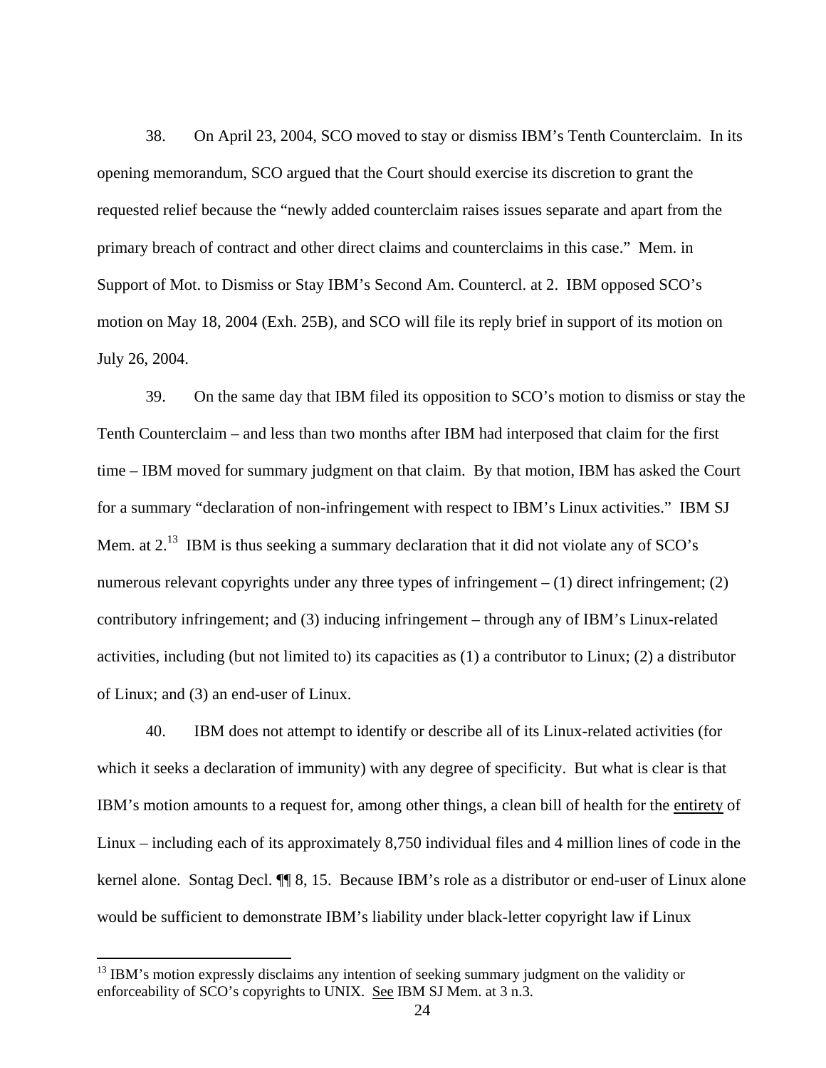38. On April 23, 2004, SCO moved to stay or dismiss IBM's Tenth Counterclaim. In its opening memorandum, SCO argued that the Court should exercise its discretion to grant the requested relief because the "newly added counterclaim raises issues separate and apart from the primary breach of contract and other direct claims and counterclaims in this case." Mem. in Support of Mot. to Dismiss or Stay IBM's Second Am. Countercl. at 2. IBM opposed SCO's motion on May 18, 2004 (Exh. 25B), and SCO will file its reply brief in support of its motion on July 26, 2004.

39. On the same day that IBM filed its opposition to SCO's motion to dismiss or stay the Tenth Counterclaim – and less than two months after IBM had interposed that claim for the first time – IBM moved for summary judgment on that claim. By that motion, IBM has asked the Court for a summary "declaration of non-infringement with respect to IBM's Linux activities." IBM SJ Mem. at 2.[13] IBM is thus seeking a summary declaration that it did not violate any of SCO's numerous relevant copyrights under any three types of infringement – (1) direct infringement; (2) contributory infringement; and (3) inducing infringement – through any of IBM's Linux-related activities, including (but not limited to) its capacities as (1) a contributor to Linux; (2) a distributor of Linux; and (3) an end-user of Linux.

40. IBM does not attempt to identify or describe all of its Linux-related activities (for which it seeks a declaration of immunity) with any degree of specificity. But what is clear is that IBM's motion amounts to a request for, among other things, a clean bill of health for the entirety of Linux – including each of its approximately 8,750 individual files and 4 million lines of code in the kernel alone. Sontag Decl. ¶¶ 8, 15. Because IBM's role as a distributor or end-user of Linux alone would be sufficient to demonstrate IBM's liability under black-letter copyright law if Linux

[13] IBM's motion expressly disclaims any intention of seeking summary judgment on the validity or enforceability of SCO's copyrights to UNIX. See IBM SJ Mem. at 3 n.3.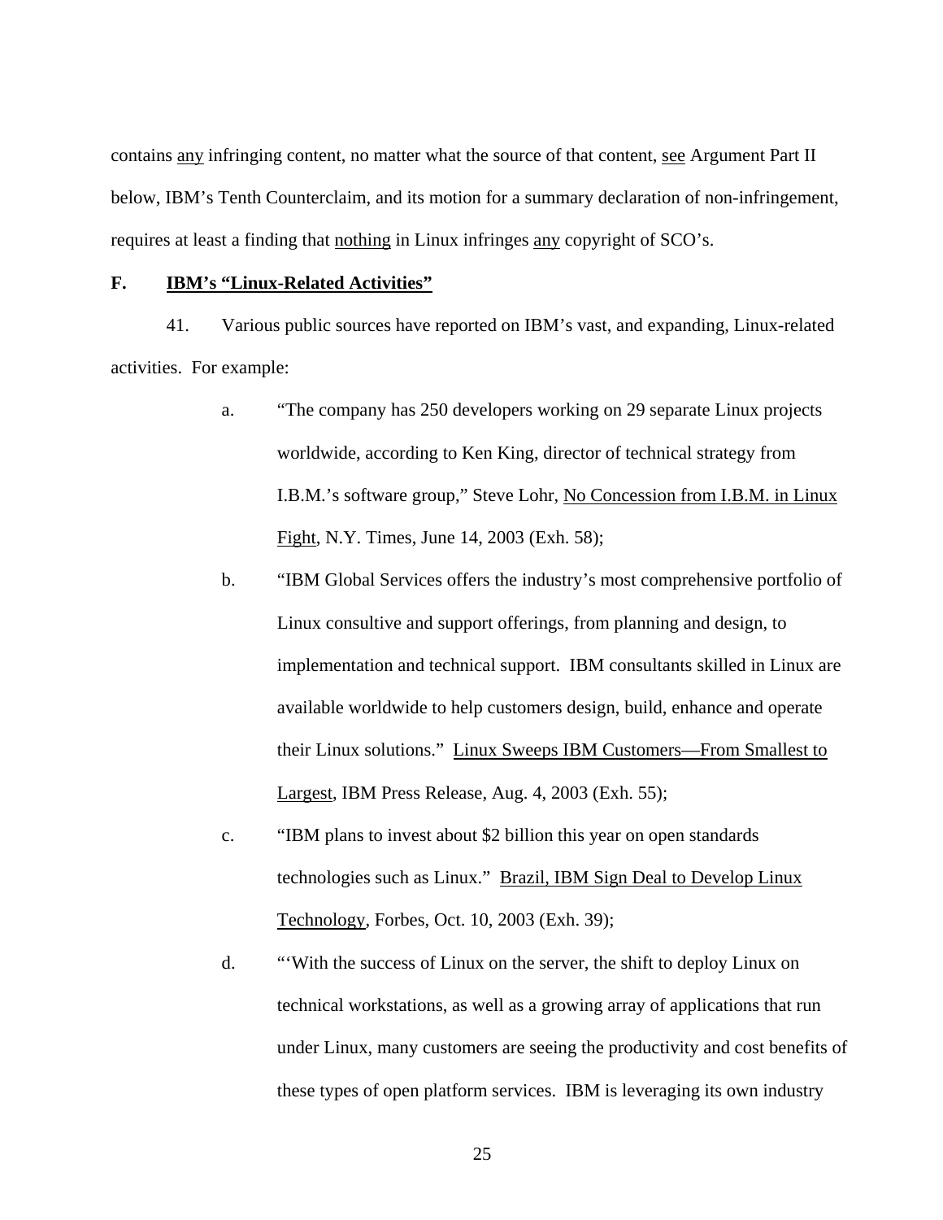contains <u>any</u> infringing content, no matter what the source of that content, <u>see</u> Argument Part II below, IBM's Tenth Counterclaim, and its motion for a summary declaration of non-infringement, requires at least a finding that <u>nothing</u> in Linux infringes <u>any</u> copyright of SCO's.

### F. <u>IBM's "Linux-Related Activities"</u>

41. Various public sources have reported on IBM's vast, and expanding, Linux-related activities. For example:

a. "The company has 250 developers working on 29 separate Linux projects worldwide, according to Ken King, director of technical strategy from I.B.M.'s software group," Steve Lohr, <u>No Concession from I.B.M. in Linux Fight</u>, N.Y. Times, June 14, 2003 (Exh. 58);

b. "IBM Global Services offers the industry's most comprehensive portfolio of Linux consultive and support offerings, from planning and design, to implementation and technical support. IBM consultants skilled in Linux are available worldwide to help customers design, build, enhance and operate their Linux solutions." <u>Linux Sweeps IBM Customers—From Smallest to Largest</u>, IBM Press Release, Aug. 4, 2003 (Exh. 55);

c. "IBM plans to invest about $2 billion this year on open standards technologies such as Linux." <u>Brazil, IBM Sign Deal to Develop Linux Technology</u>, Forbes, Oct. 10, 2003 (Exh. 39);

d. "'With the success of Linux on the server, the shift to deploy Linux on technical workstations, as well as a growing array of applications that run under Linux, many customers are seeing the productivity and cost benefits of these types of open platform services. IBM is leveraging its own industry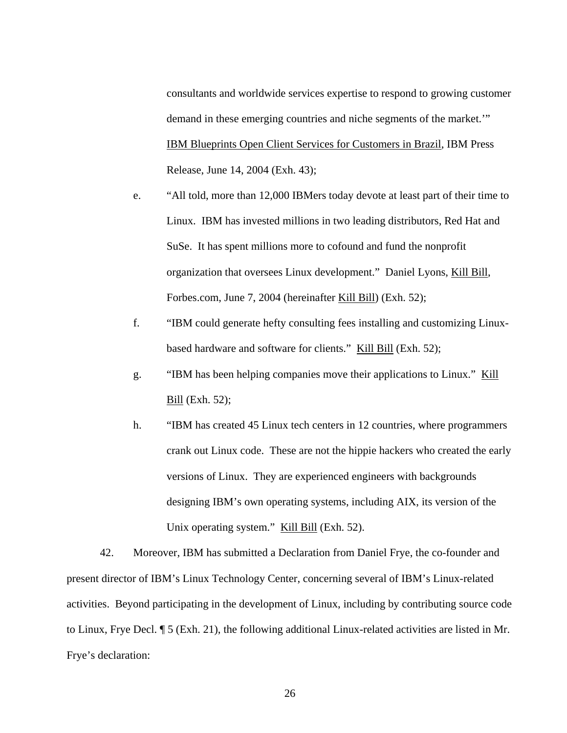consultants and worldwide services expertise to respond to growing customer demand in these emerging countries and niche segments of the market.'" IBM Blueprints Open Client Services for Customers in Brazil, IBM Press Release, June 14, 2004 (Exh. 43);

e. "All told, more than 12,000 IBMers today devote at least part of their time to Linux. IBM has invested millions in two leading distributors, Red Hat and SuSe. It has spent millions more to cofound and fund the nonprofit organization that oversees Linux development." Daniel Lyons, Kill Bill, Forbes.com, June 7, 2004 (hereinafter Kill Bill) (Exh. 52);

f. "IBM could generate hefty consulting fees installing and customizing Linux-based hardware and software for clients." Kill Bill (Exh. 52);

g. "IBM has been helping companies move their applications to Linux." Kill Bill (Exh. 52);

h. "IBM has created 45 Linux tech centers in 12 countries, where programmers crank out Linux code. These are not the hippie hackers who created the early versions of Linux. They are experienced engineers with backgrounds designing IBM's own operating systems, including AIX, its version of the Unix operating system." Kill Bill (Exh. 52).

42. Moreover, IBM has submitted a Declaration from Daniel Frye, the co-founder and present director of IBM's Linux Technology Center, concerning several of IBM's Linux-related activities. Beyond participating in the development of Linux, including by contributing source code to Linux, Frye Decl. ¶ 5 (Exh. 21), the following additional Linux-related activities are listed in Mr. Frye's declaration: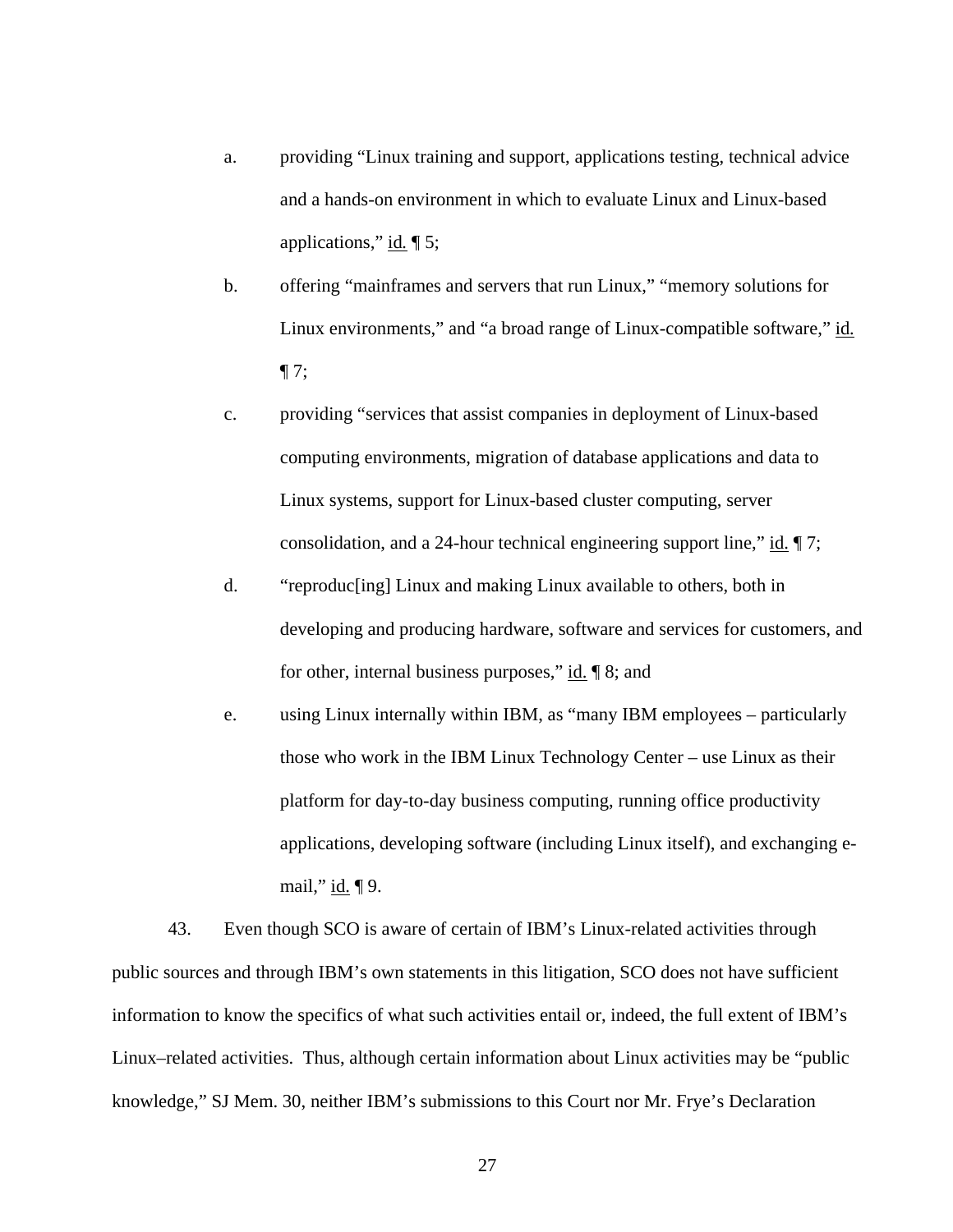a. providing "Linux training and support, applications testing, technical advice and a hands-on environment in which to evaluate Linux and Linux-based applications," id. ¶ 5;

b. offering "mainframes and servers that run Linux," "memory solutions for Linux environments," and "a broad range of Linux-compatible software," id. ¶ 7;

c. providing "services that assist companies in deployment of Linux-based computing environments, migration of database applications and data to Linux systems, support for Linux-based cluster computing, server consolidation, and a 24-hour technical engineering support line," id. ¶ 7;

d. "reproduc[ing] Linux and making Linux available to others, both in developing and producing hardware, software and services for customers, and for other, internal business purposes," id. ¶ 8; and

e. using Linux internally within IBM, as "many IBM employees – particularly those who work in the IBM Linux Technology Center – use Linux as their platform for day-to-day business computing, running office productivity applications, developing software (including Linux itself), and exchanging e-mail," id. ¶ 9.

43. Even though SCO is aware of certain of IBM's Linux-related activities through public sources and through IBM's own statements in this litigation, SCO does not have sufficient information to know the specifics of what such activities entail or, indeed, the full extent of IBM's Linux–related activities. Thus, although certain information about Linux activities may be "public knowledge," SJ Mem. 30, neither IBM's submissions to this Court nor Mr. Frye's Declaration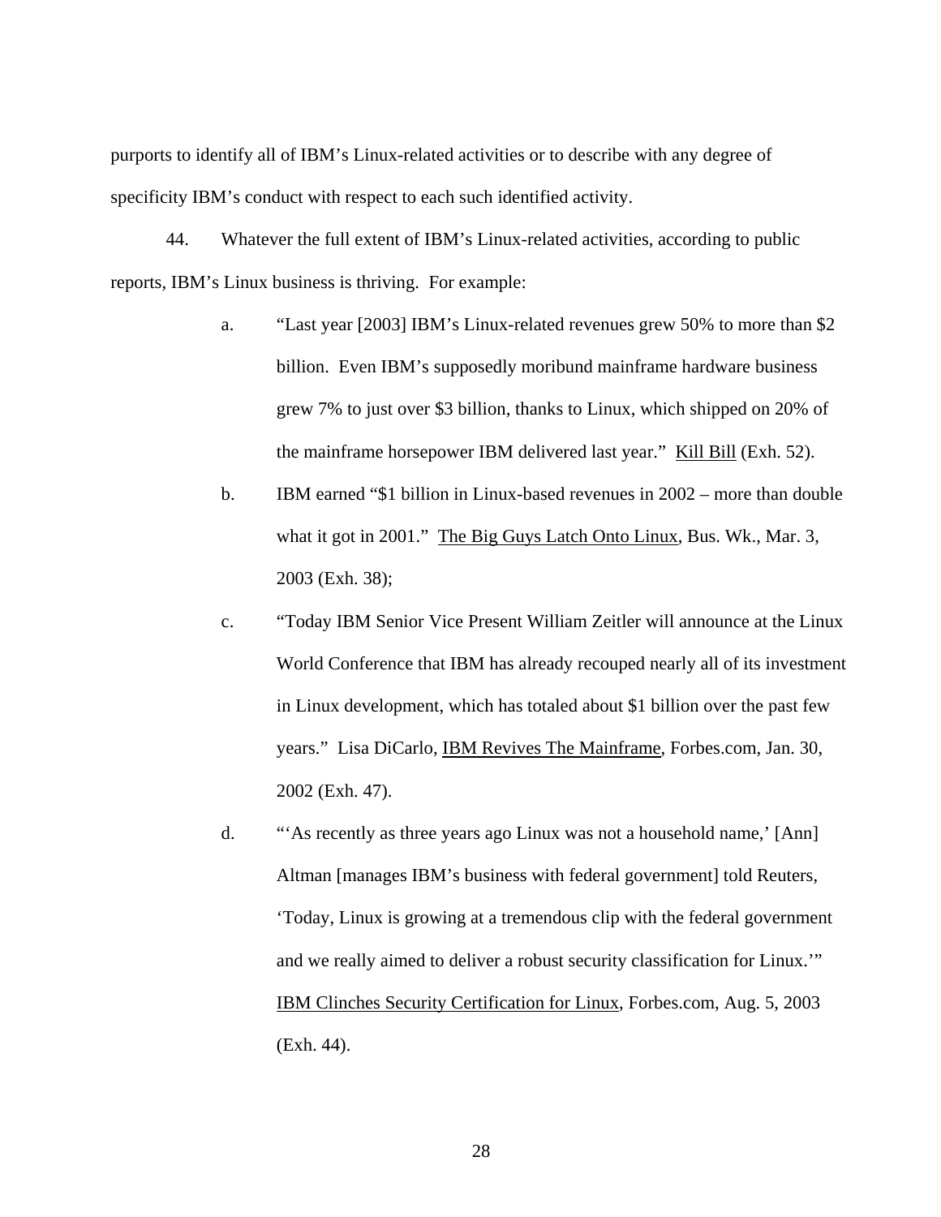purports to identify all of IBM's Linux-related activities or to describe with any degree of specificity IBM's conduct with respect to each such identified activity.

44. Whatever the full extent of IBM's Linux-related activities, according to public reports, IBM's Linux business is thriving. For example:

a. "Last year [2003] IBM's Linux-related revenues grew 50% to more than $2 billion. Even IBM's supposedly moribund mainframe hardware business grew 7% to just over $3 billion, thanks to Linux, which shipped on 20% of the mainframe horsepower IBM delivered last year." <u>Kill Bill</u> (Exh. 52).

b. IBM earned "$1 billion in Linux-based revenues in 2002 – more than double what it got in 2001." <u>The Big Guys Latch Onto Linux</u>, Bus. Wk., Mar. 3, 2003 (Exh. 38);

c. "Today IBM Senior Vice Present William Zeitler will announce at the Linux World Conference that IBM has already recouped nearly all of its investment in Linux development, which has totaled about $1 billion over the past few years." Lisa DiCarlo, <u>IBM Revives The Mainframe</u>, Forbes.com, Jan. 30, 2002 (Exh. 47).

d. "'As recently as three years ago Linux was not a household name,' [Ann] Altman [manages IBM's business with federal government] told Reuters, 'Today, Linux is growing at a tremendous clip with the federal government and we really aimed to deliver a robust security classification for Linux.'" <u>IBM Clinches Security Certification for Linux</u>, Forbes.com, Aug. 5, 2003 (Exh. 44).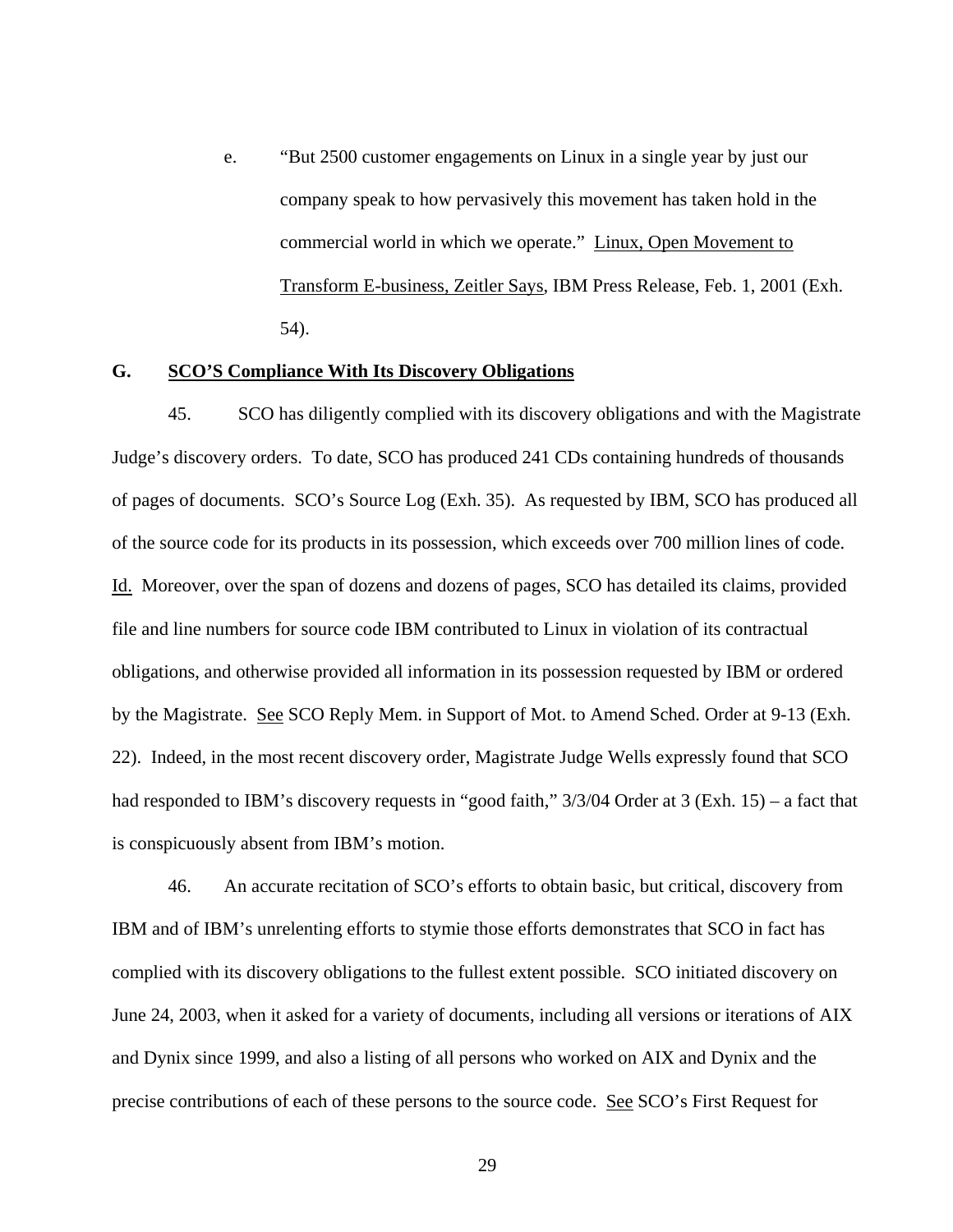e. “But 2500 customer engagements on Linux in a single year by just our company speak to how pervasively this movement has taken hold in the commercial world in which we operate.” <u>Linux, Open Movement to Transform E-business, Zeitler Says</u>, IBM Press Release, Feb. 1, 2001 (Exh. 54).

**G. <u>SCO’S Compliance With Its Discovery Obligations</u>**

45. SCO has diligently complied with its discovery obligations and with the Magistrate Judge’s discovery orders. To date, SCO has produced 241 CDs containing hundreds of thousands of pages of documents. SCO’s Source Log (Exh. 35). As requested by IBM, SCO has produced all of the source code for its products in its possession, which exceeds over 700 million lines of code. <u>Id.</u> Moreover, over the span of dozens and dozens of pages, SCO has detailed its claims, provided file and line numbers for source code IBM contributed to Linux in violation of its contractual obligations, and otherwise provided all information in its possession requested by IBM or ordered by the Magistrate. <u>See</u> SCO Reply Mem. in Support of Mot. to Amend Sched. Order at 9-13 (Exh. 22). Indeed, in the most recent discovery order, Magistrate Judge Wells expressly found that SCO had responded to IBM’s discovery requests in “good faith,” 3/3/04 Order at 3 (Exh. 15) – a fact that is conspicuously absent from IBM’s motion.

46. An accurate recitation of SCO’s efforts to obtain basic, but critical, discovery from IBM and of IBM’s unrelenting efforts to stymie those efforts demonstrates that SCO in fact has complied with its discovery obligations to the fullest extent possible. SCO initiated discovery on June 24, 2003, when it asked for a variety of documents, including all versions or iterations of AIX and Dynix since 1999, and also a listing of all persons who worked on AIX and Dynix and the precise contributions of each of these persons to the source code. <u>See</u> SCO’s First Request for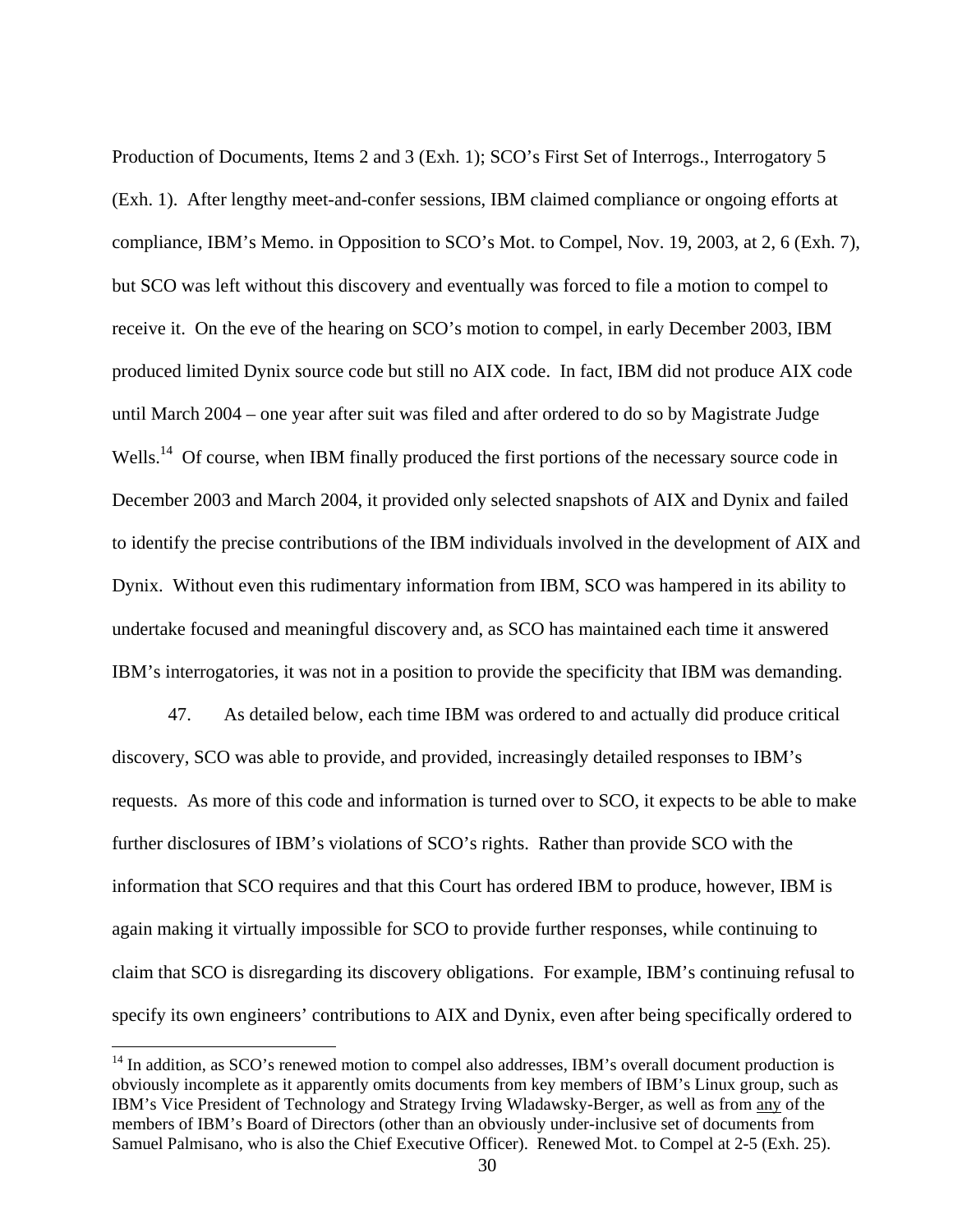Production of Documents, Items 2 and 3 (Exh. 1); SCO's First Set of Interrogs., Interrogatory 5 (Exh. 1). After lengthy meet-and-confer sessions, IBM claimed compliance or ongoing efforts at compliance, IBM's Memo. in Opposition to SCO's Mot. to Compel, Nov. 19, 2003, at 2, 6 (Exh. 7), but SCO was left without this discovery and eventually was forced to file a motion to compel to receive it. On the eve of the hearing on SCO's motion to compel, in early December 2003, IBM produced limited Dynix source code but still no AIX code. In fact, IBM did not produce AIX code until March 2004 – one year after suit was filed and after ordered to do so by Magistrate Judge Wells.[14] Of course, when IBM finally produced the first portions of the necessary source code in December 2003 and March 2004, it provided only selected snapshots of AIX and Dynix and failed to identify the precise contributions of the IBM individuals involved in the development of AIX and Dynix. Without even this rudimentary information from IBM, SCO was hampered in its ability to undertake focused and meaningful discovery and, as SCO has maintained each time it answered IBM's interrogatories, it was not in a position to provide the specificity that IBM was demanding.

47. As detailed below, each time IBM was ordered to and actually did produce critical discovery, SCO was able to provide, and provided, increasingly detailed responses to IBM's requests. As more of this code and information is turned over to SCO, it expects to be able to make further disclosures of IBM's violations of SCO's rights. Rather than provide SCO with the information that SCO requires and that this Court has ordered IBM to produce, however, IBM is again making it virtually impossible for SCO to provide further responses, while continuing to claim that SCO is disregarding its discovery obligations. For example, IBM's continuing refusal to specify its own engineers' contributions to AIX and Dynix, even after being specifically ordered to

[14] In addition, as SCO's renewed motion to compel also addresses, IBM's overall document production is obviously incomplete as it apparently omits documents from key members of IBM's Linux group, such as IBM's Vice President of Technology and Strategy Irving Wladawsky-Berger, as well as from <u>any</u> of the members of IBM's Board of Directors (other than an obviously under-inclusive set of documents from Samuel Palmisano, who is also the Chief Executive Officer). Renewed Mot. to Compel at 2-5 (Exh. 25).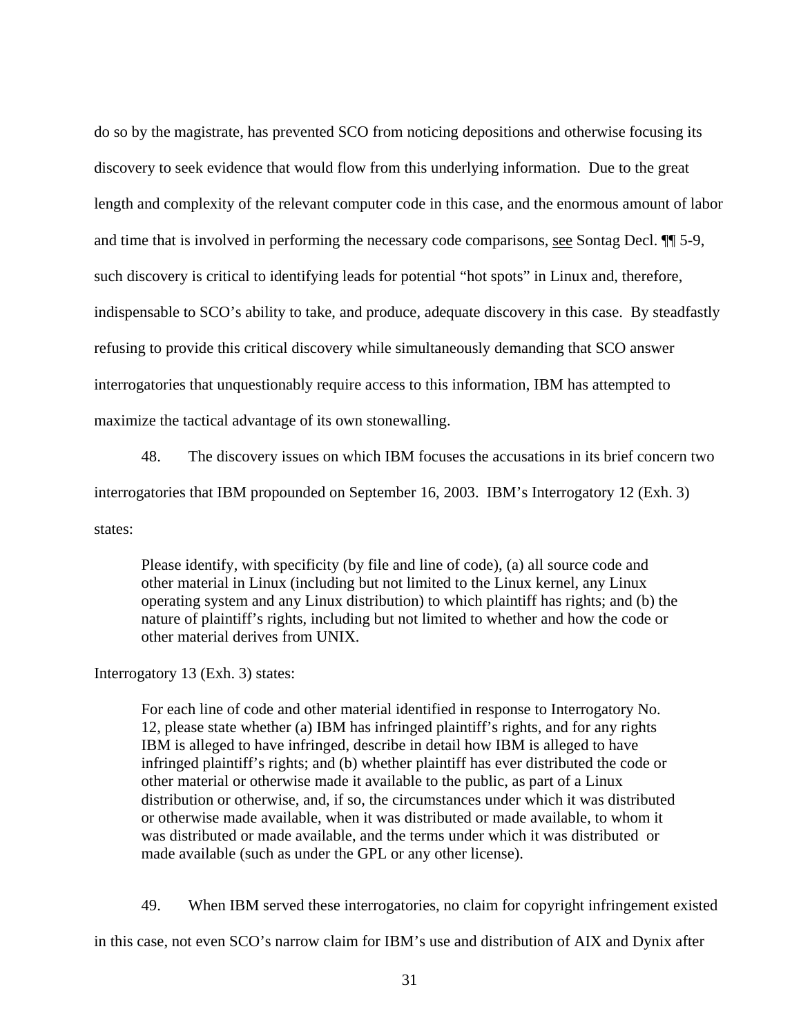do so by the magistrate, has prevented SCO from noticing depositions and otherwise focusing its discovery to seek evidence that would flow from this underlying information. Due to the great length and complexity of the relevant computer code in this case, and the enormous amount of labor and time that is involved in performing the necessary code comparisons, see Sontag Decl. ¶¶ 5-9, such discovery is critical to identifying leads for potential "hot spots" in Linux and, therefore, indispensable to SCO's ability to take, and produce, adequate discovery in this case. By steadfastly refusing to provide this critical discovery while simultaneously demanding that SCO answer interrogatories that unquestionably require access to this information, IBM has attempted to maximize the tactical advantage of its own stonewalling.

48. The discovery issues on which IBM focuses the accusations in its brief concern two interrogatories that IBM propounded on September 16, 2003. IBM's Interrogatory 12 (Exh. 3) states:

> Please identify, with specificity (by file and line of code), (a) all source code and other material in Linux (including but not limited to the Linux kernel, any Linux operating system and any Linux distribution) to which plaintiff has rights; and (b) the nature of plaintiff's rights, including but not limited to whether and how the code or other material derives from UNIX.

Interrogatory 13 (Exh. 3) states:

> For each line of code and other material identified in response to Interrogatory No. 12, please state whether (a) IBM has infringed plaintiff's rights, and for any rights IBM is alleged to have infringed, describe in detail how IBM is alleged to have infringed plaintiff's rights; and (b) whether plaintiff has ever distributed the code or other material or otherwise made it available to the public, as part of a Linux distribution or otherwise, and, if so, the circumstances under which it was distributed or otherwise made available, when it was distributed or made available, to whom it was distributed or made available, and the terms under which it was distributed or made available (such as under the GPL or any other license).

49. When IBM served these interrogatories, no claim for copyright infringement existed in this case, not even SCO's narrow claim for IBM's use and distribution of AIX and Dynix after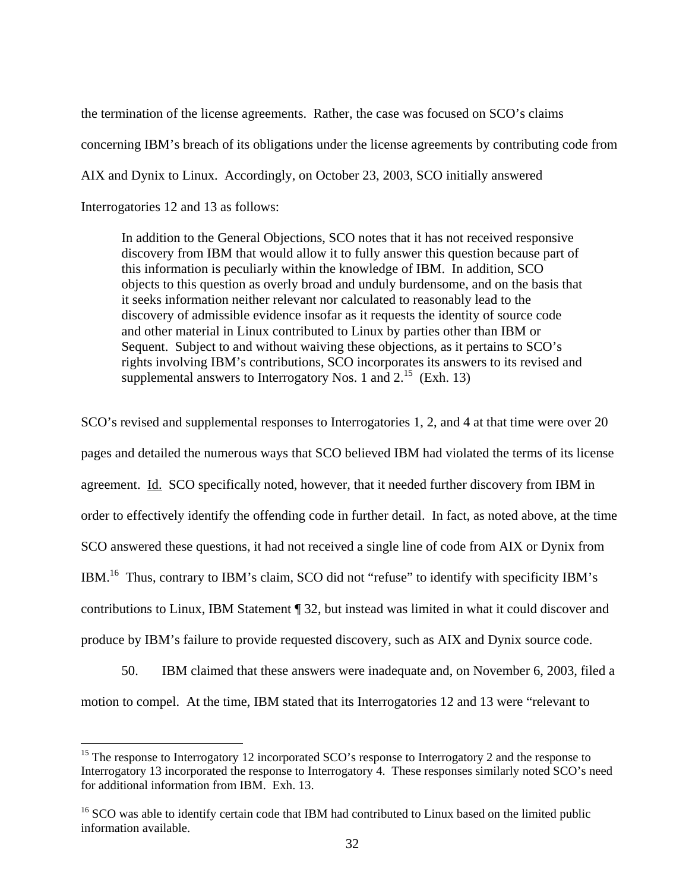the termination of the license agreements. Rather, the case was focused on SCO's claims concerning IBM's breach of its obligations under the license agreements by contributing code from AIX and Dynix to Linux. Accordingly, on October 23, 2003, SCO initially answered Interrogatories 12 and 13 as follows:

> In addition to the General Objections, SCO notes that it has not received responsive discovery from IBM that would allow it to fully answer this question because part of this information is peculiarly within the knowledge of IBM. In addition, SCO objects to this question as overly broad and unduly burdensome, and on the basis that it seeks information neither relevant nor calculated to reasonably lead to the discovery of admissible evidence insofar as it requests the identity of source code and other material in Linux contributed to Linux by parties other than IBM or Sequent. Subject to and without waiving these objections, as it pertains to SCO's rights involving IBM's contributions, SCO incorporates its answers to its revised and supplemental answers to Interrogatory Nos. 1 and 2.[15] (Exh. 13)

SCO's revised and supplemental responses to Interrogatories 1, 2, and 4 at that time were over 20 pages and detailed the numerous ways that SCO believed IBM had violated the terms of its license agreement. Id. SCO specifically noted, however, that it needed further discovery from IBM in order to effectively identify the offending code in further detail. In fact, as noted above, at the time SCO answered these questions, it had not received a single line of code from AIX or Dynix from IBM.[16] Thus, contrary to IBM's claim, SCO did not "refuse" to identify with specificity IBM's contributions to Linux, IBM Statement ¶ 32, but instead was limited in what it could discover and produce by IBM's failure to provide requested discovery, such as AIX and Dynix source code.

50. IBM claimed that these answers were inadequate and, on November 6, 2003, filed a motion to compel. At the time, IBM stated that its Interrogatories 12 and 13 were "relevant to

---

[15] The response to Interrogatory 12 incorporated SCO's response to Interrogatory 2 and the response to Interrogatory 13 incorporated the response to Interrogatory 4. These responses similarly noted SCO's need for additional information from IBM. Exh. 13.

[16] SCO was able to identify certain code that IBM had contributed to Linux based on the limited public information available.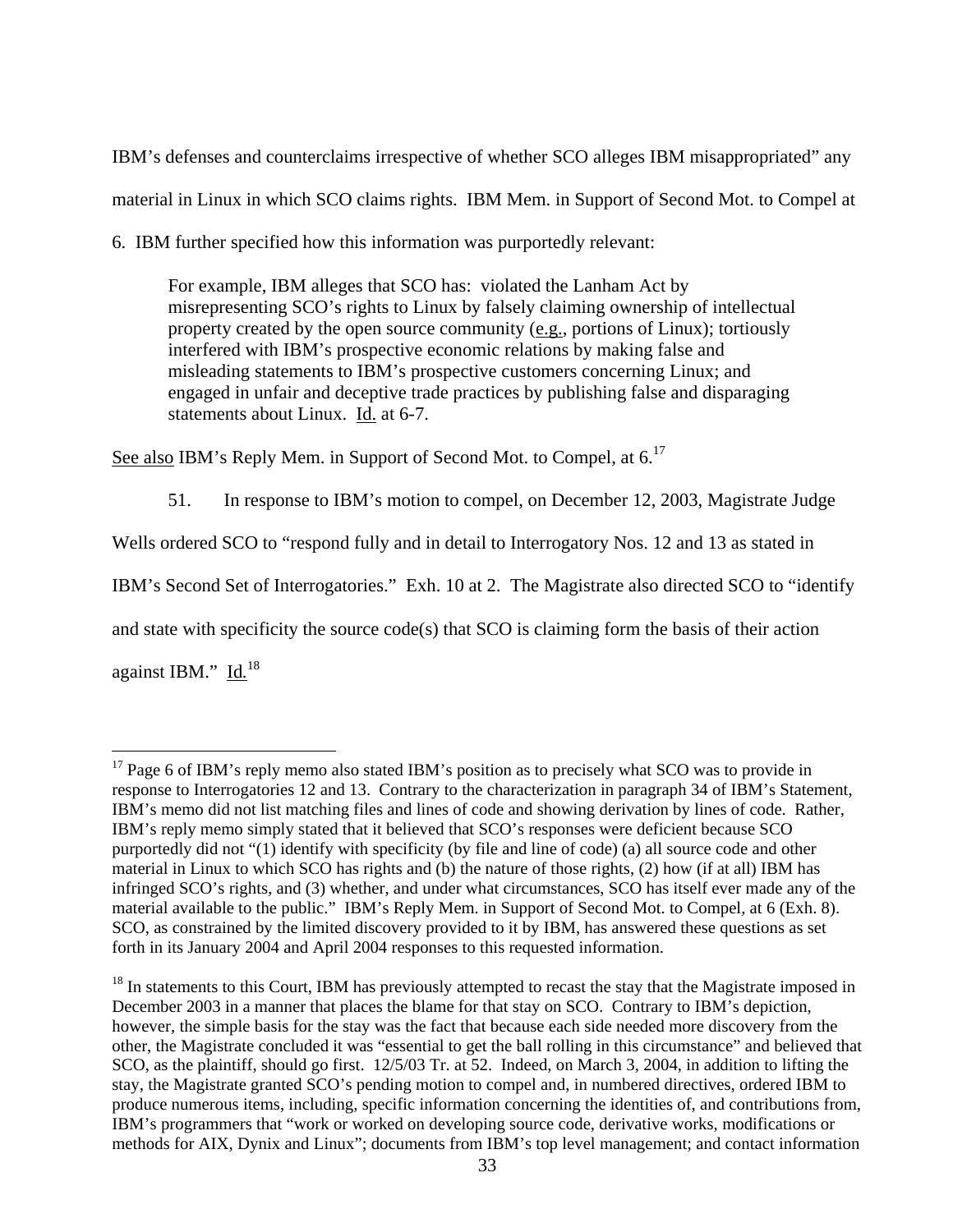IBM's defenses and counterclaims irrespective of whether SCO alleges IBM misappropriated" any material in Linux in which SCO claims rights. IBM Mem. in Support of Second Mot. to Compel at 6. IBM further specified how this information was purportedly relevant:

> For example, IBM alleges that SCO has: violated the Lanham Act by misrepresenting SCO's rights to Linux by falsely claiming ownership of intellectual property created by the open source community (e.g., portions of Linux); tortiously interfered with IBM's prospective economic relations by making false and misleading statements to IBM's prospective customers concerning Linux; and engaged in unfair and deceptive trade practices by publishing false and disparaging statements about Linux. Id. at 6-7.

See also IBM's Reply Mem. in Support of Second Mot. to Compel, at 6.[17]

51. In response to IBM's motion to compel, on December 12, 2003, Magistrate Judge Wells ordered SCO to "respond fully and in detail to Interrogatory Nos. 12 and 13 as stated in IBM's Second Set of Interrogatories." Exh. 10 at 2. The Magistrate also directed SCO to "identify and state with specificity the source code(s) that SCO is claiming form the basis of their action against IBM." Id.[18]

---

[17] Page 6 of IBM's reply memo also stated IBM's position as to precisely what SCO was to provide in response to Interrogatories 12 and 13. Contrary to the characterization in paragraph 34 of IBM's Statement, IBM's memo did not list matching files and lines of code and showing derivation by lines of code. Rather, IBM's reply memo simply stated that it believed that SCO's responses were deficient because SCO purportedly did not "(1) identify with specificity (by file and line of code) (a) all source code and other material in Linux to which SCO has rights and (b) the nature of those rights, (2) how (if at all) IBM has infringed SCO's rights, and (3) whether, and under what circumstances, SCO has itself ever made any of the material available to the public." IBM's Reply Mem. in Support of Second Mot. to Compel, at 6 (Exh. 8). SCO, as constrained by the limited discovery provided to it by IBM, has answered these questions as set forth in its January 2004 and April 2004 responses to this requested information.

[18] In statements to this Court, IBM has previously attempted to recast the stay that the Magistrate imposed in December 2003 in a manner that places the blame for that stay on SCO. Contrary to IBM's depiction, however, the simple basis for the stay was the fact that because each side needed more discovery from the other, the Magistrate concluded it was "essential to get the ball rolling in this circumstance" and believed that SCO, as the plaintiff, should go first. 12/5/03 Tr. at 52. Indeed, on March 3, 2004, in addition to lifting the stay, the Magistrate granted SCO's pending motion to compel and, in numbered directives, ordered IBM to produce numerous items, including, specific information concerning the identities of, and contributions from, IBM's programmers that "work or worked on developing source code, derivative works, modifications or methods for AIX, Dynix and Linux"; documents from IBM's top level management; and contact information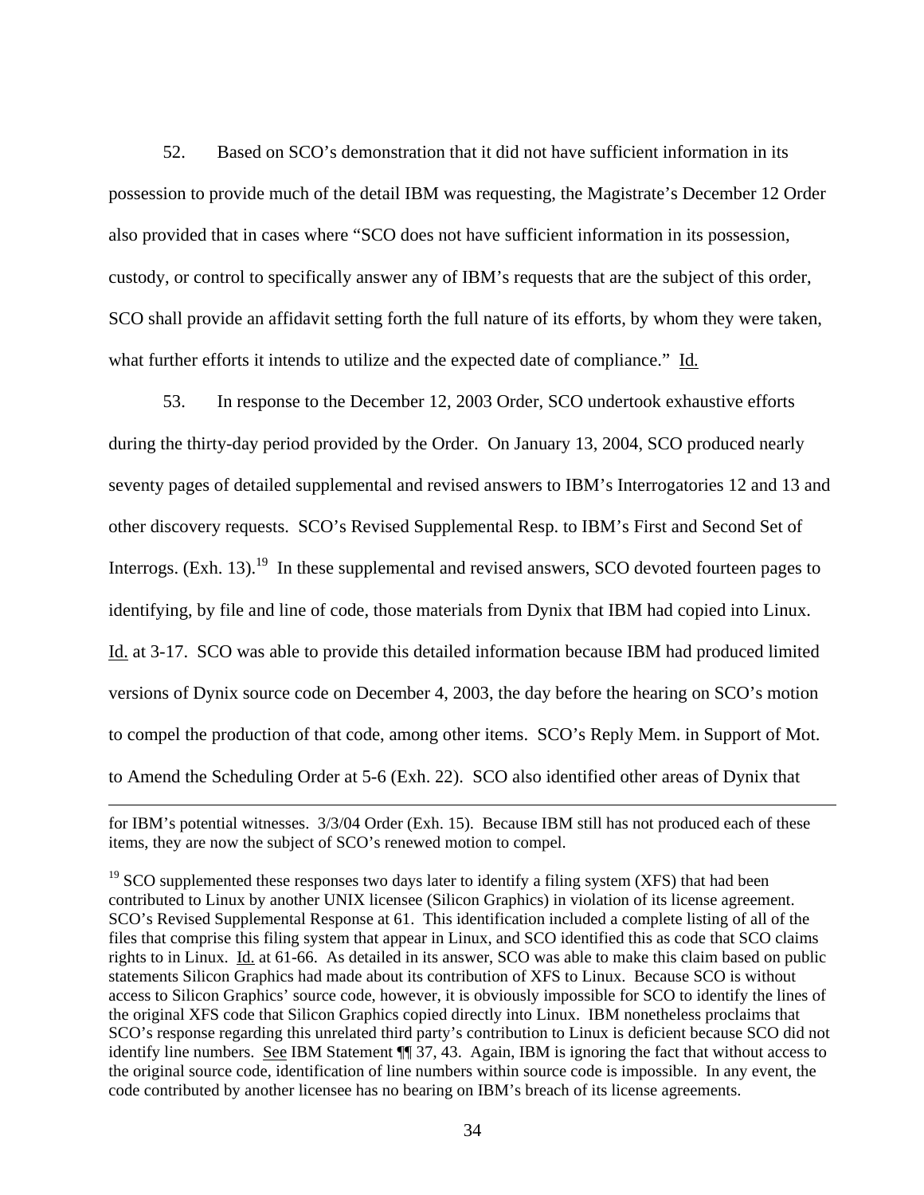52. Based on SCO's demonstration that it did not have sufficient information in its possession to provide much of the detail IBM was requesting, the Magistrate's December 12 Order also provided that in cases where "SCO does not have sufficient information in its possession, custody, or control to specifically answer any of IBM's requests that are the subject of this order, SCO shall provide an affidavit setting forth the full nature of its efforts, by whom they were taken, what further efforts it intends to utilize and the expected date of compliance." Id.

53. In response to the December 12, 2003 Order, SCO undertook exhaustive efforts during the thirty-day period provided by the Order. On January 13, 2004, SCO produced nearly seventy pages of detailed supplemental and revised answers to IBM's Interrogatories 12 and 13 and other discovery requests. SCO's Revised Supplemental Resp. to IBM's First and Second Set of Interrogs. (Exh. 13).[19] In these supplemental and revised answers, SCO devoted fourteen pages to identifying, by file and line of code, those materials from Dynix that IBM had copied into Linux. Id. at 3-17. SCO was able to provide this detailed information because IBM had produced limited versions of Dynix source code on December 4, 2003, the day before the hearing on SCO's motion to compel the production of that code, among other items. SCO's Reply Mem. in Support of Mot. to Amend the Scheduling Order at 5-6 (Exh. 22). SCO also identified other areas of Dynix that

---

for IBM's potential witnesses. 3/3/04 Order (Exh. 15). Because IBM still has not produced each of these items, they are now the subject of SCO's renewed motion to compel.

[19] SCO supplemented these responses two days later to identify a filing system (XFS) that had been contributed to Linux by another UNIX licensee (Silicon Graphics) in violation of its license agreement. SCO's Revised Supplemental Response at 61. This identification included a complete listing of all of the files that comprise this filing system that appear in Linux, and SCO identified this as code that SCO claims rights to in Linux. Id. at 61-66. As detailed in its answer, SCO was able to make this claim based on public statements Silicon Graphics had made about its contribution of XFS to Linux. Because SCO is without access to Silicon Graphics' source code, however, it is obviously impossible for SCO to identify the lines of the original XFS code that Silicon Graphics copied directly into Linux. IBM nonetheless proclaims that SCO's response regarding this unrelated third party's contribution to Linux is deficient because SCO did not identify line numbers. See IBM Statement ¶¶ 37, 43. Again, IBM is ignoring the fact that without access to the original source code, identification of line numbers within source code is impossible. In any event, the code contributed by another licensee has no bearing on IBM's breach of its license agreements.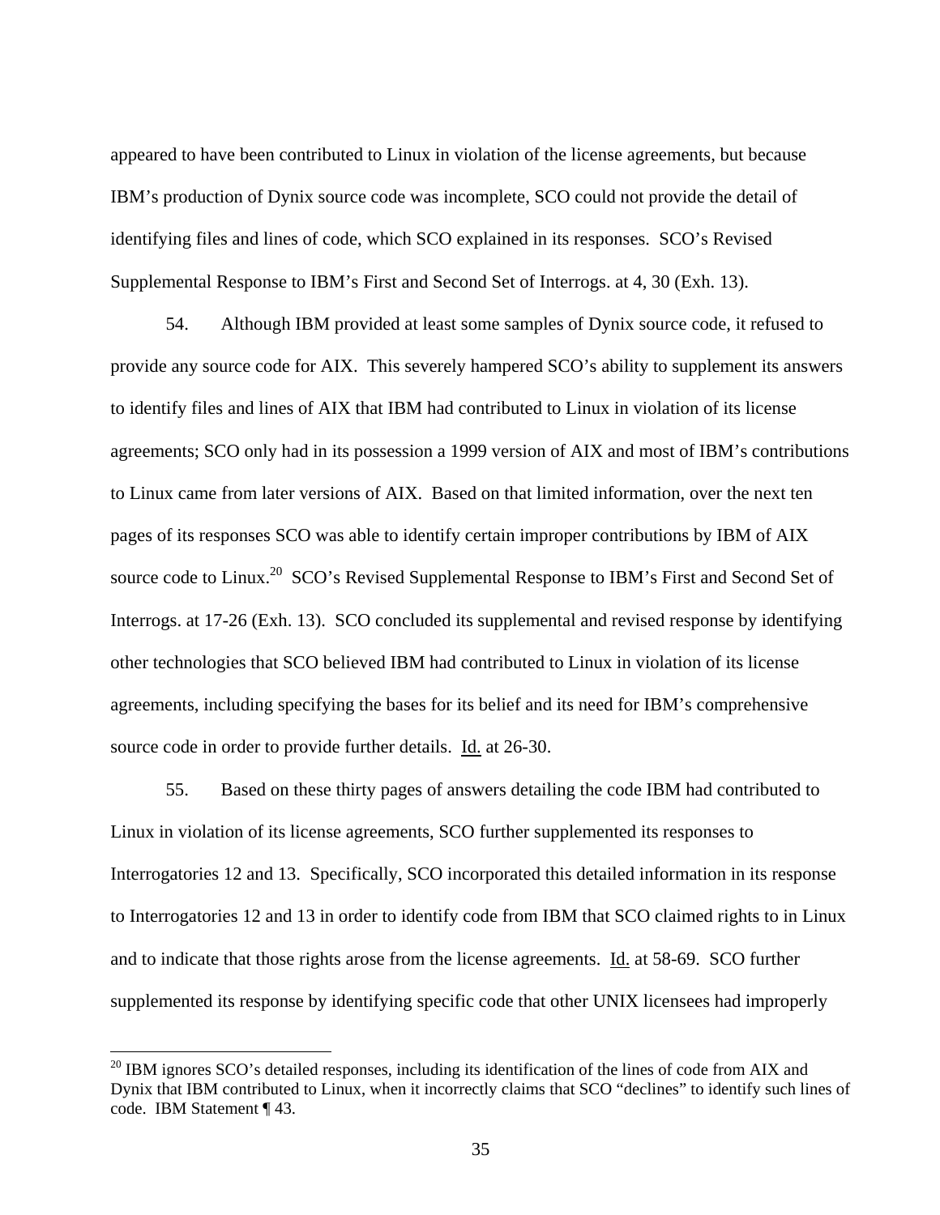appeared to have been contributed to Linux in violation of the license agreements, but because IBM's production of Dynix source code was incomplete, SCO could not provide the detail of identifying files and lines of code, which SCO explained in its responses. SCO's Revised Supplemental Response to IBM's First and Second Set of Interrogs. at 4, 30 (Exh. 13).

54. Although IBM provided at least some samples of Dynix source code, it refused to provide any source code for AIX. This severely hampered SCO's ability to supplement its answers to identify files and lines of AIX that IBM had contributed to Linux in violation of its license agreements; SCO only had in its possession a 1999 version of AIX and most of IBM's contributions to Linux came from later versions of AIX. Based on that limited information, over the next ten pages of its responses SCO was able to identify certain improper contributions by IBM of AIX source code to Linux.[20] SCO's Revised Supplemental Response to IBM's First and Second Set of Interrogs. at 17-26 (Exh. 13). SCO concluded its supplemental and revised response by identifying other technologies that SCO believed IBM had contributed to Linux in violation of its license agreements, including specifying the bases for its belief and its need for IBM's comprehensive source code in order to provide further details. Id. at 26-30.

55. Based on these thirty pages of answers detailing the code IBM had contributed to Linux in violation of its license agreements, SCO further supplemented its responses to Interrogatories 12 and 13. Specifically, SCO incorporated this detailed information in its response to Interrogatories 12 and 13 in order to identify code from IBM that SCO claimed rights to in Linux and to indicate that those rights arose from the license agreements. Id. at 58-69. SCO further supplemented its response by identifying specific code that other UNIX licensees had improperly

[20] IBM ignores SCO's detailed responses, including its identification of the lines of code from AIX and Dynix that IBM contributed to Linux, when it incorrectly claims that SCO "declines" to identify such lines of code. IBM Statement ¶ 43.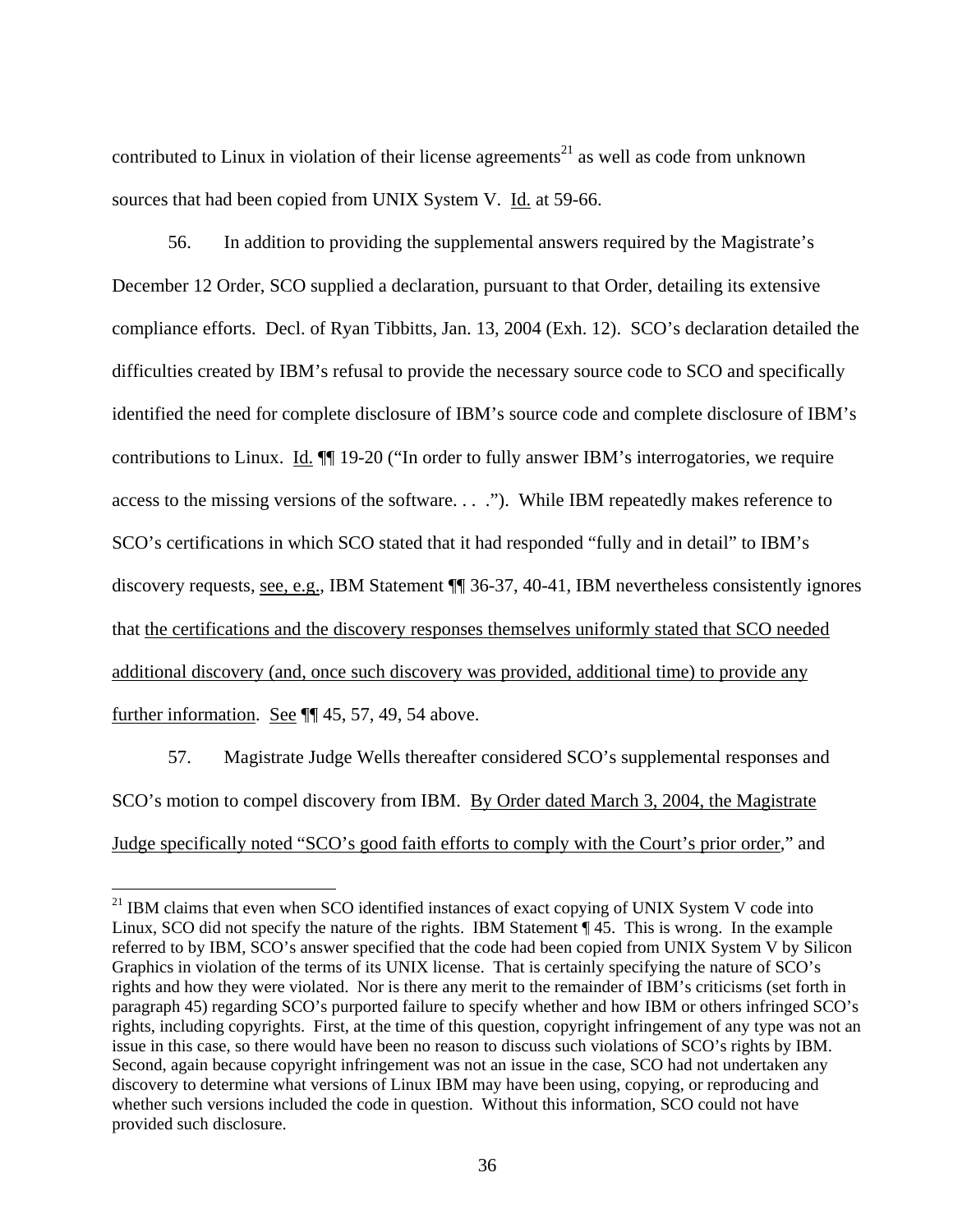contributed to Linux in violation of their license agreements[21] as well as code from unknown sources that had been copied from UNIX System V. Id. at 59-66.

56. In addition to providing the supplemental answers required by the Magistrate's December 12 Order, SCO supplied a declaration, pursuant to that Order, detailing its extensive compliance efforts. Decl. of Ryan Tibbitts, Jan. 13, 2004 (Exh. 12). SCO's declaration detailed the difficulties created by IBM's refusal to provide the necessary source code to SCO and specifically identified the need for complete disclosure of IBM's source code and complete disclosure of IBM's contributions to Linux. Id. ¶¶ 19-20 ("In order to fully answer IBM's interrogatories, we require access to the missing versions of the software. . . ."). While IBM repeatedly makes reference to SCO's certifications in which SCO stated that it had responded "fully and in detail" to IBM's discovery requests, see, e.g., IBM Statement ¶¶ 36-37, 40-41, IBM nevertheless consistently ignores that the certifications and the discovery responses themselves uniformly stated that SCO needed additional discovery (and, once such discovery was provided, additional time) to provide any further information. See ¶¶ 45, 57, 49, 54 above.

57. Magistrate Judge Wells thereafter considered SCO's supplemental responses and SCO's motion to compel discovery from IBM. By Order dated March 3, 2004, the Magistrate Judge specifically noted "SCO's good faith efforts to comply with the Court's prior order," and

---

[21] IBM claims that even when SCO identified instances of exact copying of UNIX System V code into Linux, SCO did not specify the nature of the rights. IBM Statement ¶ 45. This is wrong. In the example referred to by IBM, SCO's answer specified that the code had been copied from UNIX System V by Silicon Graphics in violation of the terms of its UNIX license. That is certainly specifying the nature of SCO's rights and how they were violated. Nor is there any merit to the remainder of IBM's criticisms (set forth in paragraph 45) regarding SCO's purported failure to specify whether and how IBM or others infringed SCO's rights, including copyrights. First, at the time of this question, copyright infringement of any type was not an issue in this case, so there would have been no reason to discuss such violations of SCO's rights by IBM. Second, again because copyright infringement was not an issue in the case, SCO had not undertaken any discovery to determine what versions of Linux IBM may have been using, copying, or reproducing and whether such versions included the code in question. Without this information, SCO could not have provided such disclosure.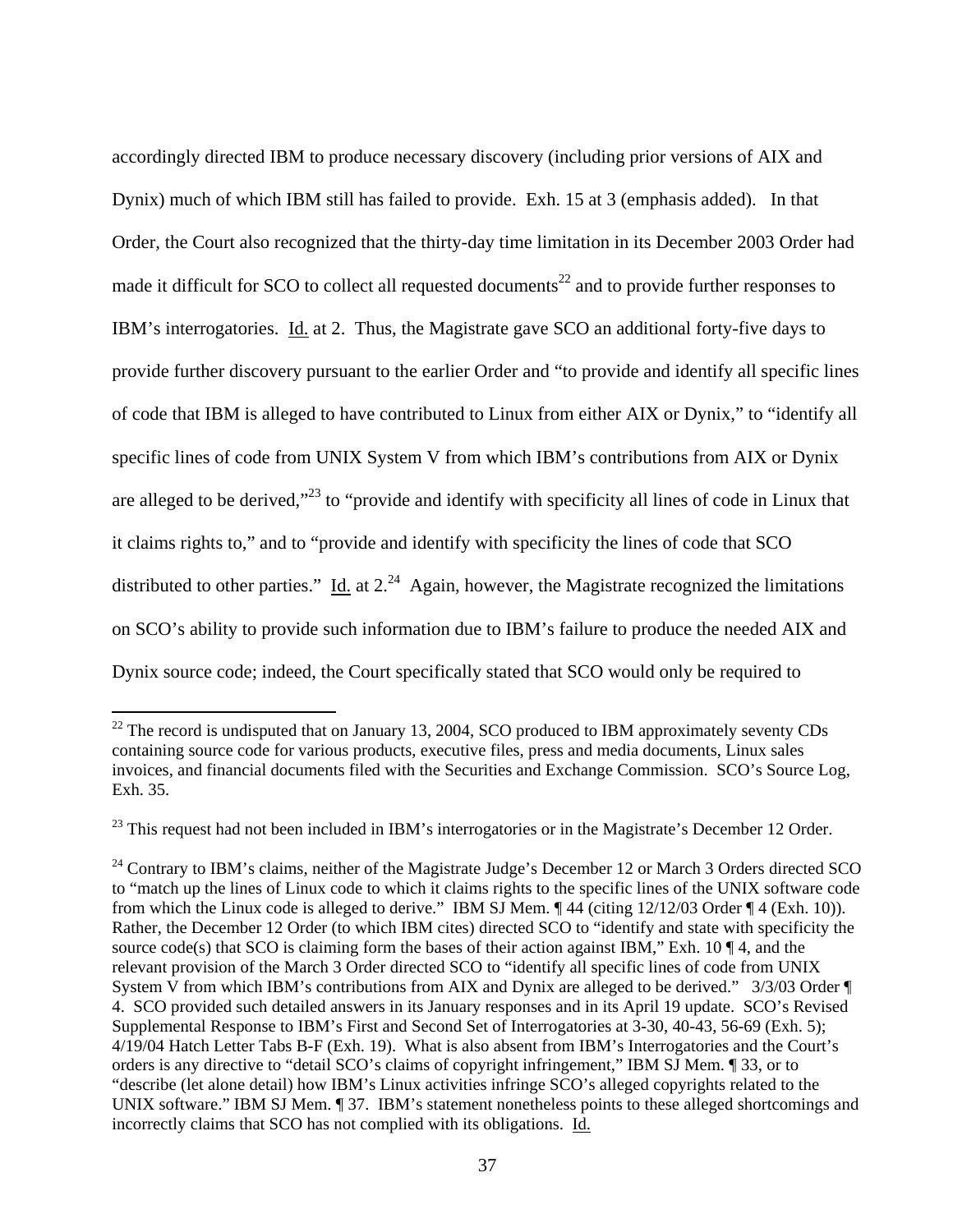accordingly directed IBM to produce necessary discovery (including prior versions of AIX and Dynix) much of which IBM still has failed to provide. Exh. 15 at 3 (emphasis added). In that Order, the Court also recognized that the thirty-day time limitation in its December 2003 Order had made it difficult for SCO to collect all requested documents[22] and to provide further responses to IBM's interrogatories. Id. at 2. Thus, the Magistrate gave SCO an additional forty-five days to provide further discovery pursuant to the earlier Order and "to provide and identify all specific lines of code that IBM is alleged to have contributed to Linux from either AIX or Dynix," to "identify all specific lines of code from UNIX System V from which IBM's contributions from AIX or Dynix are alleged to be derived,"[23] to "provide and identify with specificity all lines of code in Linux that it claims rights to," and to "provide and identify with specificity the lines of code that SCO distributed to other parties." Id. at 2.[24] Again, however, the Magistrate recognized the limitations on SCO's ability to provide such information due to IBM's failure to produce the needed AIX and Dynix source code; indeed, the Court specifically stated that SCO would only be required to

---

[22] The record is undisputed that on January 13, 2004, SCO produced to IBM approximately seventy CDs containing source code for various products, executive files, press and media documents, Linux sales invoices, and financial documents filed with the Securities and Exchange Commission. SCO's Source Log, Exh. 35.

[23] This request had not been included in IBM's interrogatories or in the Magistrate's December 12 Order.

[24] Contrary to IBM's claims, neither of the Magistrate Judge's December 12 or March 3 Orders directed SCO to "match up the lines of Linux code to which it claims rights to the specific lines of the UNIX software code from which the Linux code is alleged to derive." IBM SJ Mem. ¶ 44 (citing 12/12/03 Order ¶ 4 (Exh. 10)). Rather, the December 12 Order (to which IBM cites) directed SCO to "identify and state with specificity the source code(s) that SCO is claiming form the bases of their action against IBM," Exh. 10 ¶ 4, and the relevant provision of the March 3 Order directed SCO to "identify all specific lines of code from UNIX System V from which IBM's contributions from AIX and Dynix are alleged to be derived." 3/3/03 Order ¶ 4. SCO provided such detailed answers in its January responses and in its April 19 update. SCO's Revised Supplemental Response to IBM's First and Second Set of Interrogatories at 3-30, 40-43, 56-69 (Exh. 5); 4/19/04 Hatch Letter Tabs B-F (Exh. 19). What is also absent from IBM's Interrogatories and the Court's orders is any directive to "detail SCO's claims of copyright infringement," IBM SJ Mem. ¶ 33, or to "describe (let alone detail) how IBM's Linux activities infringe SCO's alleged copyrights related to the UNIX software." IBM SJ Mem. ¶ 37. IBM's statement nonetheless points to these alleged shortcomings and incorrectly claims that SCO has not complied with its obligations. Id.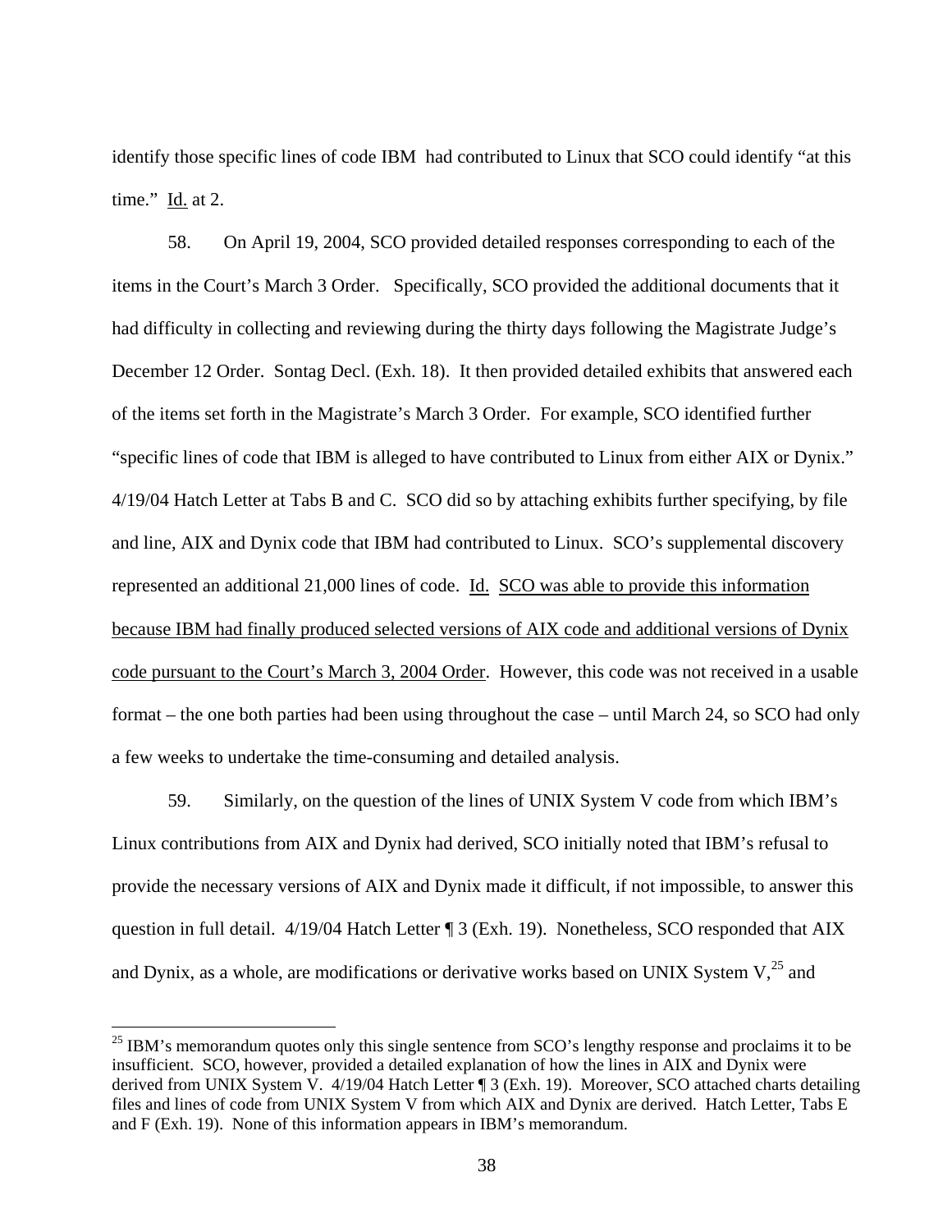identify those specific lines of code IBM had contributed to Linux that SCO could identify "at this time." Id. at 2.

58. On April 19, 2004, SCO provided detailed responses corresponding to each of the items in the Court's March 3 Order. Specifically, SCO provided the additional documents that it had difficulty in collecting and reviewing during the thirty days following the Magistrate Judge's December 12 Order. Sontag Decl. (Exh. 18). It then provided detailed exhibits that answered each of the items set forth in the Magistrate's March 3 Order. For example, SCO identified further "specific lines of code that IBM is alleged to have contributed to Linux from either AIX or Dynix." 4/19/04 Hatch Letter at Tabs B and C. SCO did so by attaching exhibits further specifying, by file and line, AIX and Dynix code that IBM had contributed to Linux. SCO's supplemental discovery represented an additional 21,000 lines of code. Id. SCO was able to provide this information because IBM had finally produced selected versions of AIX code and additional versions of Dynix code pursuant to the Court's March 3, 2004 Order. However, this code was not received in a usable format – the one both parties had been using throughout the case – until March 24, so SCO had only a few weeks to undertake the time-consuming and detailed analysis.

59. Similarly, on the question of the lines of UNIX System V code from which IBM's Linux contributions from AIX and Dynix had derived, SCO initially noted that IBM's refusal to provide the necessary versions of AIX and Dynix made it difficult, if not impossible, to answer this question in full detail. 4/19/04 Hatch Letter ¶ 3 (Exh. 19). Nonetheless, SCO responded that AIX and Dynix, as a whole, are modifications or derivative works based on UNIX System V,[25] and

[25] IBM's memorandum quotes only this single sentence from SCO's lengthy response and proclaims it to be insufficient. SCO, however, provided a detailed explanation of how the lines in AIX and Dynix were derived from UNIX System V. 4/19/04 Hatch Letter ¶ 3 (Exh. 19). Moreover, SCO attached charts detailing files and lines of code from UNIX System V from which AIX and Dynix are derived. Hatch Letter, Tabs E and F (Exh. 19). None of this information appears in IBM's memorandum.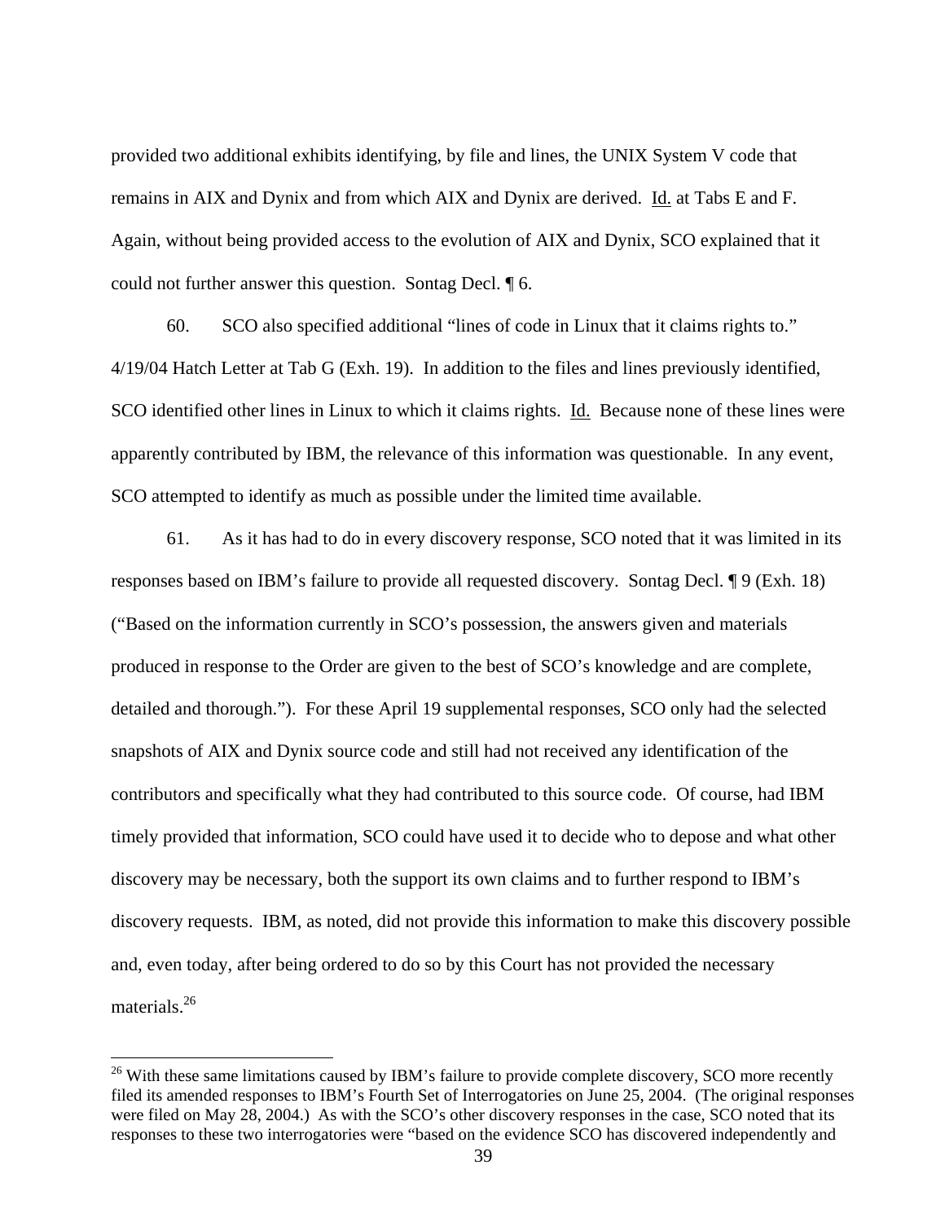provided two additional exhibits identifying, by file and lines, the UNIX System V code that remains in AIX and Dynix and from which AIX and Dynix are derived. Id. at Tabs E and F. Again, without being provided access to the evolution of AIX and Dynix, SCO explained that it could not further answer this question. Sontag Decl. ¶ 6.

60. SCO also specified additional "lines of code in Linux that it claims rights to." 4/19/04 Hatch Letter at Tab G (Exh. 19). In addition to the files and lines previously identified, SCO identified other lines in Linux to which it claims rights. Id. Because none of these lines were apparently contributed by IBM, the relevance of this information was questionable. In any event, SCO attempted to identify as much as possible under the limited time available.

61. As it has had to do in every discovery response, SCO noted that it was limited in its responses based on IBM's failure to provide all requested discovery. Sontag Decl. ¶ 9 (Exh. 18) ("Based on the information currently in SCO's possession, the answers given and materials produced in response to the Order are given to the best of SCO's knowledge and are complete, detailed and thorough."). For these April 19 supplemental responses, SCO only had the selected snapshots of AIX and Dynix source code and still had not received any identification of the contributors and specifically what they had contributed to this source code. Of course, had IBM timely provided that information, SCO could have used it to decide who to depose and what other discovery may be necessary, both the support its own claims and to further respond to IBM's discovery requests. IBM, as noted, did not provide this information to make this discovery possible and, even today, after being ordered to do so by this Court has not provided the necessary materials.[26]

[26] With these same limitations caused by IBM's failure to provide complete discovery, SCO more recently filed its amended responses to IBM's Fourth Set of Interrogatories on June 25, 2004. (The original responses were filed on May 28, 2004.) As with the SCO's other discovery responses in the case, SCO noted that its responses to these two interrogatories were "based on the evidence SCO has discovered independently and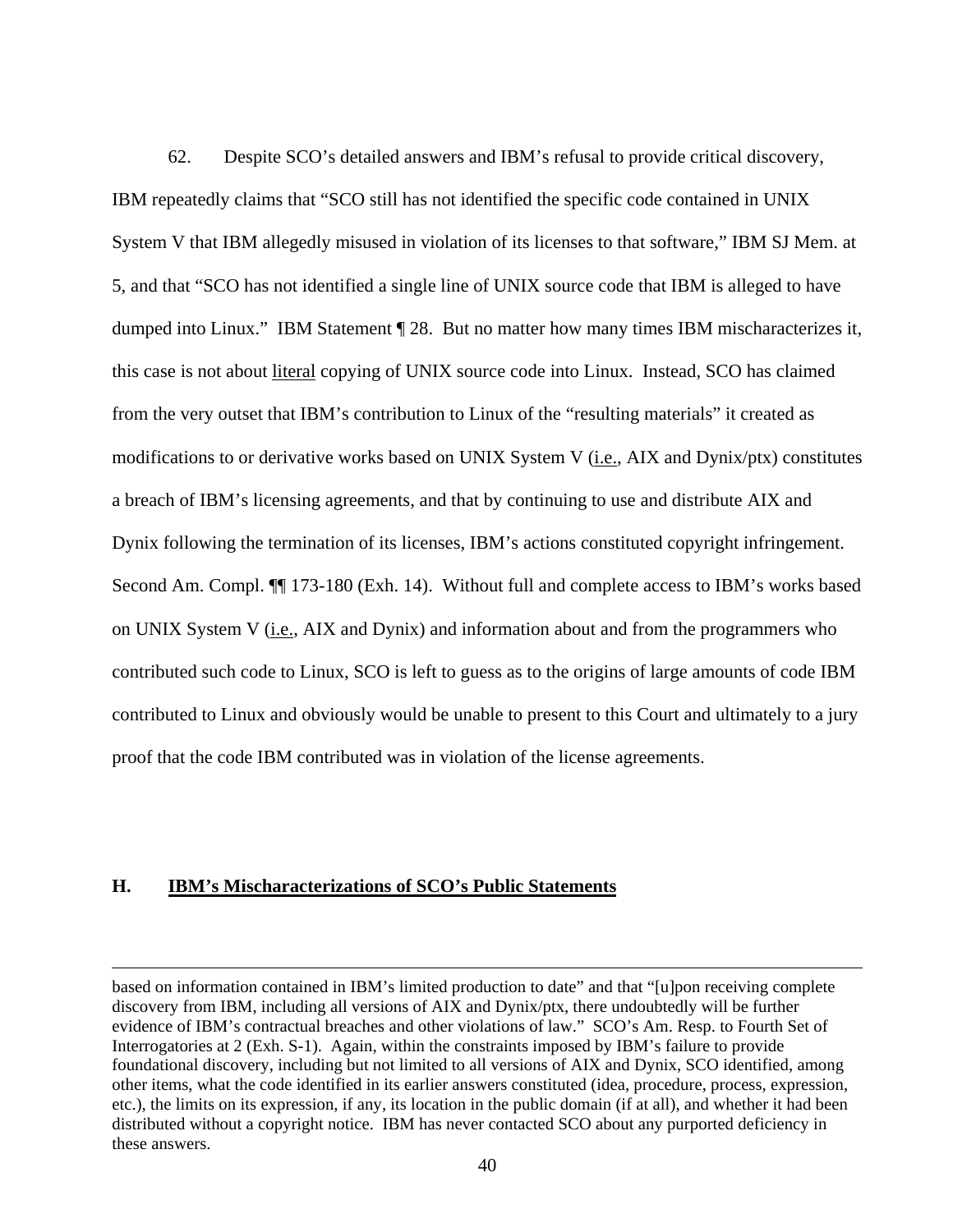62. Despite SCO's detailed answers and IBM's refusal to provide critical discovery, IBM repeatedly claims that "SCO still has not identified the specific code contained in UNIX System V that IBM allegedly misused in violation of its licenses to that software," IBM SJ Mem. at 5, and that "SCO has not identified a single line of UNIX source code that IBM is alleged to have dumped into Linux." IBM Statement ¶ 28. But no matter how many times IBM mischaracterizes it, this case is not about literal copying of UNIX source code into Linux. Instead, SCO has claimed from the very outset that IBM's contribution to Linux of the "resulting materials" it created as modifications to or derivative works based on UNIX System V (i.e., AIX and Dynix/ptx) constitutes a breach of IBM's licensing agreements, and that by continuing to use and distribute AIX and Dynix following the termination of its licenses, IBM's actions constituted copyright infringement. Second Am. Compl. ¶¶ 173-180 (Exh. 14). Without full and complete access to IBM's works based on UNIX System V (i.e., AIX and Dynix) and information about and from the programmers who contributed such code to Linux, SCO is left to guess as to the origins of large amounts of code IBM contributed to Linux and obviously would be unable to present to this Court and ultimately to a jury proof that the code IBM contributed was in violation of the license agreements.

### H. IBM's Mischaracterizations of SCO's Public Statements

---

based on information contained in IBM's limited production to date" and that "[u]pon receiving complete discovery from IBM, including all versions of AIX and Dynix/ptx, there undoubtedly will be further evidence of IBM's contractual breaches and other violations of law." SCO's Am. Resp. to Fourth Set of Interrogatories at 2 (Exh. S-1). Again, within the constraints imposed by IBM's failure to provide foundational discovery, including but not limited to all versions of AIX and Dynix, SCO identified, among other items, what the code identified in its earlier answers constituted (idea, procedure, process, expression, etc.), the limits on its expression, if any, its location in the public domain (if at all), and whether it had been distributed without a copyright notice. IBM has never contacted SCO about any purported deficiency in these answers.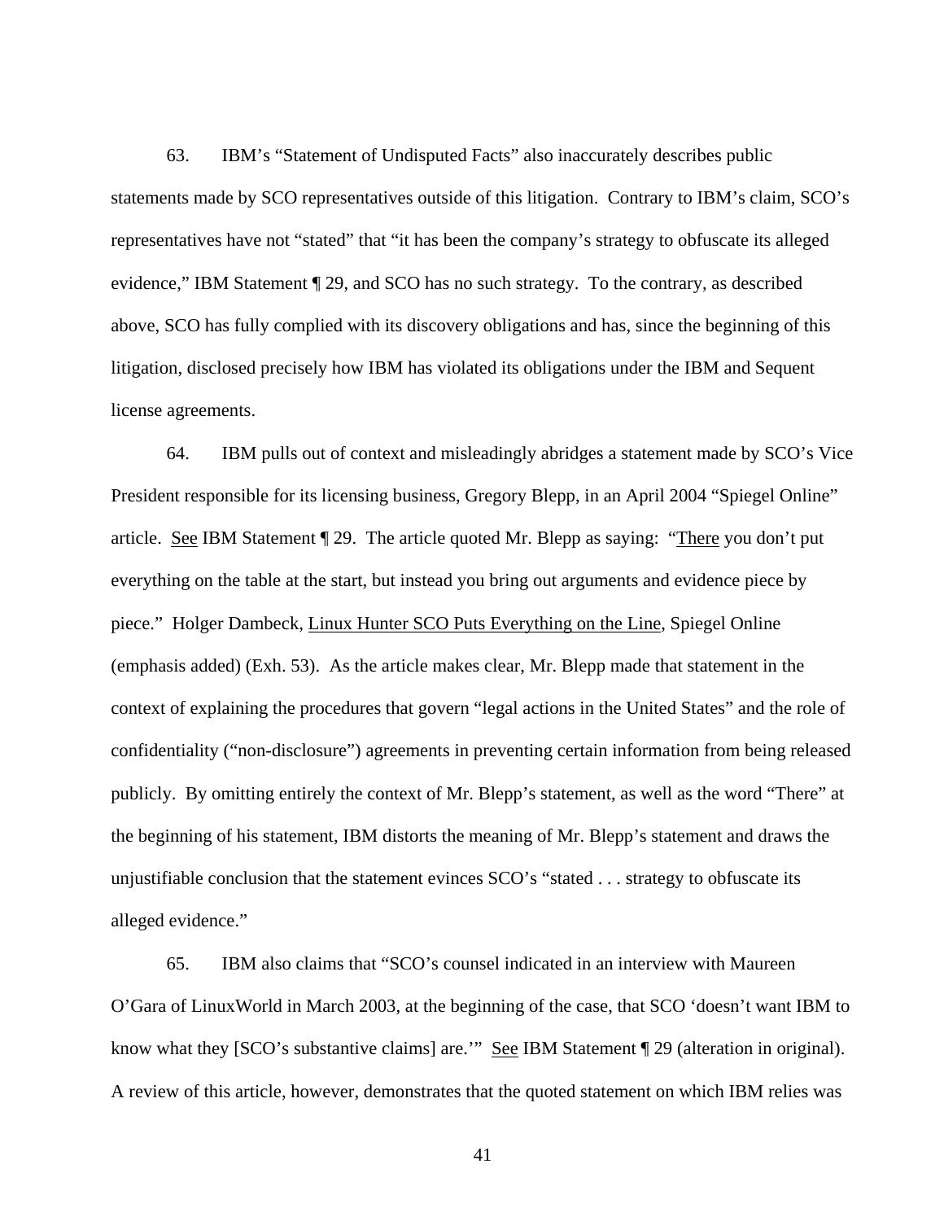63. IBM's "Statement of Undisputed Facts" also inaccurately describes public statements made by SCO representatives outside of this litigation. Contrary to IBM's claim, SCO's representatives have not "stated" that "it has been the company's strategy to obfuscate its alleged evidence," IBM Statement ¶ 29, and SCO has no such strategy. To the contrary, as described above, SCO has fully complied with its discovery obligations and has, since the beginning of this litigation, disclosed precisely how IBM has violated its obligations under the IBM and Sequent license agreements.

64. IBM pulls out of context and misleadingly abridges a statement made by SCO's Vice President responsible for its licensing business, Gregory Blepp, in an April 2004 "Spiegel Online" article. See IBM Statement ¶ 29. The article quoted Mr. Blepp as saying: "There you don't put everything on the table at the start, but instead you bring out arguments and evidence piece by piece." Holger Dambeck, Linux Hunter SCO Puts Everything on the Line, Spiegel Online (emphasis added) (Exh. 53). As the article makes clear, Mr. Blepp made that statement in the context of explaining the procedures that govern "legal actions in the United States" and the role of confidentiality ("non-disclosure") agreements in preventing certain information from being released publicly. By omitting entirely the context of Mr. Blepp's statement, as well as the word "There" at the beginning of his statement, IBM distorts the meaning of Mr. Blepp's statement and draws the unjustifiable conclusion that the statement evinces SCO's "stated . . . strategy to obfuscate its alleged evidence."

65. IBM also claims that "SCO's counsel indicated in an interview with Maureen O'Gara of LinuxWorld in March 2003, at the beginning of the case, that SCO 'doesn't want IBM to know what they [SCO's substantive claims] are.'" See IBM Statement ¶ 29 (alteration in original). A review of this article, however, demonstrates that the quoted statement on which IBM relies was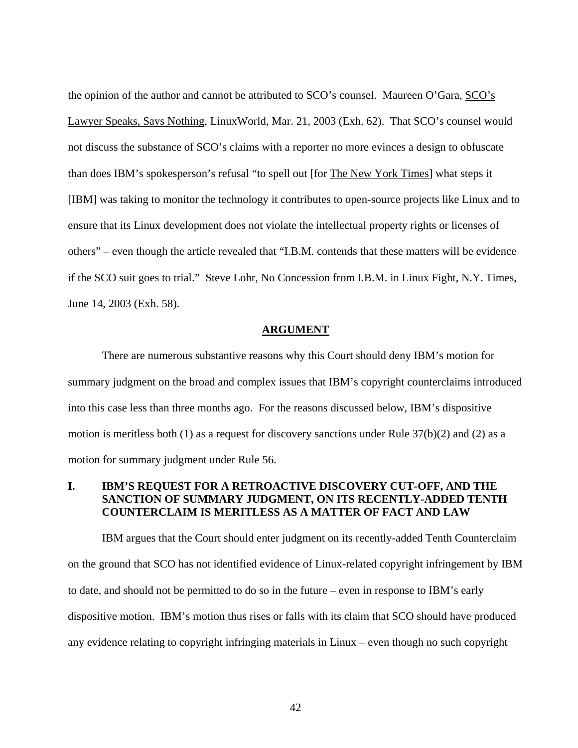the opinion of the author and cannot be attributed to SCO's counsel. Maureen O'Gara, SCO's Lawyer Speaks, Says Nothing, LinuxWorld, Mar. 21, 2003 (Exh. 62). That SCO's counsel would not discuss the substance of SCO's claims with a reporter no more evinces a design to obfuscate than does IBM's spokesperson's refusal "to spell out [for The New York Times] what steps it [IBM] was taking to monitor the technology it contributes to open-source projects like Linux and to ensure that its Linux development does not violate the intellectual property rights or licenses of others" – even though the article revealed that "I.B.M. contends that these matters will be evidence if the SCO suit goes to trial." Steve Lohr, No Concession from I.B.M. in Linux Fight, N.Y. Times, June 14, 2003 (Exh. 58).

## ARGUMENT

There are numerous substantive reasons why this Court should deny IBM's motion for summary judgment on the broad and complex issues that IBM's copyright counterclaims introduced into this case less than three months ago. For the reasons discussed below, IBM's dispositive motion is meritless both (1) as a request for discovery sanctions under Rule 37(b)(2) and (2) as a motion for summary judgment under Rule 56.

### I. IBM'S REQUEST FOR A RETROACTIVE DISCOVERY CUT-OFF, AND THE SANCTION OF SUMMARY JUDGMENT, ON ITS RECENTLY-ADDED TENTH COUNTERCLAIM IS MERITLESS AS A MATTER OF FACT AND LAW

IBM argues that the Court should enter judgment on its recently-added Tenth Counterclaim on the ground that SCO has not identified evidence of Linux-related copyright infringement by IBM to date, and should not be permitted to do so in the future – even in response to IBM's early dispositive motion. IBM's motion thus rises or falls with its claim that SCO should have produced any evidence relating to copyright infringing materials in Linux – even though no such copyright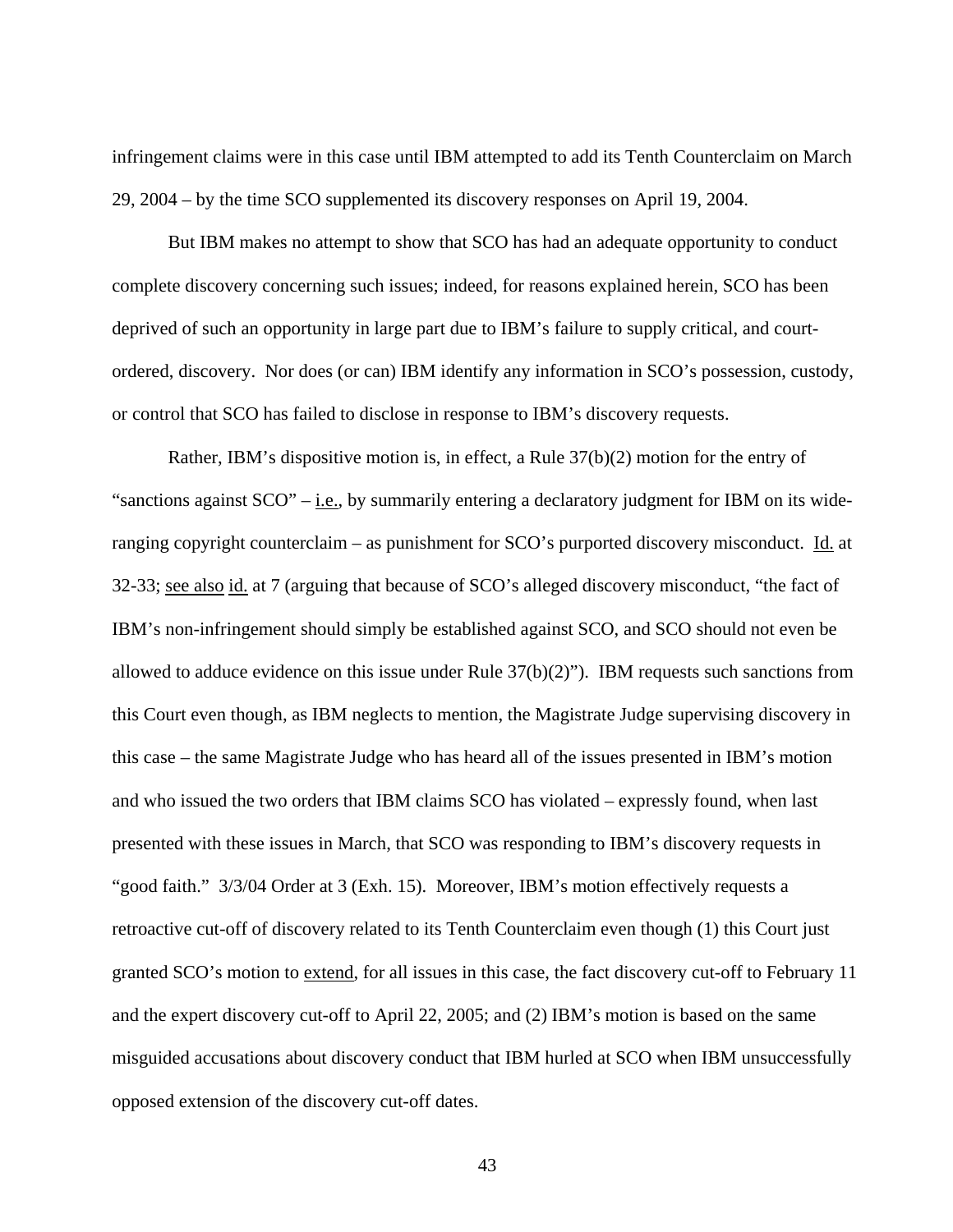infringement claims were in this case until IBM attempted to add its Tenth Counterclaim on March 29, 2004 – by the time SCO supplemented its discovery responses on April 19, 2004.

But IBM makes no attempt to show that SCO has had an adequate opportunity to conduct complete discovery concerning such issues; indeed, for reasons explained herein, SCO has been deprived of such an opportunity in large part due to IBM's failure to supply critical, and court-ordered, discovery. Nor does (or can) IBM identify any information in SCO's possession, custody, or control that SCO has failed to disclose in response to IBM's discovery requests.

Rather, IBM's dispositive motion is, in effect, a Rule 37(b)(2) motion for the entry of "sanctions against SCO" – i.e., by summarily entering a declaratory judgment for IBM on its wide-ranging copyright counterclaim – as punishment for SCO's purported discovery misconduct. Id. at 32-33; see also id. at 7 (arguing that because of SCO's alleged discovery misconduct, "the fact of IBM's non-infringement should simply be established against SCO, and SCO should not even be allowed to adduce evidence on this issue under Rule 37(b)(2)"). IBM requests such sanctions from this Court even though, as IBM neglects to mention, the Magistrate Judge supervising discovery in this case – the same Magistrate Judge who has heard all of the issues presented in IBM's motion and who issued the two orders that IBM claims SCO has violated – expressly found, when last presented with these issues in March, that SCO was responding to IBM's discovery requests in "good faith." 3/3/04 Order at 3 (Exh. 15). Moreover, IBM's motion effectively requests a retroactive cut-off of discovery related to its Tenth Counterclaim even though (1) this Court just granted SCO's motion to extend, for all issues in this case, the fact discovery cut-off to February 11 and the expert discovery cut-off to April 22, 2005; and (2) IBM's motion is based on the same misguided accusations about discovery conduct that IBM hurled at SCO when IBM unsuccessfully opposed extension of the discovery cut-off dates.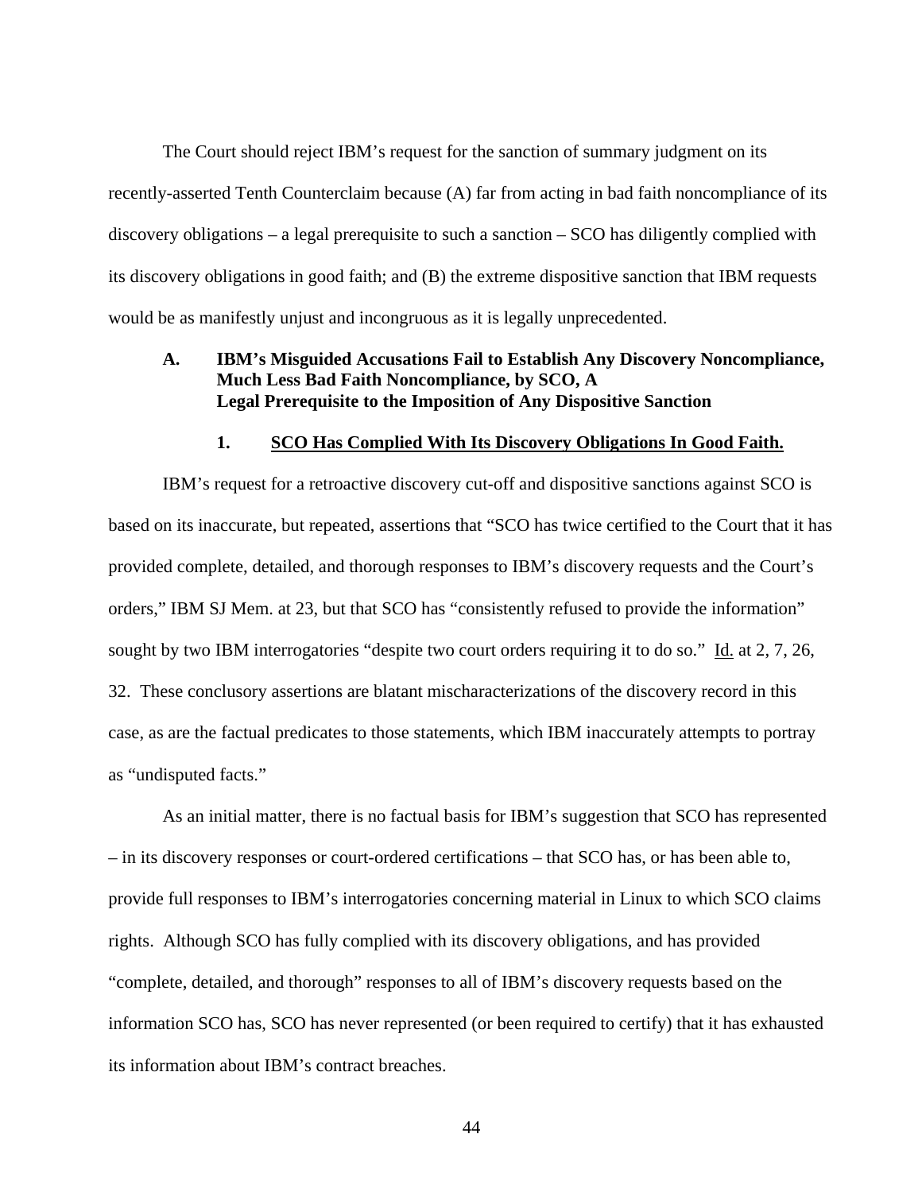The Court should reject IBM's request for the sanction of summary judgment on its recently-asserted Tenth Counterclaim because (A) far from acting in bad faith noncompliance of its discovery obligations – a legal prerequisite to such a sanction – SCO has diligently complied with its discovery obligations in good faith; and (B) the extreme dispositive sanction that IBM requests would be as manifestly unjust and incongruous as it is legally unprecedented.

**A. IBM's Misguided Accusations Fail to Establish Any Discovery Noncompliance, Much Less Bad Faith Noncompliance, by SCO, A Legal Prerequisite to the Imposition of Any Dispositive Sanction**

**1. <u>SCO Has Complied With Its Discovery Obligations In Good Faith.</u>**

IBM's request for a retroactive discovery cut-off and dispositive sanctions against SCO is based on its inaccurate, but repeated, assertions that "SCO has twice certified to the Court that it has provided complete, detailed, and thorough responses to IBM's discovery requests and the Court's orders," IBM SJ Mem. at 23, but that SCO has "consistently refused to provide the information" sought by two IBM interrogatories "despite two court orders requiring it to do so." <u>Id.</u> at 2, 7, 26, 32. These conclusory assertions are blatant mischaracterizations of the discovery record in this case, as are the factual predicates to those statements, which IBM inaccurately attempts to portray as "undisputed facts."

As an initial matter, there is no factual basis for IBM's suggestion that SCO has represented – in its discovery responses or court-ordered certifications – that SCO has, or has been able to, provide full responses to IBM's interrogatories concerning material in Linux to which SCO claims rights. Although SCO has fully complied with its discovery obligations, and has provided "complete, detailed, and thorough" responses to all of IBM's discovery requests based on the information SCO has, SCO has never represented (or been required to certify) that it has exhausted its information about IBM's contract breaches.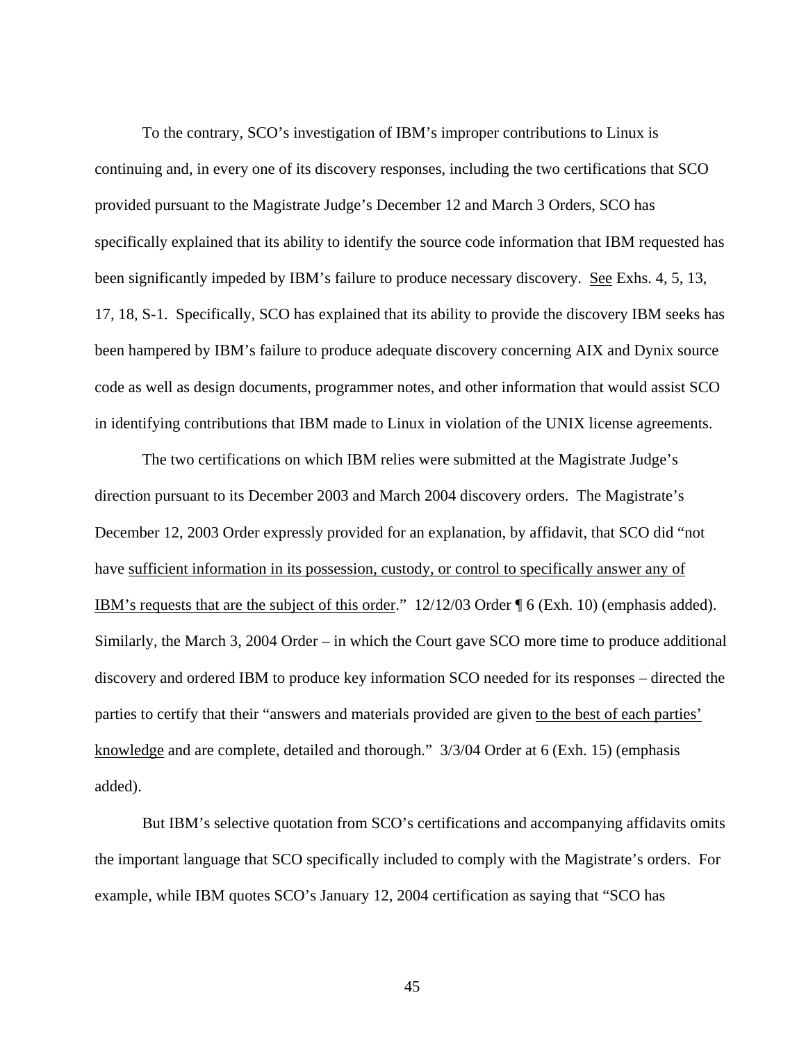To the contrary, SCO's investigation of IBM's improper contributions to Linux is continuing and, in every one of its discovery responses, including the two certifications that SCO provided pursuant to the Magistrate Judge's December 12 and March 3 Orders, SCO has specifically explained that its ability to identify the source code information that IBM requested has been significantly impeded by IBM's failure to produce necessary discovery. See Exhs. 4, 5, 13, 17, 18, S-1. Specifically, SCO has explained that its ability to provide the discovery IBM seeks has been hampered by IBM's failure to produce adequate discovery concerning AIX and Dynix source code as well as design documents, programmer notes, and other information that would assist SCO in identifying contributions that IBM made to Linux in violation of the UNIX license agreements.

The two certifications on which IBM relies were submitted at the Magistrate Judge's direction pursuant to its December 2003 and March 2004 discovery orders. The Magistrate's December 12, 2003 Order expressly provided for an explanation, by affidavit, that SCO did "not have sufficient information in its possession, custody, or control to specifically answer any of IBM's requests that are the subject of this order." 12/12/03 Order ¶ 6 (Exh. 10) (emphasis added). Similarly, the March 3, 2004 Order – in which the Court gave SCO more time to produce additional discovery and ordered IBM to produce key information SCO needed for its responses – directed the parties to certify that their "answers and materials provided are given to the best of each parties' knowledge and are complete, detailed and thorough." 3/3/04 Order at 6 (Exh. 15) (emphasis added).

But IBM's selective quotation from SCO's certifications and accompanying affidavits omits the important language that SCO specifically included to comply with the Magistrate's orders. For example, while IBM quotes SCO's January 12, 2004 certification as saying that "SCO has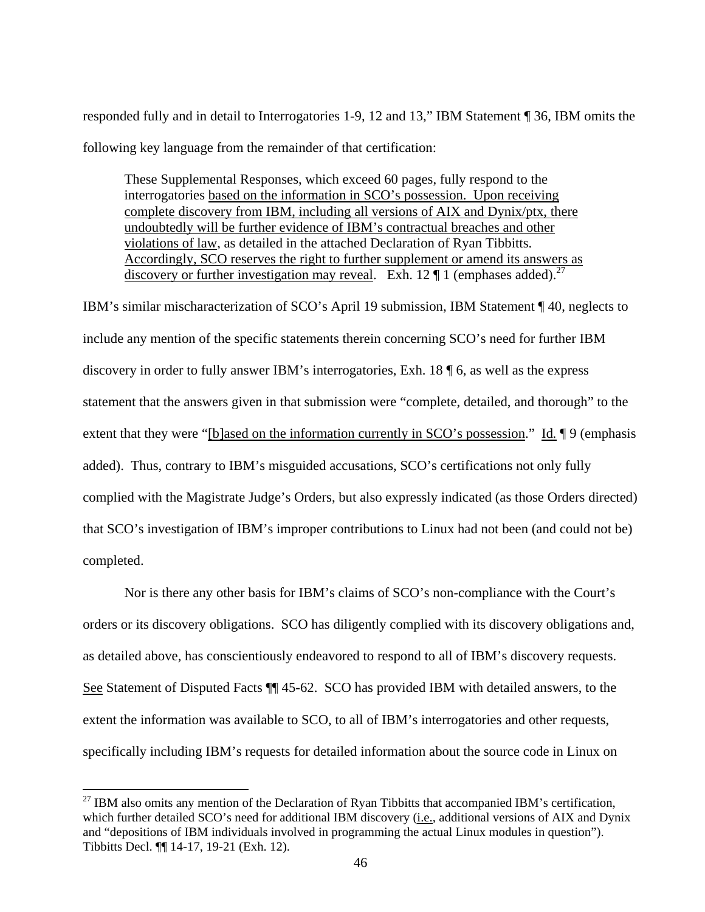responded fully and in detail to Interrogatories 1-9, 12 and 13," IBM Statement ¶ 36, IBM omits the following key language from the remainder of that certification:

> These Supplemental Responses, which exceed 60 pages, fully respond to the interrogatories <u>based on the information in SCO's possession. Upon receiving complete discovery from IBM, including all versions of AIX and Dynix/ptx, there undoubtedly will be further evidence of IBM's contractual breaches and other violations of law</u>, as detailed in the attached Declaration of Ryan Tibbitts. <u>Accordingly, SCO reserves the right to further supplement or amend its answers as discovery or further investigation may reveal</u>. Exh. 12 ¶ 1 (emphases added).[27]

IBM's similar mischaracterization of SCO's April 19 submission, IBM Statement ¶ 40, neglects to include any mention of the specific statements therein concerning SCO's need for further IBM discovery in order to fully answer IBM's interrogatories, Exh. 18 ¶ 6, as well as the express statement that the answers given in that submission were "complete, detailed, and thorough" to the extent that they were "<u>[b]ased on the information currently in SCO's possession</u>." <u>Id.</u> ¶ 9 (emphasis added). Thus, contrary to IBM's misguided accusations, SCO's certifications not only fully complied with the Magistrate Judge's Orders, but also expressly indicated (as those Orders directed) that SCO's investigation of IBM's improper contributions to Linux had not been (and could not be) completed.

Nor is there any other basis for IBM's claims of SCO's non-compliance with the Court's orders or its discovery obligations. SCO has diligently complied with its discovery obligations and, as detailed above, has conscientiously endeavored to respond to all of IBM's discovery requests. <u>See</u> Statement of Disputed Facts ¶¶ 45-62. SCO has provided IBM with detailed answers, to the extent the information was available to SCO, to all of IBM's interrogatories and other requests, specifically including IBM's requests for detailed information about the source code in Linux on

---

[27] IBM also omits any mention of the Declaration of Ryan Tibbitts that accompanied IBM's certification, which further detailed SCO's need for additional IBM discovery (<u>i.e.</u>, additional versions of AIX and Dynix and "depositions of IBM individuals involved in programming the actual Linux modules in question"). Tibbitts Decl. ¶¶ 14-17, 19-21 (Exh. 12).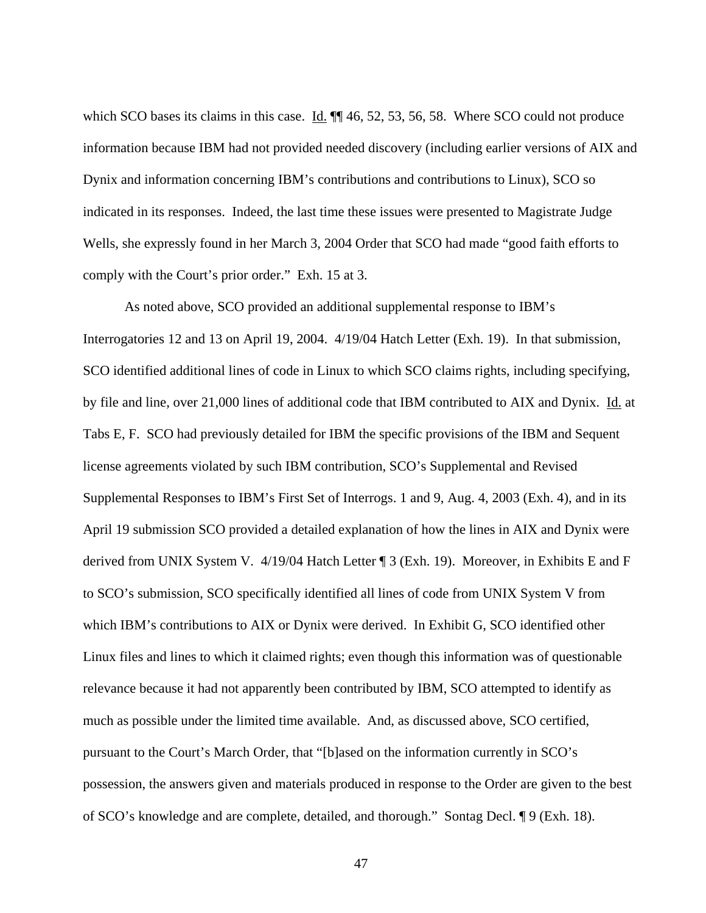which SCO bases its claims in this case. Id. ¶¶ 46, 52, 53, 56, 58. Where SCO could not produce information because IBM had not provided needed discovery (including earlier versions of AIX and Dynix and information concerning IBM's contributions and contributions to Linux), SCO so indicated in its responses. Indeed, the last time these issues were presented to Magistrate Judge Wells, she expressly found in her March 3, 2004 Order that SCO had made "good faith efforts to comply with the Court's prior order." Exh. 15 at 3.

As noted above, SCO provided an additional supplemental response to IBM's Interrogatories 12 and 13 on April 19, 2004. 4/19/04 Hatch Letter (Exh. 19). In that submission, SCO identified additional lines of code in Linux to which SCO claims rights, including specifying, by file and line, over 21,000 lines of additional code that IBM contributed to AIX and Dynix. Id. at Tabs E, F. SCO had previously detailed for IBM the specific provisions of the IBM and Sequent license agreements violated by such IBM contribution, SCO's Supplemental and Revised Supplemental Responses to IBM's First Set of Interrogs. 1 and 9, Aug. 4, 2003 (Exh. 4), and in its April 19 submission SCO provided a detailed explanation of how the lines in AIX and Dynix were derived from UNIX System V. 4/19/04 Hatch Letter ¶ 3 (Exh. 19). Moreover, in Exhibits E and F to SCO's submission, SCO specifically identified all lines of code from UNIX System V from which IBM's contributions to AIX or Dynix were derived. In Exhibit G, SCO identified other Linux files and lines to which it claimed rights; even though this information was of questionable relevance because it had not apparently been contributed by IBM, SCO attempted to identify as much as possible under the limited time available. And, as discussed above, SCO certified, pursuant to the Court's March Order, that "[b]ased on the information currently in SCO's possession, the answers given and materials produced in response to the Order are given to the best of SCO's knowledge and are complete, detailed, and thorough." Sontag Decl. ¶ 9 (Exh. 18).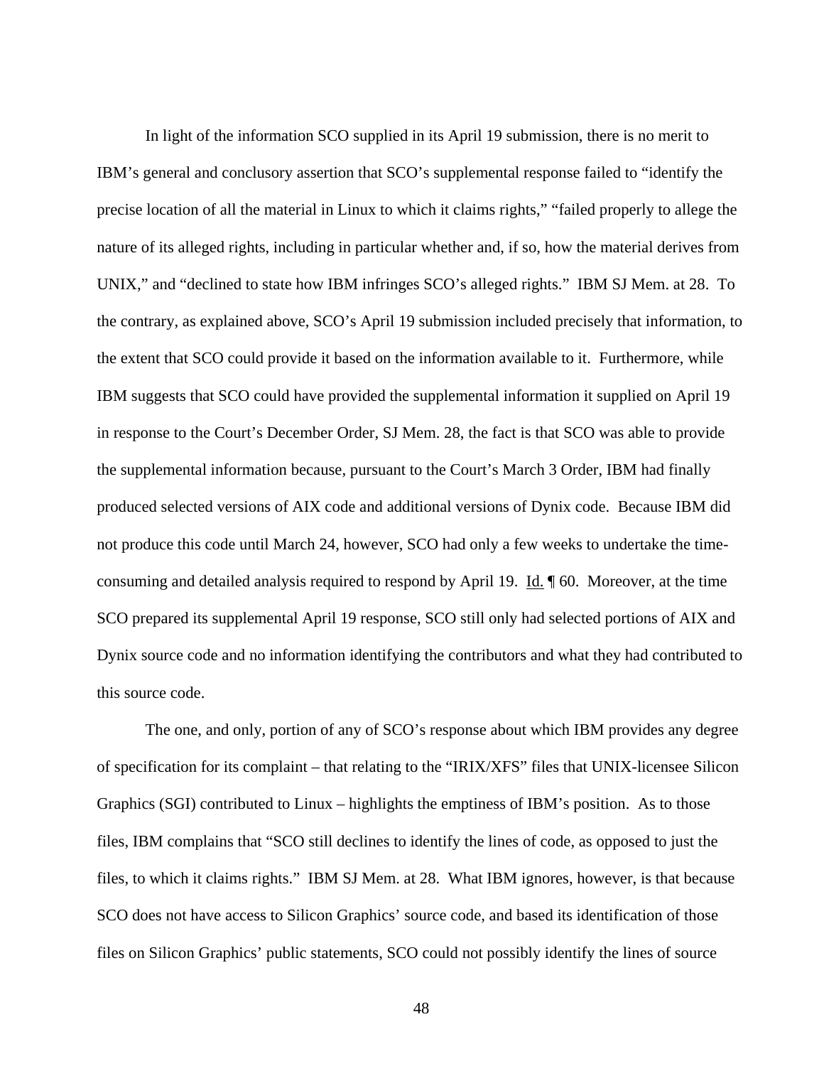In light of the information SCO supplied in its April 19 submission, there is no merit to IBM's general and conclusory assertion that SCO's supplemental response failed to "identify the precise location of all the material in Linux to which it claims rights," "failed properly to allege the nature of its alleged rights, including in particular whether and, if so, how the material derives from UNIX," and "declined to state how IBM infringes SCO's alleged rights." IBM SJ Mem. at 28. To the contrary, as explained above, SCO's April 19 submission included precisely that information, to the extent that SCO could provide it based on the information available to it. Furthermore, while IBM suggests that SCO could have provided the supplemental information it supplied on April 19 in response to the Court's December Order, SJ Mem. 28, the fact is that SCO was able to provide the supplemental information because, pursuant to the Court's March 3 Order, IBM had finally produced selected versions of AIX code and additional versions of Dynix code. Because IBM did not produce this code until March 24, however, SCO had only a few weeks to undertake the time-consuming and detailed analysis required to respond by April 19. Id. ¶ 60. Moreover, at the time SCO prepared its supplemental April 19 response, SCO still only had selected portions of AIX and Dynix source code and no information identifying the contributors and what they had contributed to this source code.

The one, and only, portion of any of SCO's response about which IBM provides any degree of specification for its complaint – that relating to the "IRIX/XFS" files that UNIX-licensee Silicon Graphics (SGI) contributed to Linux – highlights the emptiness of IBM's position. As to those files, IBM complains that "SCO still declines to identify the lines of code, as opposed to just the files, to which it claims rights." IBM SJ Mem. at 28. What IBM ignores, however, is that because SCO does not have access to Silicon Graphics' source code, and based its identification of those files on Silicon Graphics' public statements, SCO could not possibly identify the lines of source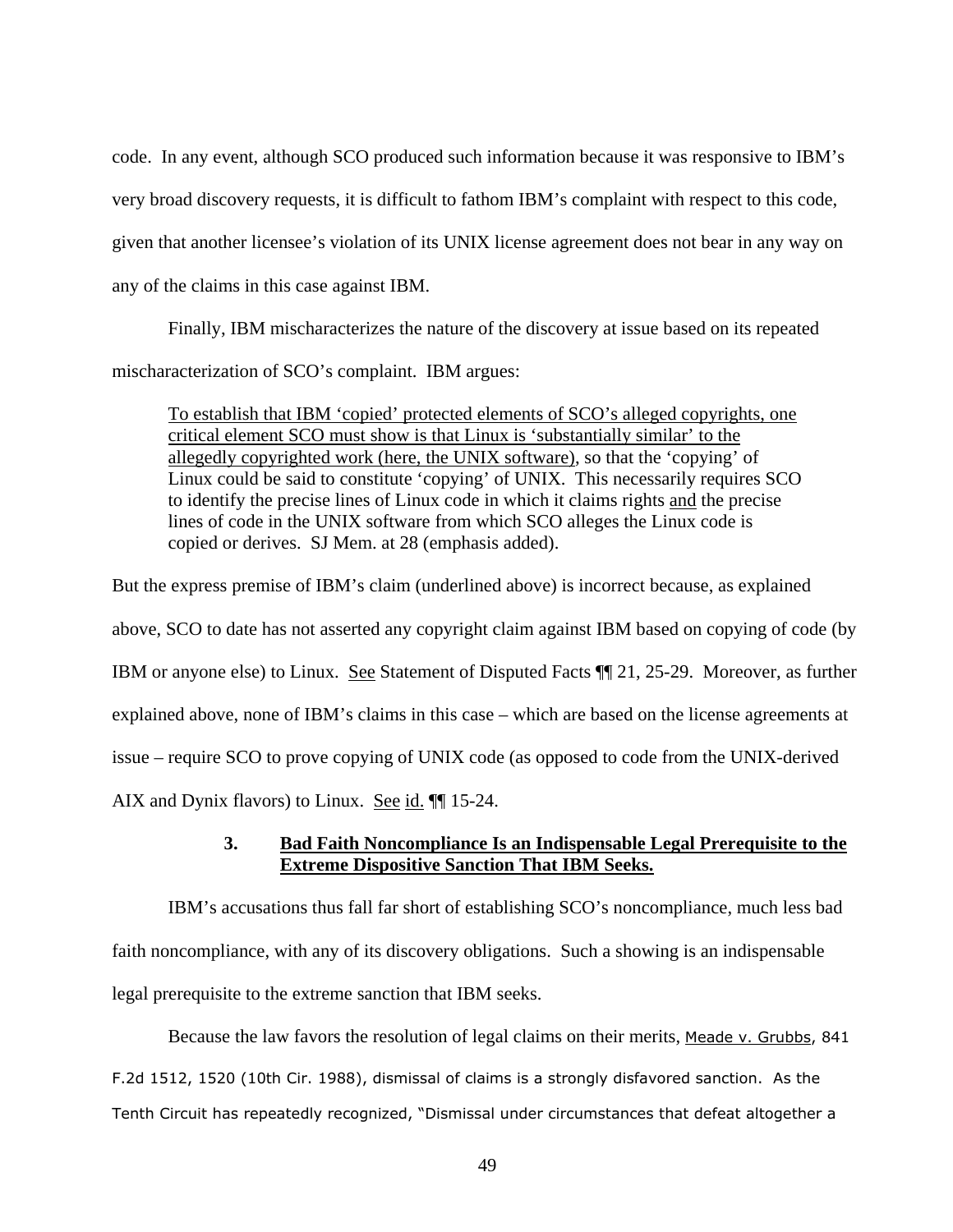code. In any event, although SCO produced such information because it was responsive to IBM's very broad discovery requests, it is difficult to fathom IBM's complaint with respect to this code, given that another licensee's violation of its UNIX license agreement does not bear in any way on any of the claims in this case against IBM.

Finally, IBM mischaracterizes the nature of the discovery at issue based on its repeated mischaracterization of SCO's complaint. IBM argues:

> <u>To establish that IBM 'copied' protected elements of SCO's alleged copyrights, one critical element SCO must show is that Linux is 'substantially similar' to the allegedly copyrighted work (here, the UNIX software)</u>, so that the 'copying' of Linux could be said to constitute 'copying' of UNIX. This necessarily requires SCO to identify the precise lines of Linux code in which it claims rights <u>and</u> the precise lines of code in the UNIX software from which SCO alleges the Linux code is copied or derives. SJ Mem. at 28 (emphasis added).

But the express premise of IBM's claim (underlined above) is incorrect because, as explained above, SCO to date has not asserted any copyright claim against IBM based on copying of code (by IBM or anyone else) to Linux. <u>See</u> Statement of Disputed Facts ¶¶ 21, 25-29. Moreover, as further explained above, none of IBM's claims in this case – which are based on the license agreements at issue – require SCO to prove copying of UNIX code (as opposed to code from the UNIX-derived AIX and Dynix flavors) to Linux. <u>See</u> <u>id.</u> ¶¶ 15-24.

### 3. <u>**Bad Faith Noncompliance Is an Indispensable Legal Prerequisite to the Extreme Dispositive Sanction That IBM Seeks.**</u>

IBM's accusations thus fall far short of establishing SCO's noncompliance, much less bad faith noncompliance, with any of its discovery obligations. Such a showing is an indispensable legal prerequisite to the extreme sanction that IBM seeks.

Because the law favors the resolution of legal claims on their merits, <u>Meade v. Grubbs</u>, 841 F.2d 1512, 1520 (10th Cir. 1988), dismissal of claims is a strongly disfavored sanction. As the Tenth Circuit has repeatedly recognized, "Dismissal under circumstances that defeat altogether a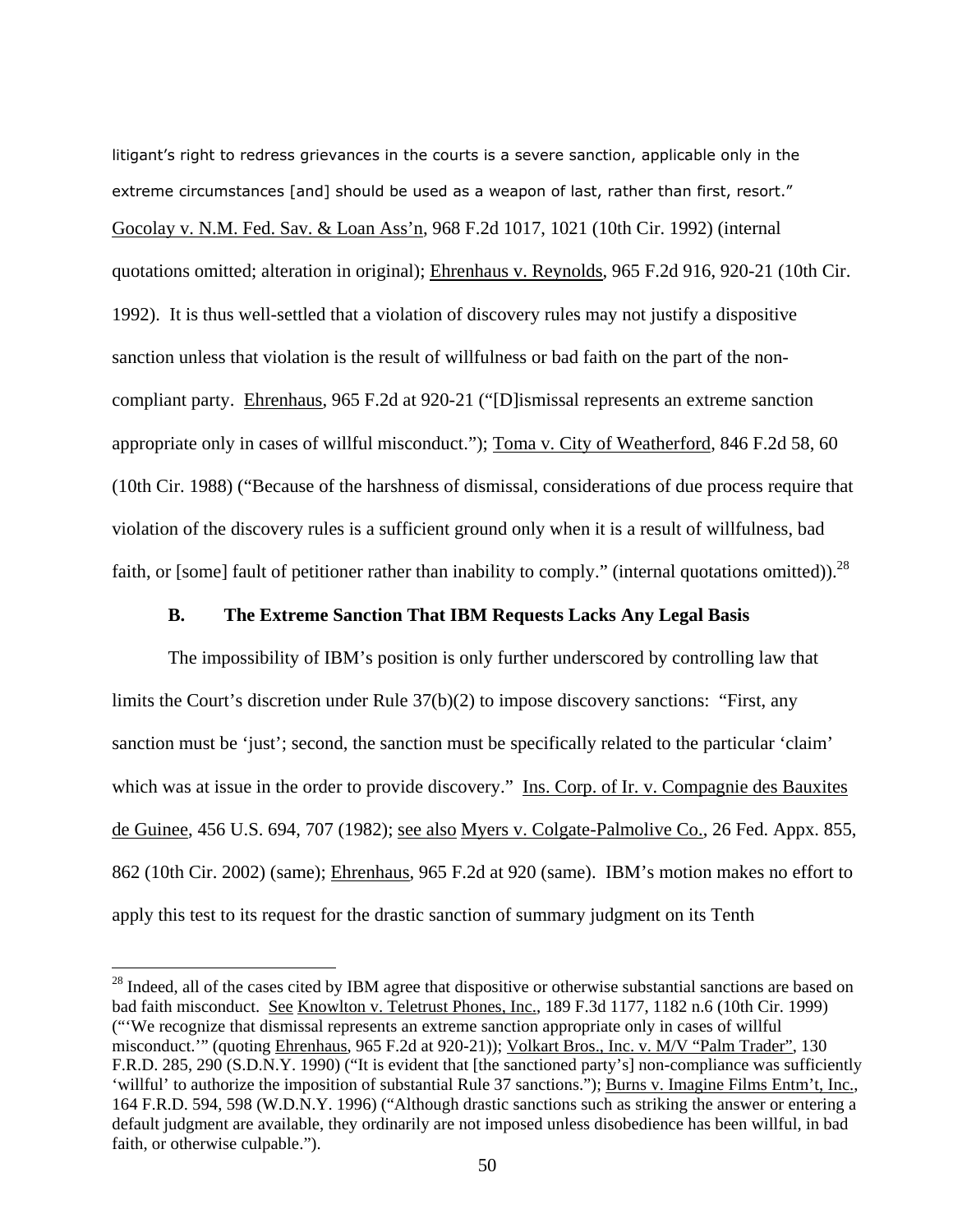litigant's right to redress grievances in the courts is a severe sanction, applicable only in the extreme circumstances [and] should be used as a weapon of last, rather than first, resort." Gocolay v. N.M. Fed. Sav. & Loan Ass'n, 968 F.2d 1017, 1021 (10th Cir. 1992) (internal quotations omitted; alteration in original); Ehrenhaus v. Reynolds, 965 F.2d 916, 920-21 (10th Cir. 1992). It is thus well-settled that a violation of discovery rules may not justify a dispositive sanction unless that violation is the result of willfulness or bad faith on the part of the non-compliant party. Ehrenhaus, 965 F.2d at 920-21 ("[D]ismissal represents an extreme sanction appropriate only in cases of willful misconduct."); Toma v. City of Weatherford, 846 F.2d 58, 60 (10th Cir. 1988) ("Because of the harshness of dismissal, considerations of due process require that violation of the discovery rules is a sufficient ground only when it is a result of willfulness, bad faith, or [some] fault of petitioner rather than inability to comply." (internal quotations omitted)).[28]

### B. The Extreme Sanction That IBM Requests Lacks Any Legal Basis

The impossibility of IBM's position is only further underscored by controlling law that limits the Court's discretion under Rule 37(b)(2) to impose discovery sanctions: "First, any sanction must be 'just'; second, the sanction must be specifically related to the particular 'claim' which was at issue in the order to provide discovery." Ins. Corp. of Ir. v. Compagnie des Bauxites de Guinee, 456 U.S. 694, 707 (1982); see also Myers v. Colgate-Palmolive Co., 26 Fed. Appx. 855, 862 (10th Cir. 2002) (same); Ehrenhaus, 965 F.2d at 920 (same). IBM's motion makes no effort to apply this test to its request for the drastic sanction of summary judgment on its Tenth

---

[28] Indeed, all of the cases cited by IBM agree that dispositive or otherwise substantial sanctions are based on bad faith misconduct. See Knowlton v. Teletrust Phones, Inc., 189 F.3d 1177, 1182 n.6 (10th Cir. 1999) ("'We recognize that dismissal represents an extreme sanction appropriate only in cases of willful misconduct.'" (quoting Ehrenhaus, 965 F.2d at 920-21)); Volkart Bros., Inc. v. M/V "Palm Trader", 130 F.R.D. 285, 290 (S.D.N.Y. 1990) ("It is evident that [the sanctioned party's] non-compliance was sufficiently 'willful' to authorize the imposition of substantial Rule 37 sanctions."); Burns v. Imagine Films Entm't, Inc., 164 F.R.D. 594, 598 (W.D.N.Y. 1996) ("Although drastic sanctions such as striking the answer or entering a default judgment are available, they ordinarily are not imposed unless disobedience has been willful, in bad faith, or otherwise culpable.").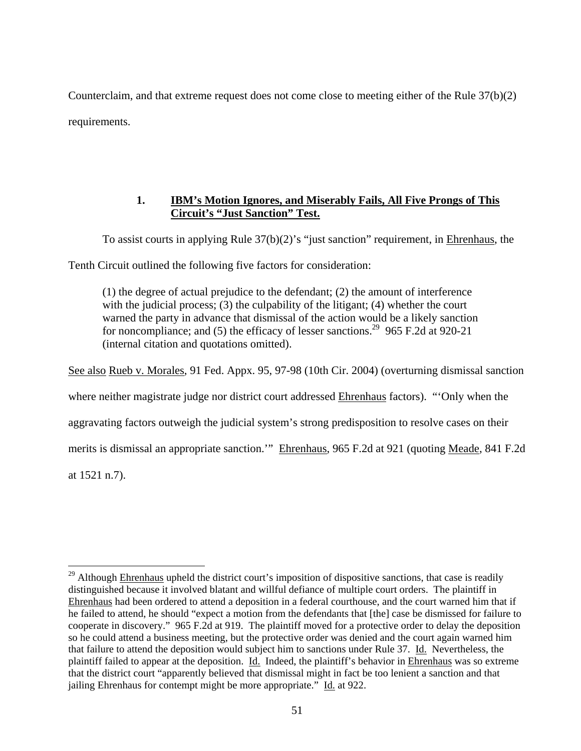Counterclaim, and that extreme request does not come close to meeting either of the Rule 37(b)(2) requirements.

### 1. IBM's Motion Ignores, and Miserably Fails, All Five Prongs of This Circuit's "Just Sanction" Test.

To assist courts in applying Rule 37(b)(2)'s "just sanction" requirement, in Ehrenhaus, the Tenth Circuit outlined the following five factors for consideration:

> (1) the degree of actual prejudice to the defendant; (2) the amount of interference with the judicial process; (3) the culpability of the litigant; (4) whether the court warned the party in advance that dismissal of the action would be a likely sanction for noncompliance; and (5) the efficacy of lesser sanctions.[29] 965 F.2d at 920-21 (internal citation and quotations omitted).

See also Rueb v. Morales, 91 Fed. Appx. 95, 97-98 (10th Cir. 2004) (overturning dismissal sanction where neither magistrate judge nor district court addressed Ehrenhaus factors). "'Only when the aggravating factors outweigh the judicial system's strong predisposition to resolve cases on their merits is dismissal an appropriate sanction.'" Ehrenhaus, 965 F.2d at 921 (quoting Meade, 841 F.2d at 1521 n.7).

---

[29] Although Ehrenhaus upheld the district court's imposition of dispositive sanctions, that case is readily distinguished because it involved blatant and willful defiance of multiple court orders. The plaintiff in Ehrenhaus had been ordered to attend a deposition in a federal courthouse, and the court warned him that if he failed to attend, he should "expect a motion from the defendants that [the] case be dismissed for failure to cooperate in discovery." 965 F.2d at 919. The plaintiff moved for a protective order to delay the deposition so he could attend a business meeting, but the protective order was denied and the court again warned him that failure to attend the deposition would subject him to sanctions under Rule 37. Id. Nevertheless, the plaintiff failed to appear at the deposition. Id. Indeed, the plaintiff's behavior in Ehrenhaus was so extreme that the district court "apparently believed that dismissal might in fact be too lenient a sanction and that jailing Ehrenhaus for contempt might be more appropriate." Id. at 922.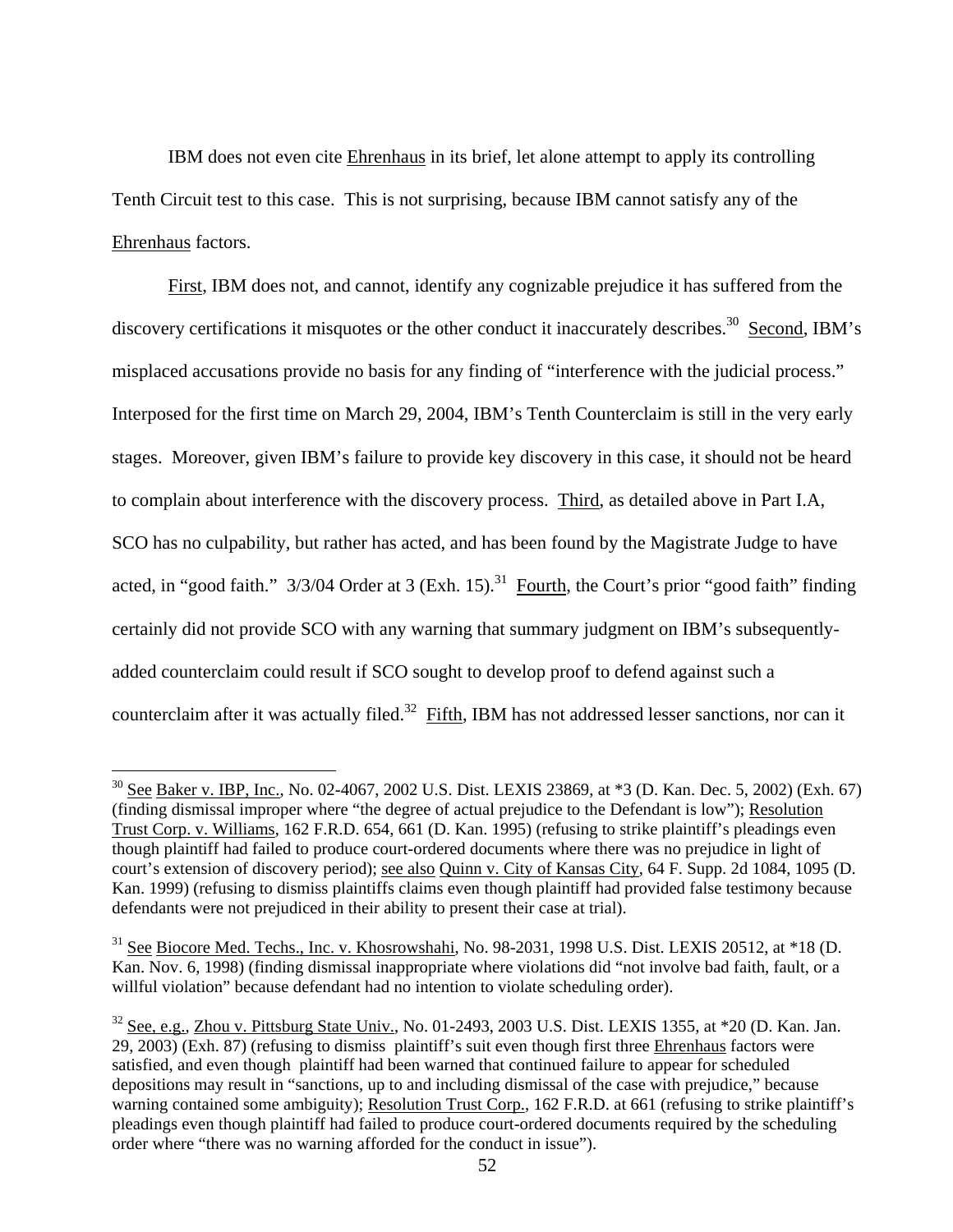IBM does not even cite Ehrenhaus in its brief, let alone attempt to apply its controlling Tenth Circuit test to this case. This is not surprising, because IBM cannot satisfy any of the Ehrenhaus factors.

First, IBM does not, and cannot, identify any cognizable prejudice it has suffered from the discovery certifications it misquotes or the other conduct it inaccurately describes.[30] Second, IBM's misplaced accusations provide no basis for any finding of "interference with the judicial process." Interposed for the first time on March 29, 2004, IBM's Tenth Counterclaim is still in the very early stages. Moreover, given IBM's failure to provide key discovery in this case, it should not be heard to complain about interference with the discovery process. Third, as detailed above in Part I.A, SCO has no culpability, but rather has acted, and has been found by the Magistrate Judge to have acted, in "good faith." 3/3/04 Order at 3 (Exh. 15).[31] Fourth, the Court's prior "good faith" finding certainly did not provide SCO with any warning that summary judgment on IBM's subsequently-added counterclaim could result if SCO sought to develop proof to defend against such a counterclaim after it was actually filed.[32] Fifth, IBM has not addressed lesser sanctions, nor can it

---

[30] See Baker v. IBP, Inc., No. 02-4067, 2002 U.S. Dist. LEXIS 23869, at *3 (D. Kan. Dec. 5, 2002) (Exh. 67) (finding dismissal improper where "the degree of actual prejudice to the Defendant is low"); Resolution Trust Corp. v. Williams, 162 F.R.D. 654, 661 (D. Kan. 1995) (refusing to strike plaintiff's pleadings even though plaintiff had failed to produce court-ordered documents where there was no prejudice in light of court's extension of discovery period); see also Quinn v. City of Kansas City, 64 F. Supp. 2d 1084, 1095 (D. Kan. 1999) (refusing to dismiss plaintiffs claims even though plaintiff had provided false testimony because defendants were not prejudiced in their ability to present their case at trial).

[31] See Biocore Med. Techs., Inc. v. Khosrowshahi, No. 98-2031, 1998 U.S. Dist. LEXIS 20512, at *18 (D. Kan. Nov. 6, 1998) (finding dismissal inappropriate where violations did "not involve bad faith, fault, or a willful violation" because defendant had no intention to violate scheduling order).

[32] See, e.g., Zhou v. Pittsburg State Univ., No. 01-2493, 2003 U.S. Dist. LEXIS 1355, at *20 (D. Kan. Jan. 29, 2003) (Exh. 87) (refusing to dismiss plaintiff's suit even though first three Ehrenhaus factors were satisfied, and even though plaintiff had been warned that continued failure to appear for scheduled depositions may result in "sanctions, up to and including dismissal of the case with prejudice," because warning contained some ambiguity); Resolution Trust Corp., 162 F.R.D. at 661 (refusing to strike plaintiff's pleadings even though plaintiff had failed to produce court-ordered documents required by the scheduling order where "there was no warning afforded for the conduct in issue").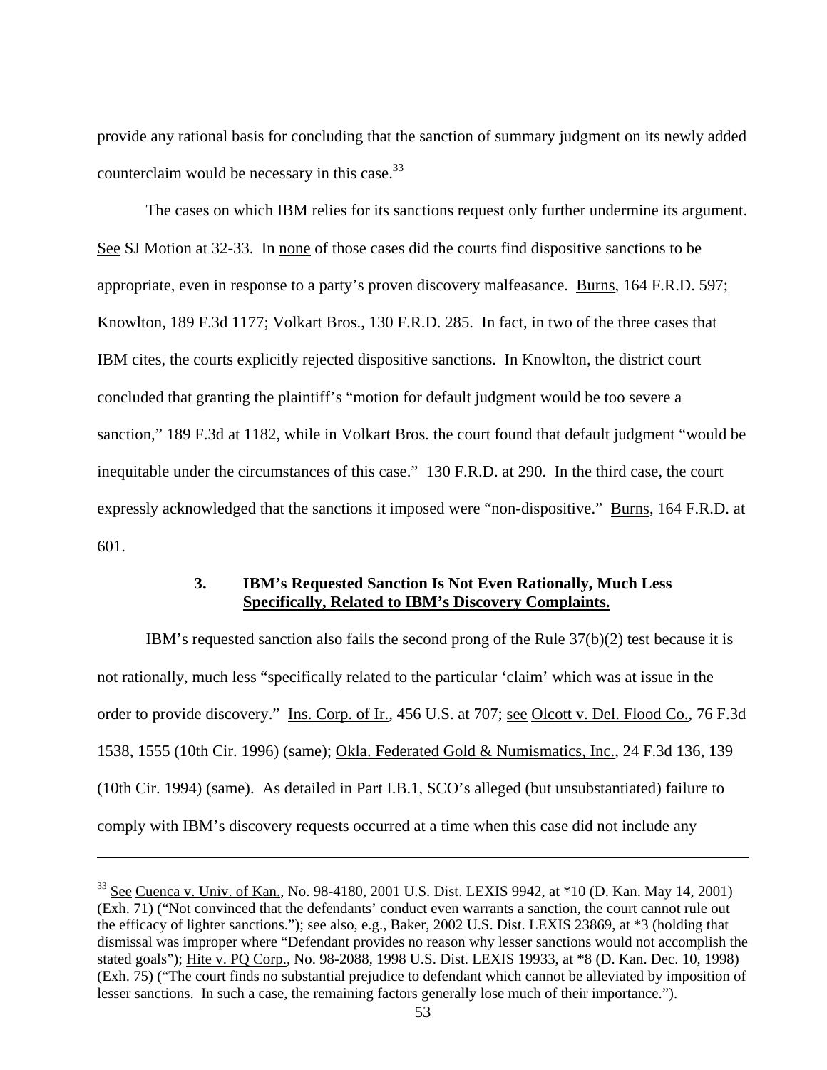provide any rational basis for concluding that the sanction of summary judgment on its newly added counterclaim would be necessary in this case.[33]

The cases on which IBM relies for its sanctions request only further undermine its argument. See SJ Motion at 32-33. In none of those cases did the courts find dispositive sanctions to be appropriate, even in response to a party's proven discovery malfeasance. Burns, 164 F.R.D. 597; Knowlton, 189 F.3d 1177; Volkart Bros., 130 F.R.D. 285. In fact, in two of the three cases that IBM cites, the courts explicitly rejected dispositive sanctions. In Knowlton, the district court concluded that granting the plaintiff's "motion for default judgment would be too severe a sanction," 189 F.3d at 1182, while in Volkart Bros. the court found that default judgment "would be inequitable under the circumstances of this case." 130 F.R.D. at 290. In the third case, the court expressly acknowledged that the sanctions it imposed were "non-dispositive." Burns, 164 F.R.D. at 601.

### 3. IBM's Requested Sanction Is Not Even Rationally, Much Less Specifically, Related to IBM's Discovery Complaints.

IBM's requested sanction also fails the second prong of the Rule 37(b)(2) test because it is not rationally, much less "specifically related to the particular 'claim' which was at issue in the order to provide discovery." Ins. Corp. of Ir., 456 U.S. at 707; see Olcott v. Del. Flood Co., 76 F.3d 1538, 1555 (10th Cir. 1996) (same); Okla. Federated Gold & Numismatics, Inc., 24 F.3d 136, 139 (10th Cir. 1994) (same). As detailed in Part I.B.1, SCO's alleged (but unsubstantiated) failure to comply with IBM's discovery requests occurred at a time when this case did not include any

---

[33] See Cuenca v. Univ. of Kan., No. 98-4180, 2001 U.S. Dist. LEXIS 9942, at *10 (D. Kan. May 14, 2001) (Exh. 71) ("Not convinced that the defendants' conduct even warrants a sanction, the court cannot rule out the efficacy of lighter sanctions."); see also, e.g., Baker, 2002 U.S. Dist. LEXIS 23869, at *3 (holding that dismissal was improper where "Defendant provides no reason why lesser sanctions would not accomplish the stated goals"); Hite v. PQ Corp., No. 98-2088, 1998 U.S. Dist. LEXIS 19933, at *8 (D. Kan. Dec. 10, 1998) (Exh. 75) ("The court finds no substantial prejudice to defendant which cannot be alleviated by imposition of lesser sanctions. In such a case, the remaining factors generally lose much of their importance.").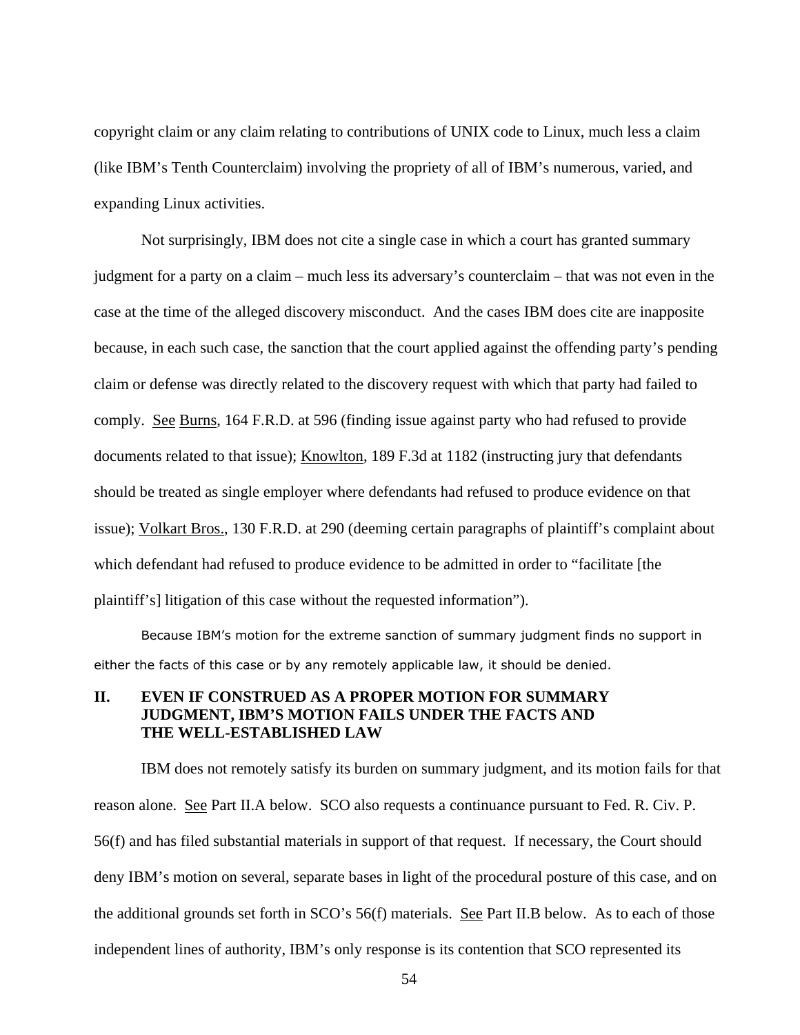copyright claim or any claim relating to contributions of UNIX code to Linux, much less a claim (like IBM's Tenth Counterclaim) involving the propriety of all of IBM's numerous, varied, and expanding Linux activities.

Not surprisingly, IBM does not cite a single case in which a court has granted summary judgment for a party on a claim – much less its adversary's counterclaim – that was not even in the case at the time of the alleged discovery misconduct. And the cases IBM does cite are inapposite because, in each such case, the sanction that the court applied against the offending party's pending claim or defense was directly related to the discovery request with which that party had failed to comply. See Burns, 164 F.R.D. at 596 (finding issue against party who had refused to provide documents related to that issue); Knowlton, 189 F.3d at 1182 (instructing jury that defendants should be treated as single employer where defendants had refused to produce evidence on that issue); Volkart Bros., 130 F.R.D. at 290 (deeming certain paragraphs of plaintiff's complaint about which defendant had refused to produce evidence to be admitted in order to "facilitate [the plaintiff's] litigation of this case without the requested information").

Because IBM's motion for the extreme sanction of summary judgment finds no support in either the facts of this case or by any remotely applicable law, it should be denied.

## II. EVEN IF CONSTRUED AS A PROPER MOTION FOR SUMMARY JUDGMENT, IBM'S MOTION FAILS UNDER THE FACTS AND THE WELL-ESTABLISHED LAW

IBM does not remotely satisfy its burden on summary judgment, and its motion fails for that reason alone. See Part II.A below. SCO also requests a continuance pursuant to Fed. R. Civ. P. 56(f) and has filed substantial materials in support of that request. If necessary, the Court should deny IBM's motion on several, separate bases in light of the procedural posture of this case, and on the additional grounds set forth in SCO's 56(f) materials. See Part II.B below. As to each of those independent lines of authority, IBM's only response is its contention that SCO represented its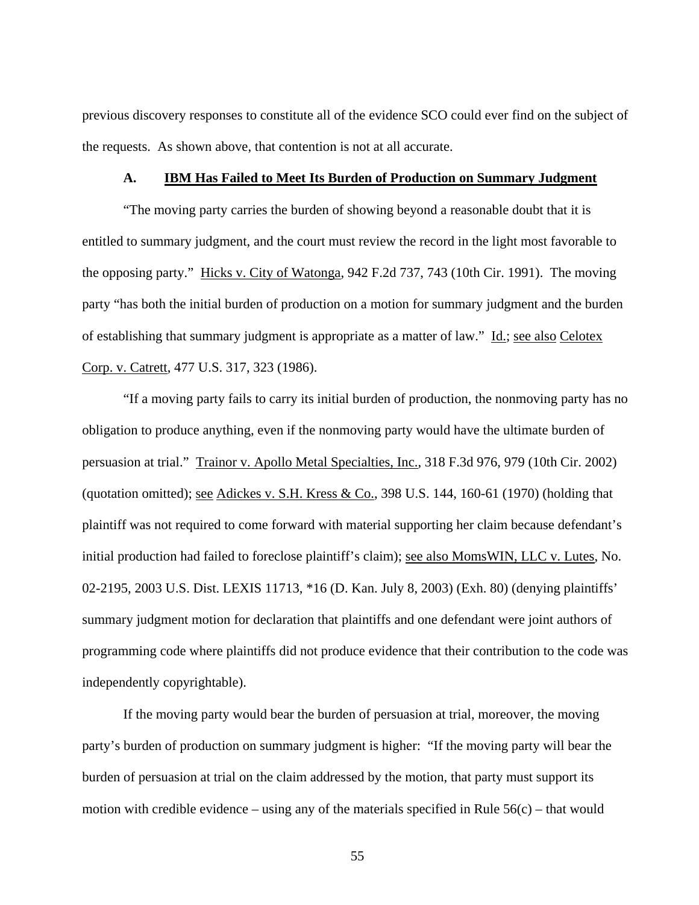previous discovery responses to constitute all of the evidence SCO could ever find on the subject of the requests. As shown above, that contention is not at all accurate.

### A. IBM Has Failed to Meet Its Burden of Production on Summary Judgment

"The moving party carries the burden of showing beyond a reasonable doubt that it is entitled to summary judgment, and the court must review the record in the light most favorable to the opposing party." Hicks v. City of Watonga, 942 F.2d 737, 743 (10th Cir. 1991). The moving party "has both the initial burden of production on a motion for summary judgment and the burden of establishing that summary judgment is appropriate as a matter of law." Id.; see also Celotex Corp. v. Catrett, 477 U.S. 317, 323 (1986).

"If a moving party fails to carry its initial burden of production, the nonmoving party has no obligation to produce anything, even if the nonmoving party would have the ultimate burden of persuasion at trial." Trainor v. Apollo Metal Specialties, Inc., 318 F.3d 976, 979 (10th Cir. 2002) (quotation omitted); see Adickes v. S.H. Kress & Co., 398 U.S. 144, 160-61 (1970) (holding that plaintiff was not required to come forward with material supporting her claim because defendant's initial production had failed to foreclose plaintiff's claim); see also MomsWIN, LLC v. Lutes, No. 02-2195, 2003 U.S. Dist. LEXIS 11713, *16 (D. Kan. July 8, 2003) (Exh. 80) (denying plaintiffs' summary judgment motion for declaration that plaintiffs and one defendant were joint authors of programming code where plaintiffs did not produce evidence that their contribution to the code was independently copyrightable).

If the moving party would bear the burden of persuasion at trial, moreover, the moving party's burden of production on summary judgment is higher: "If the moving party will bear the burden of persuasion at trial on the claim addressed by the motion, that party must support its motion with credible evidence – using any of the materials specified in Rule 56(c) – that would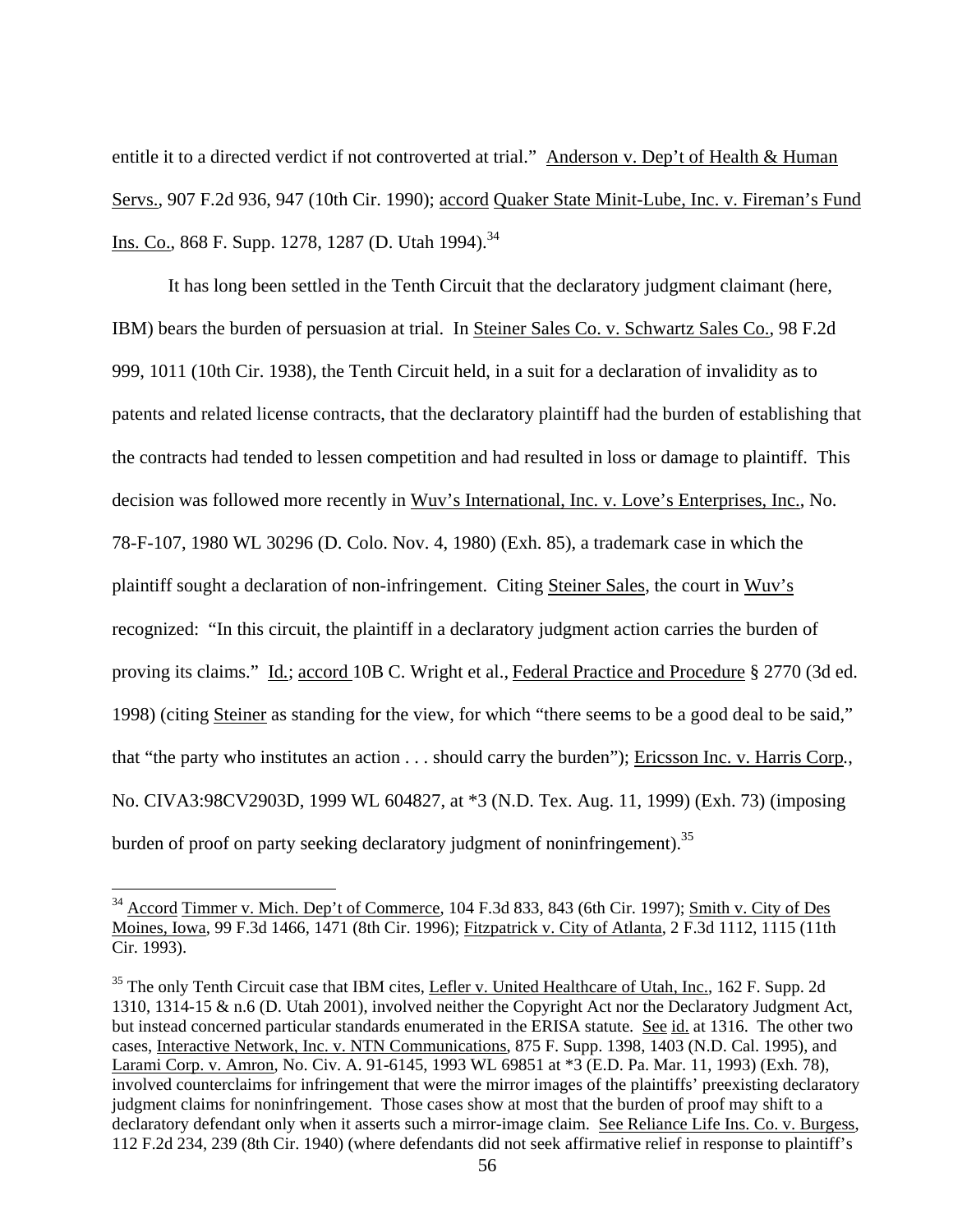entitle it to a directed verdict if not controverted at trial." Anderson v. Dep't of Health & Human Servs., 907 F.2d 936, 947 (10th Cir. 1990); accord Quaker State Minit-Lube, Inc. v. Fireman's Fund Ins. Co., 868 F. Supp. 1278, 1287 (D. Utah 1994).[34]

It has long been settled in the Tenth Circuit that the declaratory judgment claimant (here, IBM) bears the burden of persuasion at trial. In Steiner Sales Co. v. Schwartz Sales Co., 98 F.2d 999, 1011 (10th Cir. 1938), the Tenth Circuit held, in a suit for a declaration of invalidity as to patents and related license contracts, that the declaratory plaintiff had the burden of establishing that the contracts had tended to lessen competition and had resulted in loss or damage to plaintiff. This decision was followed more recently in Wuv's International, Inc. v. Love's Enterprises, Inc., No. 78-F-107, 1980 WL 30296 (D. Colo. Nov. 4, 1980) (Exh. 85), a trademark case in which the plaintiff sought a declaration of non-infringement. Citing Steiner Sales, the court in Wuv's recognized: "In this circuit, the plaintiff in a declaratory judgment action carries the burden of proving its claims." Id.; accord 10B C. Wright et al., Federal Practice and Procedure § 2770 (3d ed. 1998) (citing Steiner as standing for the view, for which "there seems to be a good deal to be said," that "the party who institutes an action . . . should carry the burden"); Ericsson Inc. v. Harris Corp., No. CIVA3:98CV2903D, 1999 WL 604827, at *3 (N.D. Tex. Aug. 11, 1999) (Exh. 73) (imposing burden of proof on party seeking declaratory judgment of noninfringement).[35]

---

[34] Accord Timmer v. Mich. Dep't of Commerce, 104 F.3d 833, 843 (6th Cir. 1997); Smith v. City of Des Moines, Iowa, 99 F.3d 1466, 1471 (8th Cir. 1996); Fitzpatrick v. City of Atlanta, 2 F.3d 1112, 1115 (11th Cir. 1993).

[35] The only Tenth Circuit case that IBM cites, Lefler v. United Healthcare of Utah, Inc., 162 F. Supp. 2d 1310, 1314-15 & n.6 (D. Utah 2001), involved neither the Copyright Act nor the Declaratory Judgment Act, but instead concerned particular standards enumerated in the ERISA statute. See id. at 1316. The other two cases, Interactive Network, Inc. v. NTN Communications, 875 F. Supp. 1398, 1403 (N.D. Cal. 1995), and Larami Corp. v. Amron, No. Civ. A. 91-6145, 1993 WL 69851 at *3 (E.D. Pa. Mar. 11, 1993) (Exh. 78), involved counterclaims for infringement that were the mirror images of the plaintiffs' preexisting declaratory judgment claims for noninfringement. Those cases show at most that the burden of proof may shift to a declaratory defendant only when it asserts such a mirror-image claim. See Reliance Life Ins. Co. v. Burgess, 112 F.2d 234, 239 (8th Cir. 1940) (where defendants did not seek affirmative relief in response to plaintiff's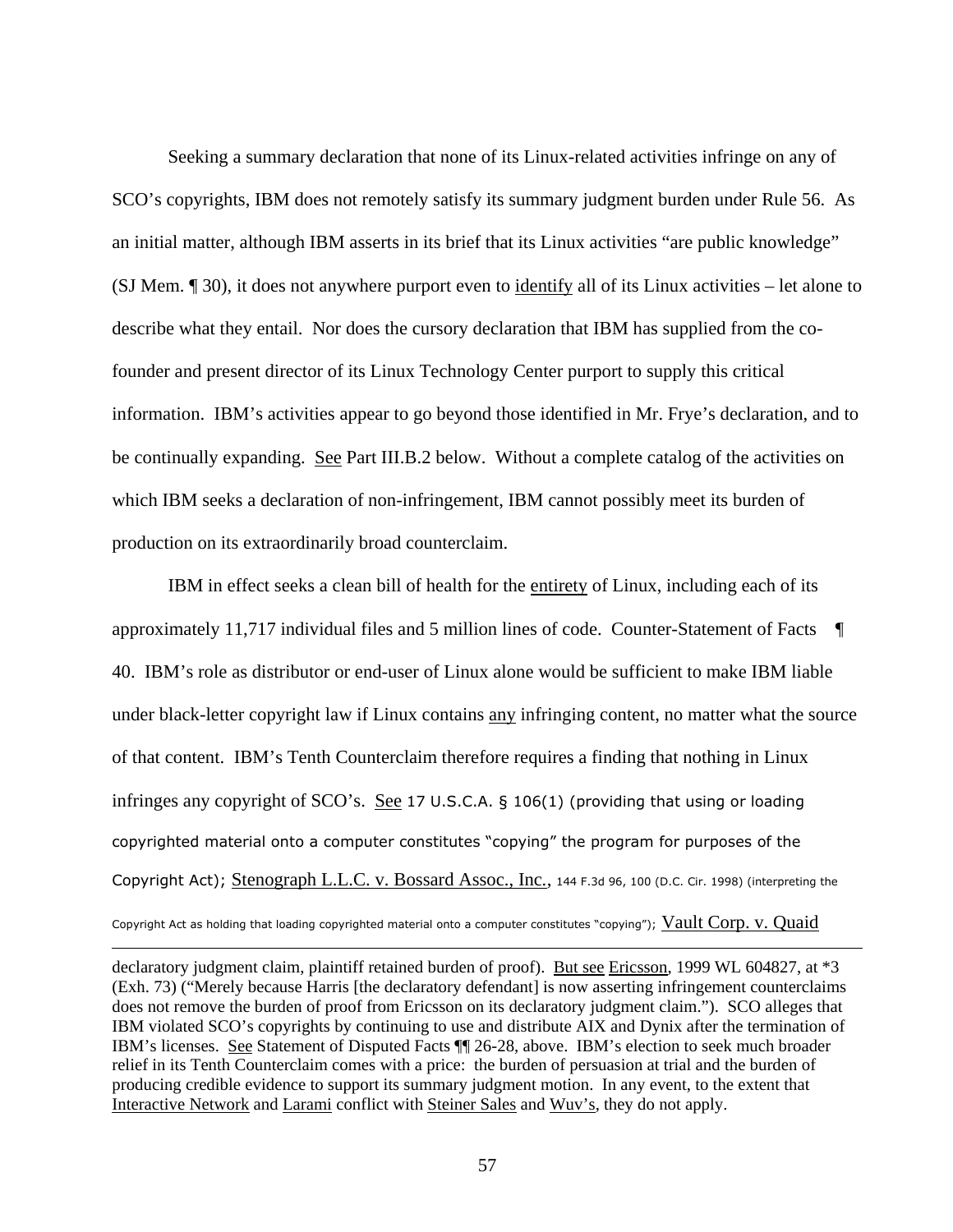Seeking a summary declaration that none of its Linux-related activities infringe on any of SCO's copyrights, IBM does not remotely satisfy its summary judgment burden under Rule 56. As an initial matter, although IBM asserts in its brief that its Linux activities "are public knowledge" (SJ Mem. ¶ 30), it does not anywhere purport even to identify all of its Linux activities – let alone to describe what they entail. Nor does the cursory declaration that IBM has supplied from the co-founder and present director of its Linux Technology Center purport to supply this critical information. IBM's activities appear to go beyond those identified in Mr. Frye's declaration, and to be continually expanding. See Part III.B.2 below. Without a complete catalog of the activities on which IBM seeks a declaration of non-infringement, IBM cannot possibly meet its burden of production on its extraordinarily broad counterclaim.

IBM in effect seeks a clean bill of health for the entirety of Linux, including each of its approximately 11,717 individual files and 5 million lines of code. Counter-Statement of Facts ¶ 40. IBM's role as distributor or end-user of Linux alone would be sufficient to make IBM liable under black-letter copyright law if Linux contains any infringing content, no matter what the source of that content. IBM's Tenth Counterclaim therefore requires a finding that nothing in Linux infringes any copyright of SCO's. See 17 U.S.C.A. § 106(1) (providing that using or loading copyrighted material onto a computer constitutes "copying" the program for purposes of the Copyright Act); Stenograph L.L.C. v. Bossard Assoc., Inc., 144 F.3d 96, 100 (D.C. Cir. 1998) (interpreting the Copyright Act as holding that loading copyrighted material onto a computer constitutes "copying"); Vault Corp. v. Quaid

---

declaratory judgment claim, plaintiff retained burden of proof). But see Ericsson, 1999 WL 604827, at *3 (Exh. 73) ("Merely because Harris [the declaratory defendant] is now asserting infringement counterclaims does not remove the burden of proof from Ericsson on its declaratory judgment claim."). SCO alleges that IBM violated SCO's copyrights by continuing to use and distribute AIX and Dynix after the termination of IBM's licenses. See Statement of Disputed Facts ¶¶ 26-28, above. IBM's election to seek much broader relief in its Tenth Counterclaim comes with a price: the burden of persuasion at trial and the burden of producing credible evidence to support its summary judgment motion. In any event, to the extent that Interactive Network and Larami conflict with Steiner Sales and Wuv's, they do not apply.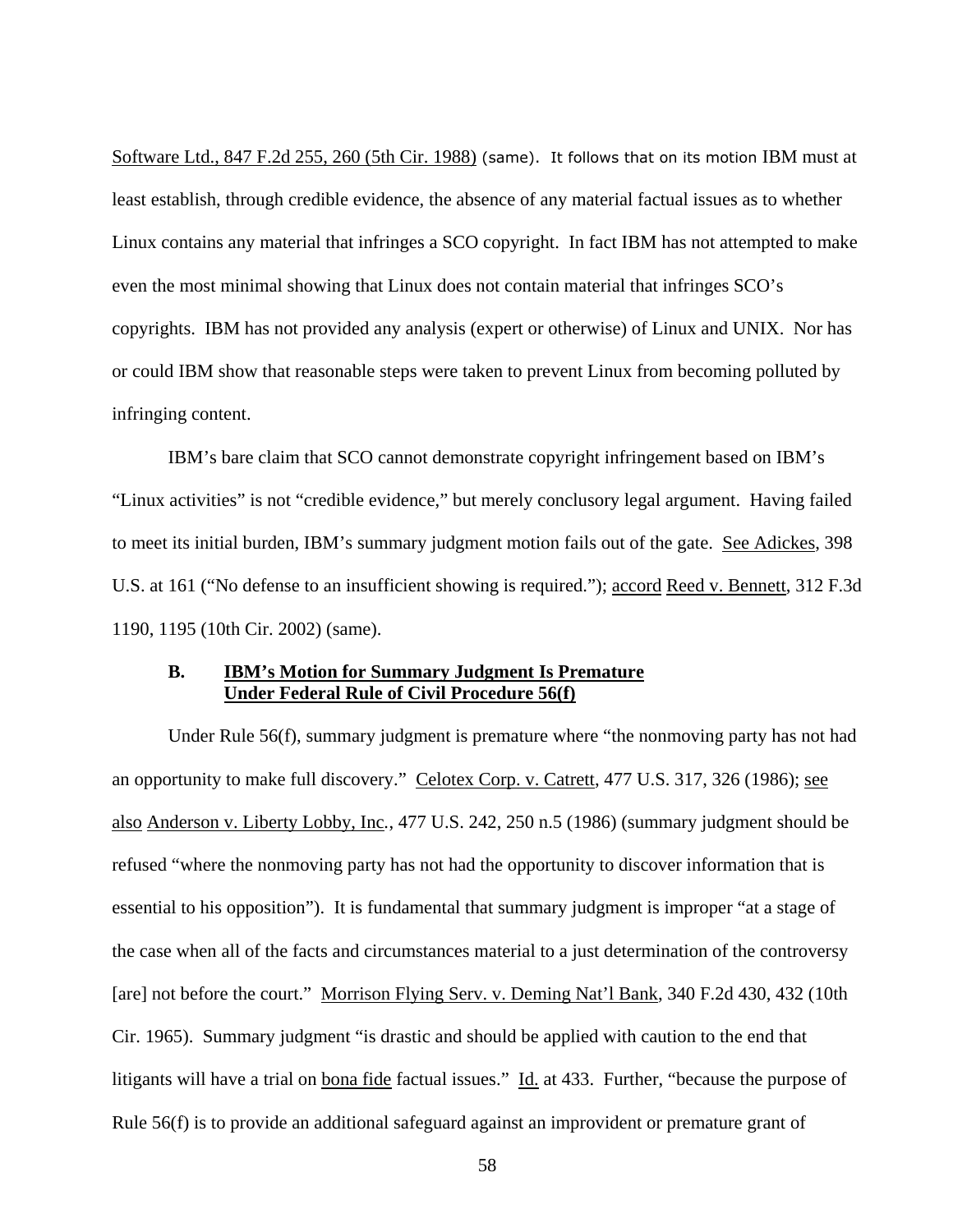Software Ltd., 847 F.2d 255, 260 (5th Cir. 1988) (same). It follows that on its motion IBM must at least establish, through credible evidence, the absence of any material factual issues as to whether Linux contains any material that infringes a SCO copyright. In fact IBM has not attempted to make even the most minimal showing that Linux does not contain material that infringes SCO's copyrights. IBM has not provided any analysis (expert or otherwise) of Linux and UNIX. Nor has or could IBM show that reasonable steps were taken to prevent Linux from becoming polluted by infringing content.

IBM's bare claim that SCO cannot demonstrate copyright infringement based on IBM's "Linux activities" is not "credible evidence," but merely conclusory legal argument. Having failed to meet its initial burden, IBM's summary judgment motion fails out of the gate. See Adickes, 398 U.S. at 161 ("No defense to an insufficient showing is required."); accord Reed v. Bennett, 312 F.3d 1190, 1195 (10th Cir. 2002) (same).

### B. IBM's Motion for Summary Judgment Is Premature Under Federal Rule of Civil Procedure 56(f)

Under Rule 56(f), summary judgment is premature where "the nonmoving party has not had an opportunity to make full discovery." Celotex Corp. v. Catrett, 477 U.S. 317, 326 (1986); see also Anderson v. Liberty Lobby, Inc., 477 U.S. 242, 250 n.5 (1986) (summary judgment should be refused "where the nonmoving party has not had the opportunity to discover information that is essential to his opposition"). It is fundamental that summary judgment is improper "at a stage of the case when all of the facts and circumstances material to a just determination of the controversy [are] not before the court." Morrison Flying Serv. v. Deming Nat'l Bank, 340 F.2d 430, 432 (10th Cir. 1965). Summary judgment "is drastic and should be applied with caution to the end that litigants will have a trial on bona fide factual issues." Id. at 433. Further, "because the purpose of Rule 56(f) is to provide an additional safeguard against an improvident or premature grant of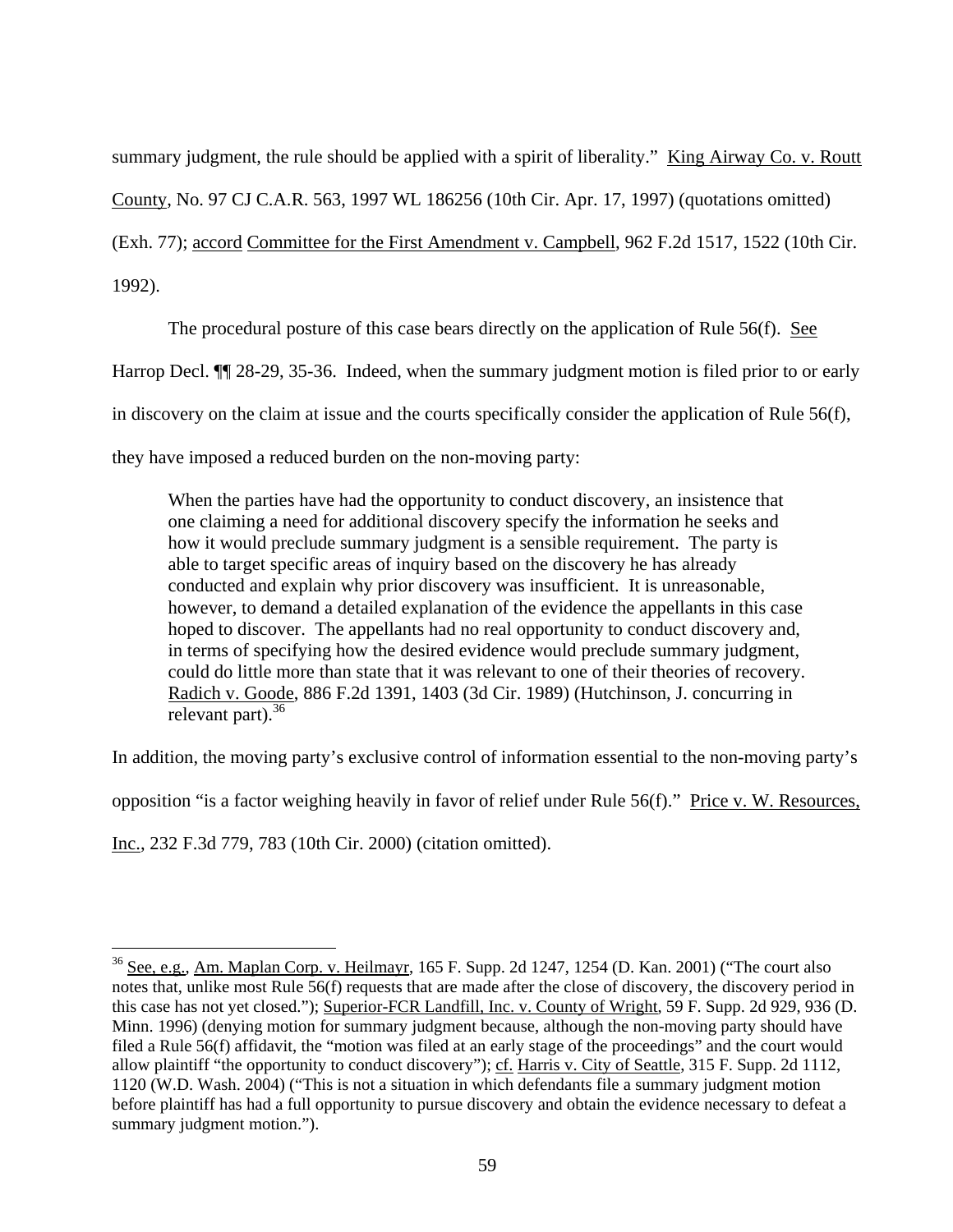summary judgment, the rule should be applied with a spirit of liberality." King Airway Co. v. Routt County, No. 97 CJ C.A.R. 563, 1997 WL 186256 (10th Cir. Apr. 17, 1997) (quotations omitted) (Exh. 77); accord Committee for the First Amendment v. Campbell, 962 F.2d 1517, 1522 (10th Cir. 1992).

The procedural posture of this case bears directly on the application of Rule 56(f). See Harrop Decl. ¶¶ 28-29, 35-36. Indeed, when the summary judgment motion is filed prior to or early in discovery on the claim at issue and the courts specifically consider the application of Rule 56(f), they have imposed a reduced burden on the non-moving party:

> When the parties have had the opportunity to conduct discovery, an insistence that one claiming a need for additional discovery specify the information he seeks and how it would preclude summary judgment is a sensible requirement. The party is able to target specific areas of inquiry based on the discovery he has already conducted and explain why prior discovery was insufficient. It is unreasonable, however, to demand a detailed explanation of the evidence the appellants in this case hoped to discover. The appellants had no real opportunity to conduct discovery and, in terms of specifying how the desired evidence would preclude summary judgment, could do little more than state that it was relevant to one of their theories of recovery. Radich v. Goode, 886 F.2d 1391, 1403 (3d Cir. 1989) (Hutchinson, J. concurring in relevant part).[36]

In addition, the moving party's exclusive control of information essential to the non-moving party's opposition "is a factor weighing heavily in favor of relief under Rule 56(f)." Price v. W. Resources, Inc., 232 F.3d 779, 783 (10th Cir. 2000) (citation omitted).

---

[36] See, e.g., Am. Maplan Corp. v. Heilmayr, 165 F. Supp. 2d 1247, 1254 (D. Kan. 2001) ("The court also notes that, unlike most Rule 56(f) requests that are made after the close of discovery, the discovery period in this case has not yet closed."); Superior-FCR Landfill, Inc. v. County of Wright, 59 F. Supp. 2d 929, 936 (D. Minn. 1996) (denying motion for summary judgment because, although the non-moving party should have filed a Rule 56(f) affidavit, the "motion was filed at an early stage of the proceedings" and the court would allow plaintiff "the opportunity to conduct discovery"); cf. Harris v. City of Seattle, 315 F. Supp. 2d 1112, 1120 (W.D. Wash. 2004) ("This is not a situation in which defendants file a summary judgment motion before plaintiff has had a full opportunity to pursue discovery and obtain the evidence necessary to defeat a summary judgment motion.").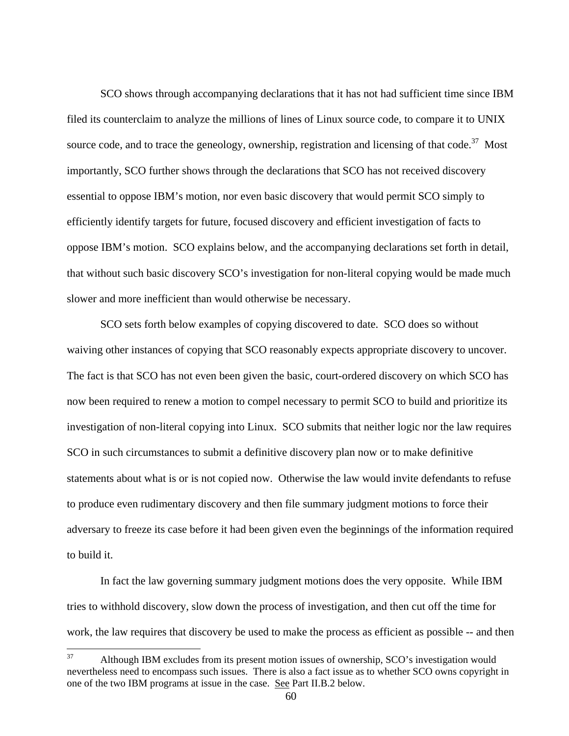SCO shows through accompanying declarations that it has not had sufficient time since IBM filed its counterclaim to analyze the millions of lines of Linux source code, to compare it to UNIX source code, and to trace the geneology, ownership, registration and licensing of that code.[37] Most importantly, SCO further shows through the declarations that SCO has not received discovery essential to oppose IBM's motion, nor even basic discovery that would permit SCO simply to efficiently identify targets for future, focused discovery and efficient investigation of facts to oppose IBM's motion. SCO explains below, and the accompanying declarations set forth in detail, that without such basic discovery SCO's investigation for non-literal copying would be made much slower and more inefficient than would otherwise be necessary.

SCO sets forth below examples of copying discovered to date. SCO does so without waiving other instances of copying that SCO reasonably expects appropriate discovery to uncover. The fact is that SCO has not even been given the basic, court-ordered discovery on which SCO has now been required to renew a motion to compel necessary to permit SCO to build and prioritize its investigation of non-literal copying into Linux. SCO submits that neither logic nor the law requires SCO in such circumstances to submit a definitive discovery plan now or to make definitive statements about what is or is not copied now. Otherwise the law would invite defendants to refuse to produce even rudimentary discovery and then file summary judgment motions to force their adversary to freeze its case before it had been given even the beginnings of the information required to build it.

In fact the law governing summary judgment motions does the very opposite. While IBM tries to withhold discovery, slow down the process of investigation, and then cut off the time for work, the law requires that discovery be used to make the process as efficient as possible -- and then

[37] Although IBM excludes from its present motion issues of ownership, SCO's investigation would nevertheless need to encompass such issues. There is also a fact issue as to whether SCO owns copyright in one of the two IBM programs at issue in the case. See Part II.B.2 below.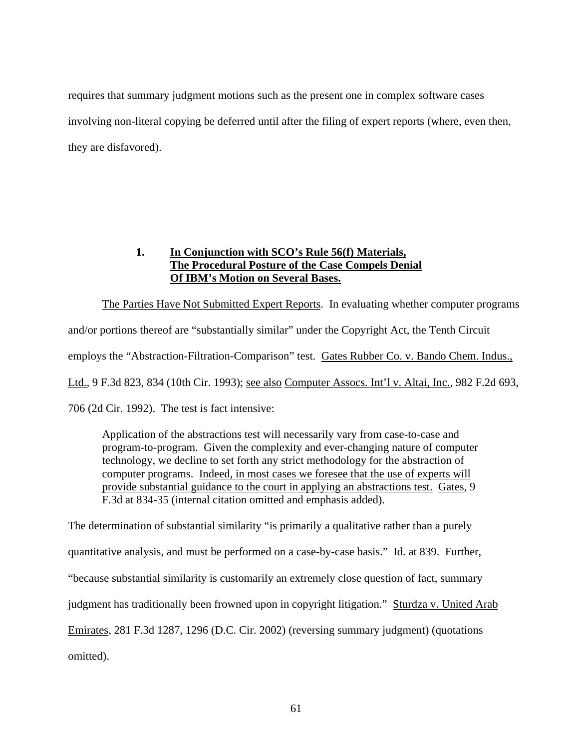requires that summary judgment motions such as the present one in complex software cases involving non-literal copying be deferred until after the filing of expert reports (where, even then, they are disfavored).

### 1. In Conjunction with SCO's Rule 56(f) Materials, The Procedural Posture of the Case Compels Denial Of IBM's Motion on Several Bases.

The Parties Have Not Submitted Expert Reports. In evaluating whether computer programs and/or portions thereof are "substantially similar" under the Copyright Act, the Tenth Circuit employs the "Abstraction-Filtration-Comparison" test. Gates Rubber Co. v. Bando Chem. Indus., Ltd., 9 F.3d 823, 834 (10th Cir. 1993); see also Computer Assocs. Int'l v. Altai, Inc., 982 F.2d 693, 706 (2d Cir. 1992). The test is fact intensive:

> Application of the abstractions test will necessarily vary from case-to-case and program-to-program. Given the complexity and ever-changing nature of computer technology, we decline to set forth any strict methodology for the abstraction of computer programs. Indeed, in most cases we foresee that the use of experts will provide substantial guidance to the court in applying an abstractions test. Gates, 9 F.3d at 834-35 (internal citation omitted and emphasis added).

The determination of substantial similarity "is primarily a qualitative rather than a purely quantitative analysis, and must be performed on a case-by-case basis." Id. at 839. Further, "because substantial similarity is customarily an extremely close question of fact, summary judgment has traditionally been frowned upon in copyright litigation." Sturdza v. United Arab Emirates, 281 F.3d 1287, 1296 (D.C. Cir. 2002) (reversing summary judgment) (quotations omitted).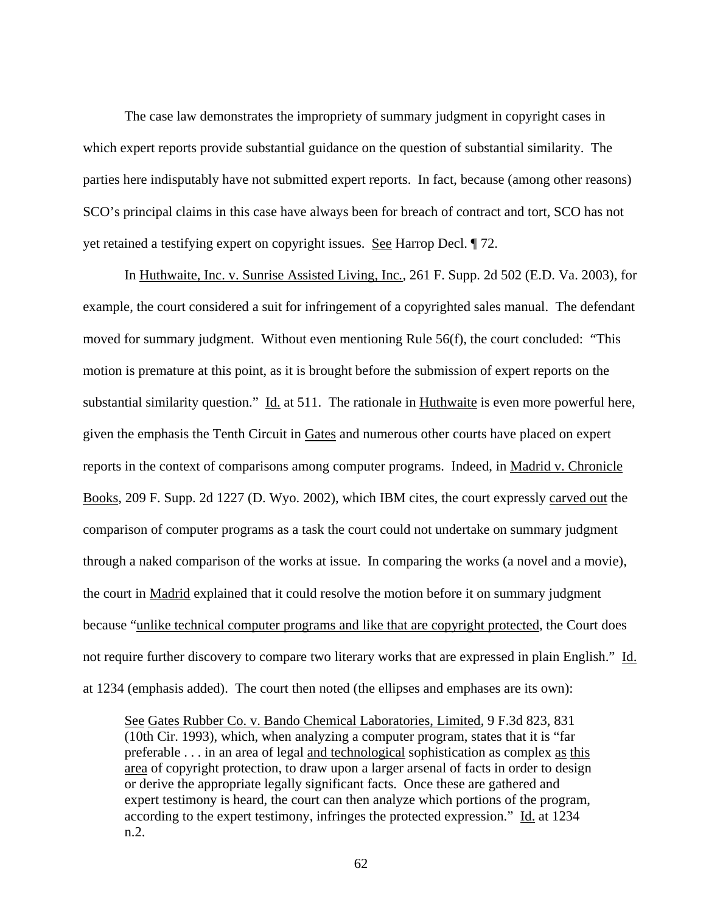The case law demonstrates the impropriety of summary judgment in copyright cases in which expert reports provide substantial guidance on the question of substantial similarity. The parties here indisputably have not submitted expert reports. In fact, because (among other reasons) SCO's principal claims in this case have always been for breach of contract and tort, SCO has not yet retained a testifying expert on copyright issues. See Harrop Decl. ¶ 72.

In Huthwaite, Inc. v. Sunrise Assisted Living, Inc., 261 F. Supp. 2d 502 (E.D. Va. 2003), for example, the court considered a suit for infringement of a copyrighted sales manual. The defendant moved for summary judgment. Without even mentioning Rule 56(f), the court concluded: "This motion is premature at this point, as it is brought before the submission of expert reports on the substantial similarity question." Id. at 511. The rationale in Huthwaite is even more powerful here, given the emphasis the Tenth Circuit in Gates and numerous other courts have placed on expert reports in the context of comparisons among computer programs. Indeed, in Madrid v. Chronicle Books, 209 F. Supp. 2d 1227 (D. Wyo. 2002), which IBM cites, the court expressly carved out the comparison of computer programs as a task the court could not undertake on summary judgment through a naked comparison of the works at issue. In comparing the works (a novel and a movie), the court in Madrid explained that it could resolve the motion before it on summary judgment because "unlike technical computer programs and like that are copyright protected, the Court does not require further discovery to compare two literary works that are expressed in plain English." Id. at 1234 (emphasis added). The court then noted (the ellipses and emphases are its own):

> See Gates Rubber Co. v. Bando Chemical Laboratories, Limited, 9 F.3d 823, 831 (10th Cir. 1993), which, when analyzing a computer program, states that it is "far preferable . . . in an area of legal and technological sophistication as complex as this area of copyright protection, to draw upon a larger arsenal of facts in order to design or derive the appropriate legally significant facts. Once these are gathered and expert testimony is heard, the court can then analyze which portions of the program, according to the expert testimony, infringes the protected expression." Id. at 1234 n.2.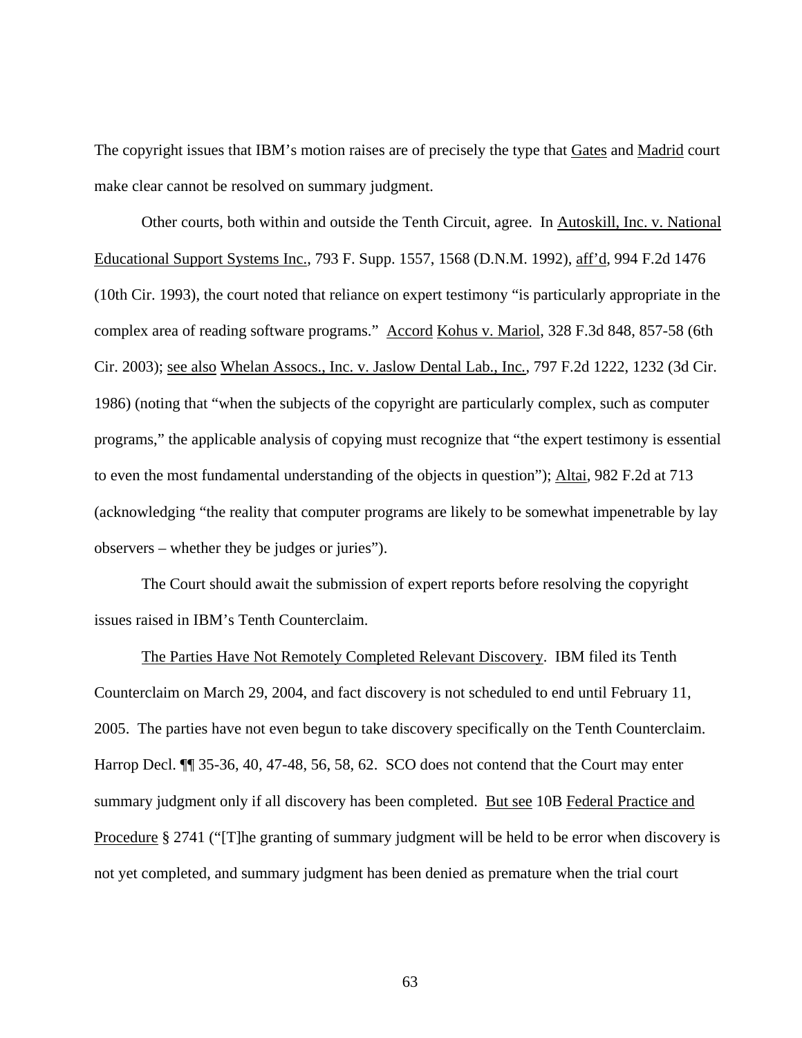The copyright issues that IBM's motion raises are of precisely the type that Gates and Madrid court make clear cannot be resolved on summary judgment.

Other courts, both within and outside the Tenth Circuit, agree. In Autoskill, Inc. v. National Educational Support Systems Inc., 793 F. Supp. 1557, 1568 (D.N.M. 1992), aff'd, 994 F.2d 1476 (10th Cir. 1993), the court noted that reliance on expert testimony "is particularly appropriate in the complex area of reading software programs." Accord Kohus v. Mariol, 328 F.3d 848, 857-58 (6th Cir. 2003); see also Whelan Assocs., Inc. v. Jaslow Dental Lab., Inc., 797 F.2d 1222, 1232 (3d Cir. 1986) (noting that "when the subjects of the copyright are particularly complex, such as computer programs," the applicable analysis of copying must recognize that "the expert testimony is essential to even the most fundamental understanding of the objects in question"); Altai, 982 F.2d at 713 (acknowledging "the reality that computer programs are likely to be somewhat impenetrable by lay observers – whether they be judges or juries").

The Court should await the submission of expert reports before resolving the copyright issues raised in IBM's Tenth Counterclaim.

The Parties Have Not Remotely Completed Relevant Discovery. IBM filed its Tenth Counterclaim on March 29, 2004, and fact discovery is not scheduled to end until February 11, 2005. The parties have not even begun to take discovery specifically on the Tenth Counterclaim. Harrop Decl. ¶¶ 35-36, 40, 47-48, 56, 58, 62. SCO does not contend that the Court may enter summary judgment only if all discovery has been completed. But see 10B Federal Practice and Procedure § 2741 ("[T]he granting of summary judgment will be held to be error when discovery is not yet completed, and summary judgment has been denied as premature when the trial court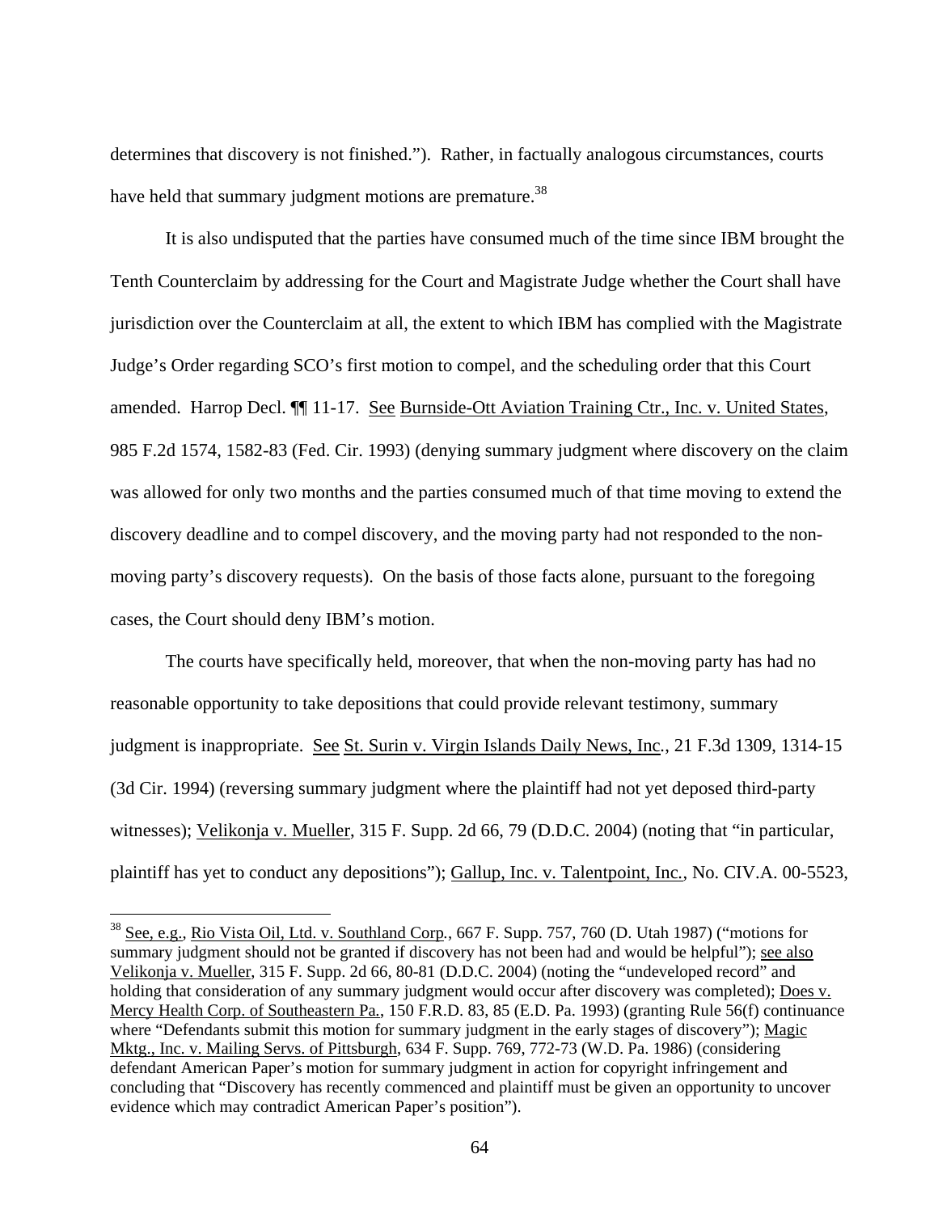determines that discovery is not finished."). Rather, in factually analogous circumstances, courts have held that summary judgment motions are premature.[38]

It is also undisputed that the parties have consumed much of the time since IBM brought the Tenth Counterclaim by addressing for the Court and Magistrate Judge whether the Court shall have jurisdiction over the Counterclaim at all, the extent to which IBM has complied with the Magistrate Judge's Order regarding SCO's first motion to compel, and the scheduling order that this Court amended. Harrop Decl. ¶¶ 11-17. See Burnside-Ott Aviation Training Ctr., Inc. v. United States, 985 F.2d 1574, 1582-83 (Fed. Cir. 1993) (denying summary judgment where discovery on the claim was allowed for only two months and the parties consumed much of that time moving to extend the discovery deadline and to compel discovery, and the moving party had not responded to the non-moving party's discovery requests). On the basis of those facts alone, pursuant to the foregoing cases, the Court should deny IBM's motion.

The courts have specifically held, moreover, that when the non-moving party has had no reasonable opportunity to take depositions that could provide relevant testimony, summary judgment is inappropriate. See St. Surin v. Virgin Islands Daily News, Inc., 21 F.3d 1309, 1314-15 (3d Cir. 1994) (reversing summary judgment where the plaintiff had not yet deposed third-party witnesses); Velikonja v. Mueller, 315 F. Supp. 2d 66, 79 (D.D.C. 2004) (noting that "in particular, plaintiff has yet to conduct any depositions"); Gallup, Inc. v. Talentpoint, Inc., No. CIV.A. 00-5523,

---

[38] See, e.g., Rio Vista Oil, Ltd. v. Southland Corp., 667 F. Supp. 757, 760 (D. Utah 1987) ("motions for summary judgment should not be granted if discovery has not been had and would be helpful"); see also Velikonja v. Mueller, 315 F. Supp. 2d 66, 80-81 (D.D.C. 2004) (noting the "undeveloped record" and holding that consideration of any summary judgment would occur after discovery was completed); Does v. Mercy Health Corp. of Southeastern Pa., 150 F.R.D. 83, 85 (E.D. Pa. 1993) (granting Rule 56(f) continuance where "Defendants submit this motion for summary judgment in the early stages of discovery"); Magic Mktg., Inc. v. Mailing Servs. of Pittsburgh, 634 F. Supp. 769, 772-73 (W.D. Pa. 1986) (considering defendant American Paper's motion for summary judgment in action for copyright infringement and concluding that "Discovery has recently commenced and plaintiff must be given an opportunity to uncover evidence which may contradict American Paper's position").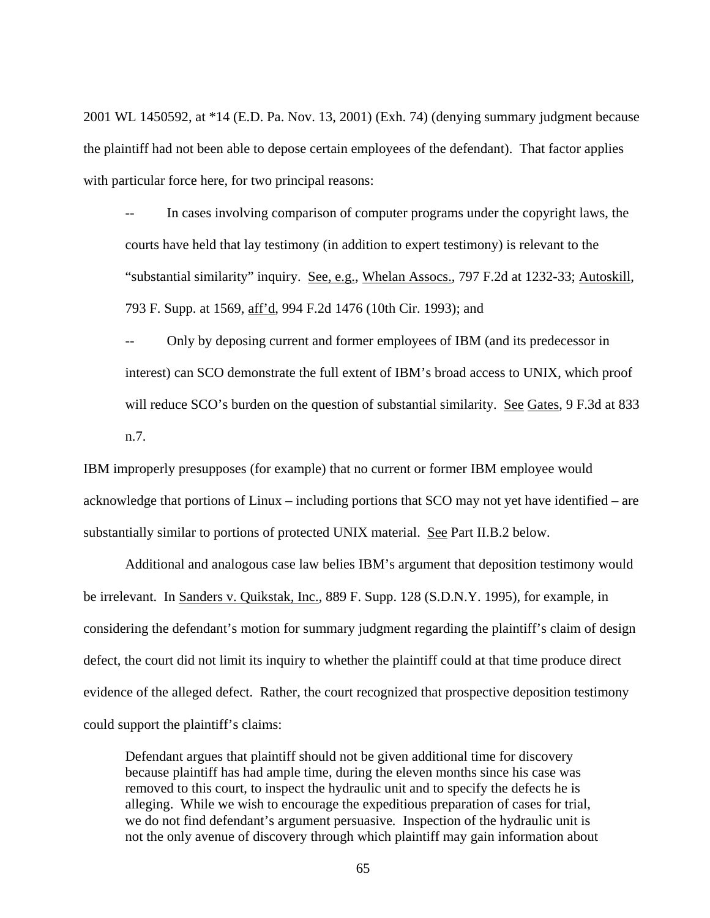2001 WL 1450592, at *14 (E.D. Pa. Nov. 13, 2001) (Exh. 74) (denying summary judgment because the plaintiff had not been able to depose certain employees of the defendant). That factor applies with particular force here, for two principal reasons:

> -- In cases involving comparison of computer programs under the copyright laws, the courts have held that lay testimony (in addition to expert testimony) is relevant to the "substantial similarity" inquiry. See, e.g., Whelan Assocs., 797 F.2d at 1232-33; Autoskill, 793 F. Supp. at 1569, aff'd, 994 F.2d 1476 (10th Cir. 1993); and
>
> -- Only by deposing current and former employees of IBM (and its predecessor in interest) can SCO demonstrate the full extent of IBM's broad access to UNIX, which proof will reduce SCO's burden on the question of substantial similarity. See Gates, 9 F.3d at 833 n.7.

IBM improperly presupposes (for example) that no current or former IBM employee would acknowledge that portions of Linux – including portions that SCO may not yet have identified – are substantially similar to portions of protected UNIX material. See Part II.B.2 below.

Additional and analogous case law belies IBM's argument that deposition testimony would be irrelevant. In Sanders v. Quikstak, Inc., 889 F. Supp. 128 (S.D.N.Y. 1995), for example, in considering the defendant's motion for summary judgment regarding the plaintiff's claim of design defect, the court did not limit its inquiry to whether the plaintiff could at that time produce direct evidence of the alleged defect. Rather, the court recognized that prospective deposition testimony could support the plaintiff's claims:

> Defendant argues that plaintiff should not be given additional time for discovery because plaintiff has had ample time, during the eleven months since his case was removed to this court, to inspect the hydraulic unit and to specify the defects he is alleging. While we wish to encourage the expeditious preparation of cases for trial, we do not find defendant's argument persuasive. Inspection of the hydraulic unit is not the only avenue of discovery through which plaintiff may gain information about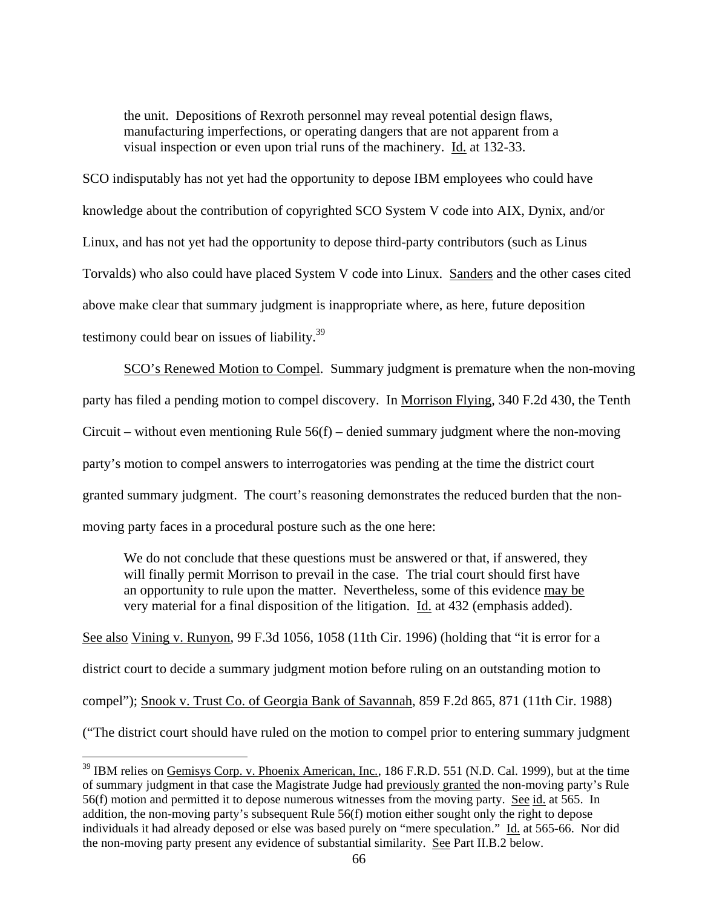> the unit. Depositions of Rexroth personnel may reveal potential design flaws, manufacturing imperfections, or operating dangers that are not apparent from a visual inspection or even upon trial runs of the machinery. Id. at 132-33.

SCO indisputably has not yet had the opportunity to depose IBM employees who could have knowledge about the contribution of copyrighted SCO System V code into AIX, Dynix, and/or Linux, and has not yet had the opportunity to depose third-party contributors (such as Linus Torvalds) who also could have placed System V code into Linux. Sanders and the other cases cited above make clear that summary judgment is inappropriate where, as here, future deposition testimony could bear on issues of liability.[39]

SCO's Renewed Motion to Compel. Summary judgment is premature when the non-moving party has filed a pending motion to compel discovery. In Morrison Flying, 340 F.2d 430, the Tenth Circuit – without even mentioning Rule 56(f) – denied summary judgment where the non-moving party's motion to compel answers to interrogatories was pending at the time the district court granted summary judgment. The court's reasoning demonstrates the reduced burden that the non-moving party faces in a procedural posture such as the one here:

> We do not conclude that these questions must be answered or that, if answered, they will finally permit Morrison to prevail in the case. The trial court should first have an opportunity to rule upon the matter. Nevertheless, some of this evidence may be very material for a final disposition of the litigation. Id. at 432 (emphasis added).

See also Vining v. Runyon, 99 F.3d 1056, 1058 (11th Cir. 1996) (holding that "it is error for a district court to decide a summary judgment motion before ruling on an outstanding motion to compel"); Snook v. Trust Co. of Georgia Bank of Savannah, 859 F.2d 865, 871 (11th Cir. 1988) ("The district court should have ruled on the motion to compel prior to entering summary judgment

---

[39] IBM relies on Gemisys Corp. v. Phoenix American, Inc., 186 F.R.D. 551 (N.D. Cal. 1999), but at the time of summary judgment in that case the Magistrate Judge had previously granted the non-moving party's Rule 56(f) motion and permitted it to depose numerous witnesses from the moving party. See id. at 565. In addition, the non-moving party's subsequent Rule 56(f) motion either sought only the right to depose individuals it had already deposed or else was based purely on "mere speculation." Id. at 565-66. Nor did the non-moving party present any evidence of substantial similarity. See Part II.B.2 below.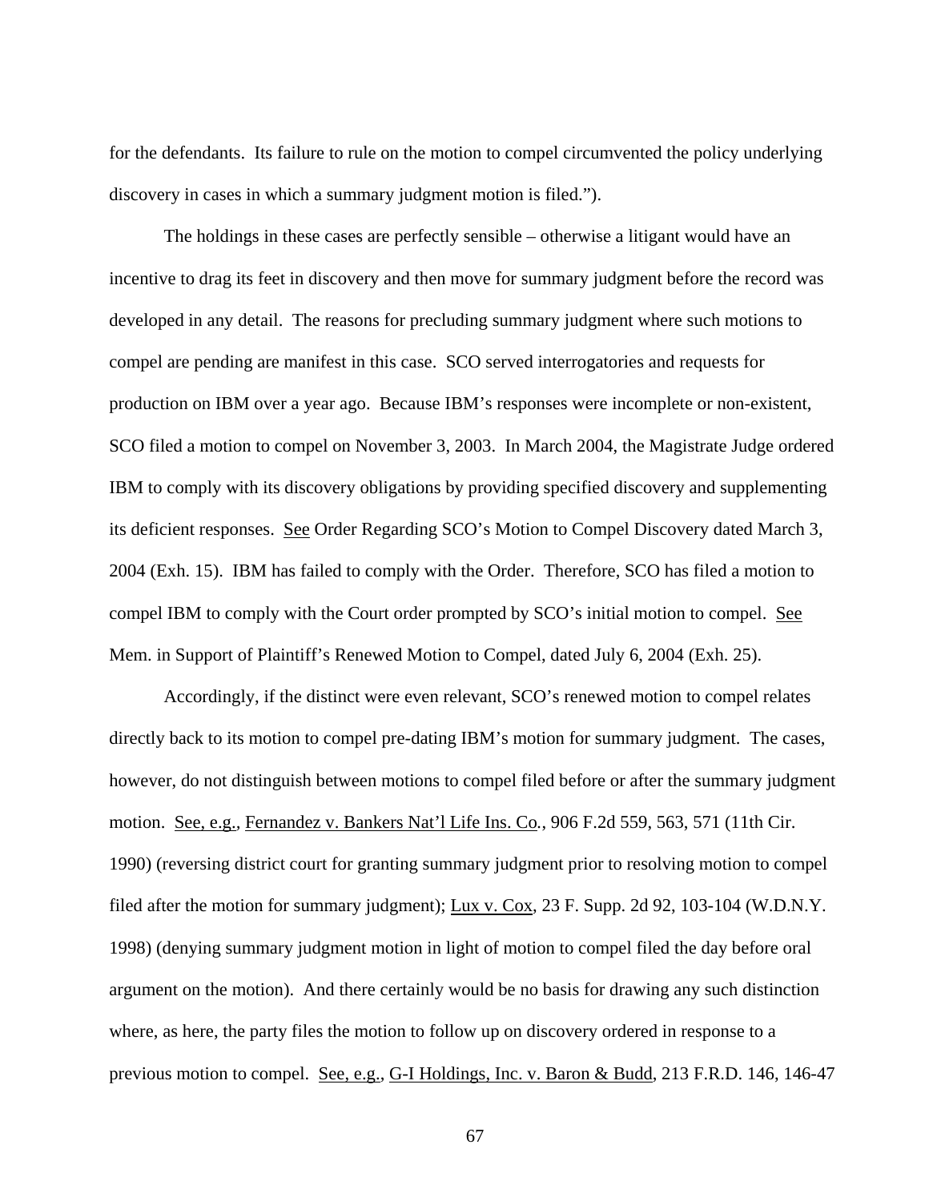for the defendants. Its failure to rule on the motion to compel circumvented the policy underlying discovery in cases in which a summary judgment motion is filed.").

The holdings in these cases are perfectly sensible – otherwise a litigant would have an incentive to drag its feet in discovery and then move for summary judgment before the record was developed in any detail. The reasons for precluding summary judgment where such motions to compel are pending are manifest in this case. SCO served interrogatories and requests for production on IBM over a year ago. Because IBM's responses were incomplete or non-existent, SCO filed a motion to compel on November 3, 2003. In March 2004, the Magistrate Judge ordered IBM to comply with its discovery obligations by providing specified discovery and supplementing its deficient responses. See Order Regarding SCO's Motion to Compel Discovery dated March 3, 2004 (Exh. 15). IBM has failed to comply with the Order. Therefore, SCO has filed a motion to compel IBM to comply with the Court order prompted by SCO's initial motion to compel. See Mem. in Support of Plaintiff's Renewed Motion to Compel, dated July 6, 2004 (Exh. 25).

Accordingly, if the distinct were even relevant, SCO's renewed motion to compel relates directly back to its motion to compel pre-dating IBM's motion for summary judgment. The cases, however, do not distinguish between motions to compel filed before or after the summary judgment motion. See, e.g., Fernandez v. Bankers Nat'l Life Ins. Co., 906 F.2d 559, 563, 571 (11th Cir. 1990) (reversing district court for granting summary judgment prior to resolving motion to compel filed after the motion for summary judgment); Lux v. Cox, 23 F. Supp. 2d 92, 103-104 (W.D.N.Y. 1998) (denying summary judgment motion in light of motion to compel filed the day before oral argument on the motion). And there certainly would be no basis for drawing any such distinction where, as here, the party files the motion to follow up on discovery ordered in response to a previous motion to compel. See, e.g., G-I Holdings, Inc. v. Baron & Budd, 213 F.R.D. 146, 146-47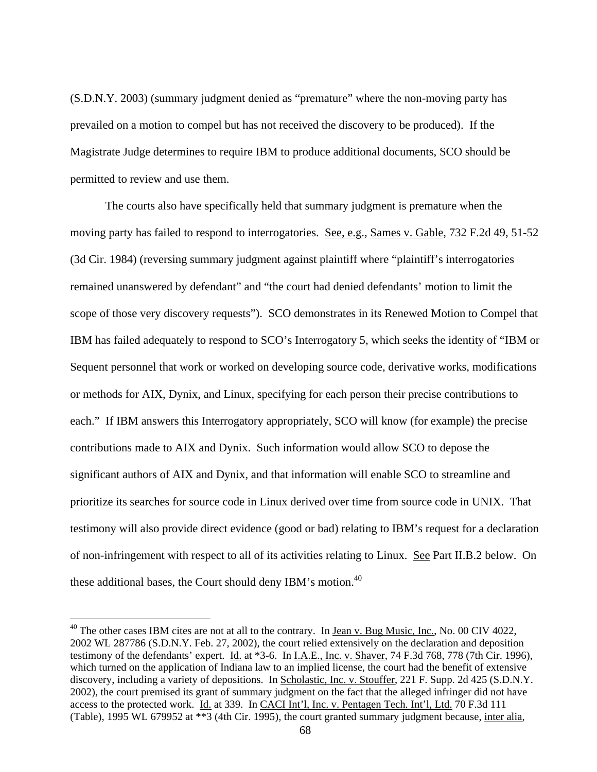(S.D.N.Y. 2003) (summary judgment denied as "premature" where the non-moving party has prevailed on a motion to compel but has not received the discovery to be produced). If the Magistrate Judge determines to require IBM to produce additional documents, SCO should be permitted to review and use them.

The courts also have specifically held that summary judgment is premature when the moving party has failed to respond to interrogatories. See, e.g., Sames v. Gable, 732 F.2d 49, 51-52 (3d Cir. 1984) (reversing summary judgment against plaintiff where "plaintiff's interrogatories remained unanswered by defendant" and "the court had denied defendants' motion to limit the scope of those very discovery requests"). SCO demonstrates in its Renewed Motion to Compel that IBM has failed adequately to respond to SCO's Interrogatory 5, which seeks the identity of "IBM or Sequent personnel that work or worked on developing source code, derivative works, modifications or methods for AIX, Dynix, and Linux, specifying for each person their precise contributions to each." If IBM answers this Interrogatory appropriately, SCO will know (for example) the precise contributions made to AIX and Dynix. Such information would allow SCO to depose the significant authors of AIX and Dynix, and that information will enable SCO to streamline and prioritize its searches for source code in Linux derived over time from source code in UNIX. That testimony will also provide direct evidence (good or bad) relating to IBM's request for a declaration of non-infringement with respect to all of its activities relating to Linux. See Part II.B.2 below. On these additional bases, the Court should deny IBM's motion.[40]

[40] The other cases IBM cites are not at all to the contrary. In Jean v. Bug Music, Inc., No. 00 CIV 4022, 2002 WL 287786 (S.D.N.Y. Feb. 27, 2002), the court relied extensively on the declaration and deposition testimony of the defendants' expert. Id. at *3-6. In I.A.E., Inc. v. Shaver, 74 F.3d 768, 778 (7th Cir. 1996), which turned on the application of Indiana law to an implied license, the court had the benefit of extensive discovery, including a variety of depositions. In Scholastic, Inc. v. Stouffer, 221 F. Supp. 2d 425 (S.D.N.Y. 2002), the court premised its grant of summary judgment on the fact that the alleged infringer did not have access to the protected work. Id. at 339. In CACI Int'l, Inc. v. Pentagen Tech. Int'l, Ltd. 70 F.3d 111 (Table), 1995 WL 679952 at **3 (4th Cir. 1995), the court granted summary judgment because, inter alia,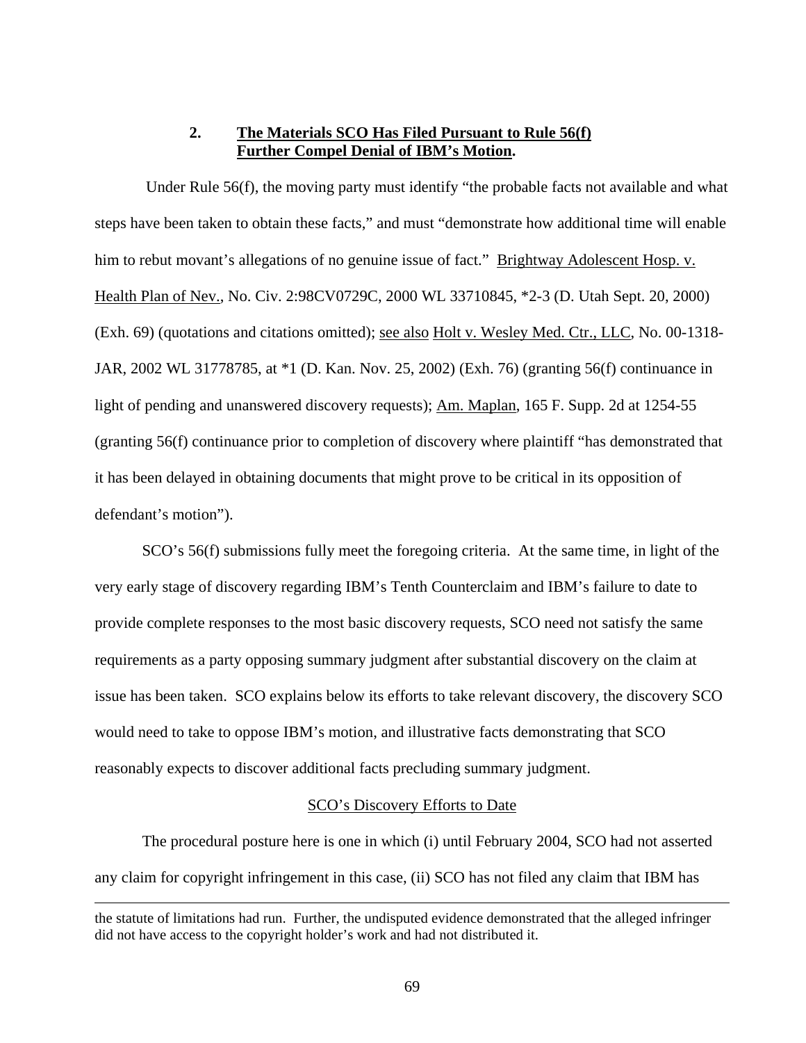### 2. <u>The Materials SCO Has Filed Pursuant to Rule 56(f) Further Compel Denial of IBM's Motion</u>.

Under Rule 56(f), the moving party must identify "the probable facts not available and what steps have been taken to obtain these facts," and must "demonstrate how additional time will enable him to rebut movant's allegations of no genuine issue of fact." <u>Brightway Adolescent Hosp. v. Health Plan of Nev.</u>, No. Civ. 2:98CV0729C, 2000 WL 33710845, *2-3 (D. Utah Sept. 20, 2000) (Exh. 69) (quotations and citations omitted); <u>see also</u> <u>Holt v. Wesley Med. Ctr., LLC</u>, No. 00-1318-JAR, 2002 WL 31778785, at *1 (D. Kan. Nov. 25, 2002) (Exh. 76) (granting 56(f) continuance in light of pending and unanswered discovery requests); <u>Am. Maplan</u>, 165 F. Supp. 2d at 1254-55 (granting 56(f) continuance prior to completion of discovery where plaintiff "has demonstrated that it has been delayed in obtaining documents that might prove to be critical in its opposition of defendant's motion").

SCO's 56(f) submissions fully meet the foregoing criteria. At the same time, in light of the very early stage of discovery regarding IBM's Tenth Counterclaim and IBM's failure to date to provide complete responses to the most basic discovery requests, SCO need not satisfy the same requirements as a party opposing summary judgment after substantial discovery on the claim at issue has been taken. SCO explains below its efforts to take relevant discovery, the discovery SCO would need to take to oppose IBM's motion, and illustrative facts demonstrating that SCO reasonably expects to discover additional facts precluding summary judgment.

<u>SCO's Discovery Efforts to Date</u>

The procedural posture here is one in which (i) until February 2004, SCO had not asserted any claim for copyright infringement in this case, (ii) SCO has not filed any claim that IBM has

---

the statute of limitations had run. Further, the undisputed evidence demonstrated that the alleged infringer did not have access to the copyright holder's work and had not distributed it.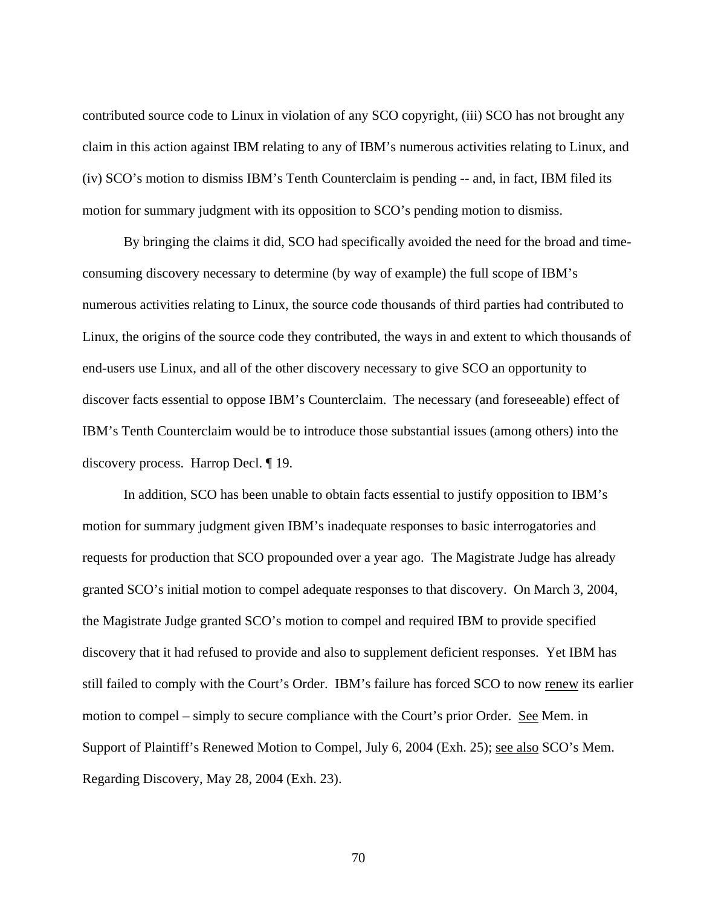contributed source code to Linux in violation of any SCO copyright, (iii) SCO has not brought any claim in this action against IBM relating to any of IBM's numerous activities relating to Linux, and (iv) SCO's motion to dismiss IBM's Tenth Counterclaim is pending -- and, in fact, IBM filed its motion for summary judgment with its opposition to SCO's pending motion to dismiss.

By bringing the claims it did, SCO had specifically avoided the need for the broad and time-consuming discovery necessary to determine (by way of example) the full scope of IBM's numerous activities relating to Linux, the source code thousands of third parties had contributed to Linux, the origins of the source code they contributed, the ways in and extent to which thousands of end-users use Linux, and all of the other discovery necessary to give SCO an opportunity to discover facts essential to oppose IBM's Counterclaim. The necessary (and foreseeable) effect of IBM's Tenth Counterclaim would be to introduce those substantial issues (among others) into the discovery process. Harrop Decl. ¶ 19.

In addition, SCO has been unable to obtain facts essential to justify opposition to IBM's motion for summary judgment given IBM's inadequate responses to basic interrogatories and requests for production that SCO propounded over a year ago. The Magistrate Judge has already granted SCO's initial motion to compel adequate responses to that discovery. On March 3, 2004, the Magistrate Judge granted SCO's motion to compel and required IBM to provide specified discovery that it had refused to provide and also to supplement deficient responses. Yet IBM has still failed to comply with the Court's Order. IBM's failure has forced SCO to now <u>renew</u> its earlier motion to compel – simply to secure compliance with the Court's prior Order. <u>See</u> Mem. in Support of Plaintiff's Renewed Motion to Compel, July 6, 2004 (Exh. 25); <u>see also</u> SCO's Mem. Regarding Discovery, May 28, 2004 (Exh. 23).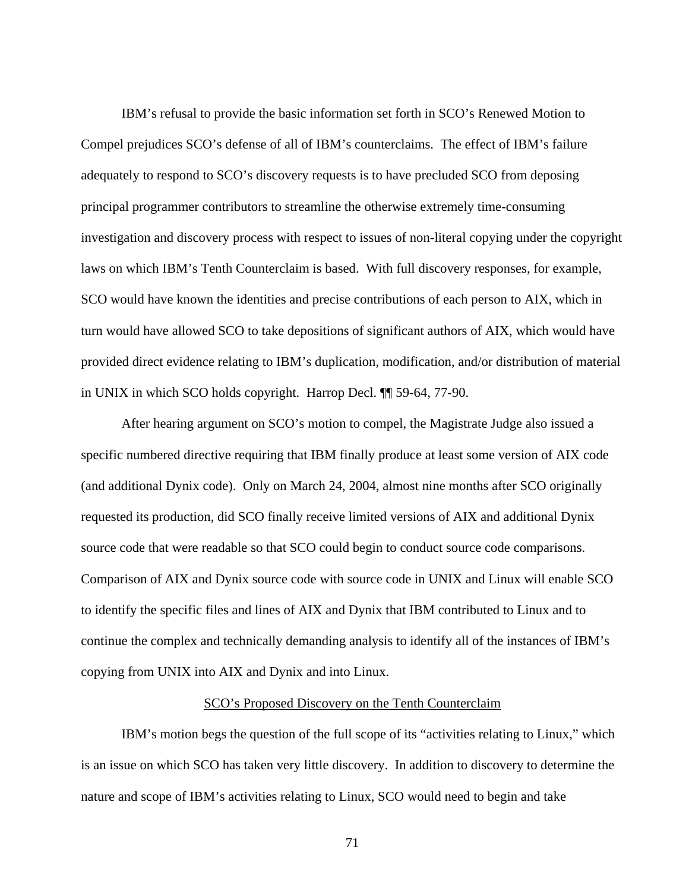IBM's refusal to provide the basic information set forth in SCO's Renewed Motion to Compel prejudices SCO's defense of all of IBM's counterclaims. The effect of IBM's failure adequately to respond to SCO's discovery requests is to have precluded SCO from deposing principal programmer contributors to streamline the otherwise extremely time-consuming investigation and discovery process with respect to issues of non-literal copying under the copyright laws on which IBM's Tenth Counterclaim is based. With full discovery responses, for example, SCO would have known the identities and precise contributions of each person to AIX, which in turn would have allowed SCO to take depositions of significant authors of AIX, which would have provided direct evidence relating to IBM's duplication, modification, and/or distribution of material in UNIX in which SCO holds copyright. Harrop Decl. ¶¶ 59-64, 77-90.

After hearing argument on SCO's motion to compel, the Magistrate Judge also issued a specific numbered directive requiring that IBM finally produce at least some version of AIX code (and additional Dynix code). Only on March 24, 2004, almost nine months after SCO originally requested its production, did SCO finally receive limited versions of AIX and additional Dynix source code that were readable so that SCO could begin to conduct source code comparisons. Comparison of AIX and Dynix source code with source code in UNIX and Linux will enable SCO to identify the specific files and lines of AIX and Dynix that IBM contributed to Linux and to continue the complex and technically demanding analysis to identify all of the instances of IBM's copying from UNIX into AIX and Dynix and into Linux.

<u>SCO's Proposed Discovery on the Tenth Counterclaim</u>

IBM's motion begs the question of the full scope of its "activities relating to Linux," which is an issue on which SCO has taken very little discovery. In addition to discovery to determine the nature and scope of IBM's activities relating to Linux, SCO would need to begin and take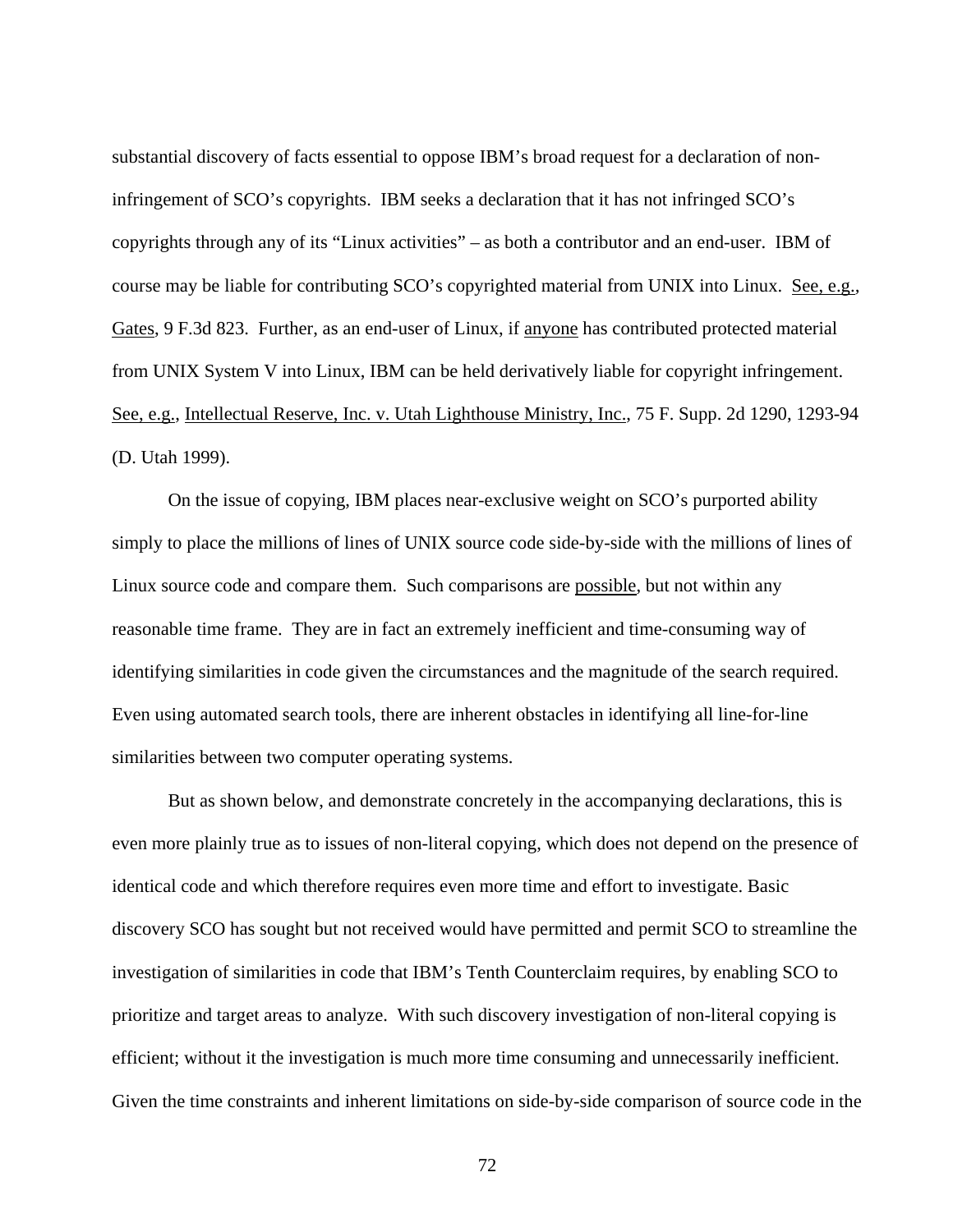substantial discovery of facts essential to oppose IBM's broad request for a declaration of non-infringement of SCO's copyrights. IBM seeks a declaration that it has not infringed SCO's copyrights through any of its "Linux activities" – as both a contributor and an end-user. IBM of course may be liable for contributing SCO's copyrighted material from UNIX into Linux. See, e.g., Gates, 9 F.3d 823. Further, as an end-user of Linux, if anyone has contributed protected material from UNIX System V into Linux, IBM can be held derivatively liable for copyright infringement. See, e.g., Intellectual Reserve, Inc. v. Utah Lighthouse Ministry, Inc., 75 F. Supp. 2d 1290, 1293-94 (D. Utah 1999).

On the issue of copying, IBM places near-exclusive weight on SCO's purported ability simply to place the millions of lines of UNIX source code side-by-side with the millions of lines of Linux source code and compare them. Such comparisons are possible, but not within any reasonable time frame. They are in fact an extremely inefficient and time-consuming way of identifying similarities in code given the circumstances and the magnitude of the search required. Even using automated search tools, there are inherent obstacles in identifying all line-for-line similarities between two computer operating systems.

But as shown below, and demonstrate concretely in the accompanying declarations, this is even more plainly true as to issues of non-literal copying, which does not depend on the presence of identical code and which therefore requires even more time and effort to investigate. Basic discovery SCO has sought but not received would have permitted and permit SCO to streamline the investigation of similarities in code that IBM's Tenth Counterclaim requires, by enabling SCO to prioritize and target areas to analyze. With such discovery investigation of non-literal copying is efficient; without it the investigation is much more time consuming and unnecessarily inefficient. Given the time constraints and inherent limitations on side-by-side comparison of source code in the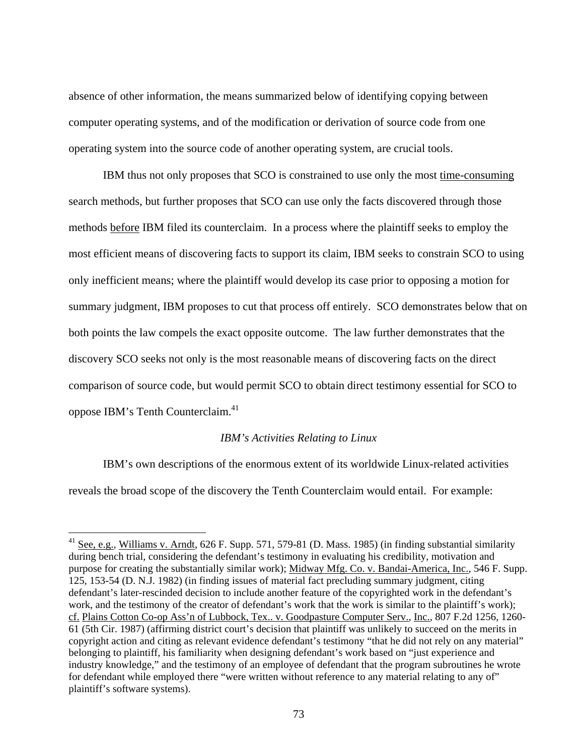absence of other information, the means summarized below of identifying copying between computer operating systems, and of the modification or derivation of source code from one operating system into the source code of another operating system, are crucial tools.

IBM thus not only proposes that SCO is constrained to use only the most time-consuming search methods, but further proposes that SCO can use only the facts discovered through those methods before IBM filed its counterclaim. In a process where the plaintiff seeks to employ the most efficient means of discovering facts to support its claim, IBM seeks to constrain SCO to using only inefficient means; where the plaintiff would develop its case prior to opposing a motion for summary judgment, IBM proposes to cut that process off entirely. SCO demonstrates below that on both points the law compels the exact opposite outcome. The law further demonstrates that the discovery SCO seeks not only is the most reasonable means of discovering facts on the direct comparison of source code, but would permit SCO to obtain direct testimony essential for SCO to oppose IBM's Tenth Counterclaim.[41]

*IBM's Activities Relating to Linux*

IBM's own descriptions of the enormous extent of its worldwide Linux-related activities reveals the broad scope of the discovery the Tenth Counterclaim would entail. For example:

---

[41] See, e.g., Williams v. Arndt, 626 F. Supp. 571, 579-81 (D. Mass. 1985) (in finding substantial similarity during bench trial, considering the defendant's testimony in evaluating his credibility, motivation and purpose for creating the substantially similar work); Midway Mfg. Co. v. Bandai-America, Inc., 546 F. Supp. 125, 153-54 (D. N.J. 1982) (in finding issues of material fact precluding summary judgment, citing defendant's later-rescinded decision to include another feature of the copyrighted work in the defendant's work, and the testimony of the creator of defendant's work that the work is similar to the plaintiff's work); cf. Plains Cotton Co-op Ass'n of Lubbock, Tex.. v. Goodpasture Computer Serv., Inc., 807 F.2d 1256, 1260-61 (5th Cir. 1987) (affirming district court's decision that plaintiff was unlikely to succeed on the merits in copyright action and citing as relevant evidence defendant's testimony "that he did not rely on any material" belonging to plaintiff, his familiarity when designing defendant's work based on "just experience and industry knowledge," and the testimony of an employee of defendant that the program subroutines he wrote for defendant while employed there "were written without reference to any material relating to any of" plaintiff's software systems).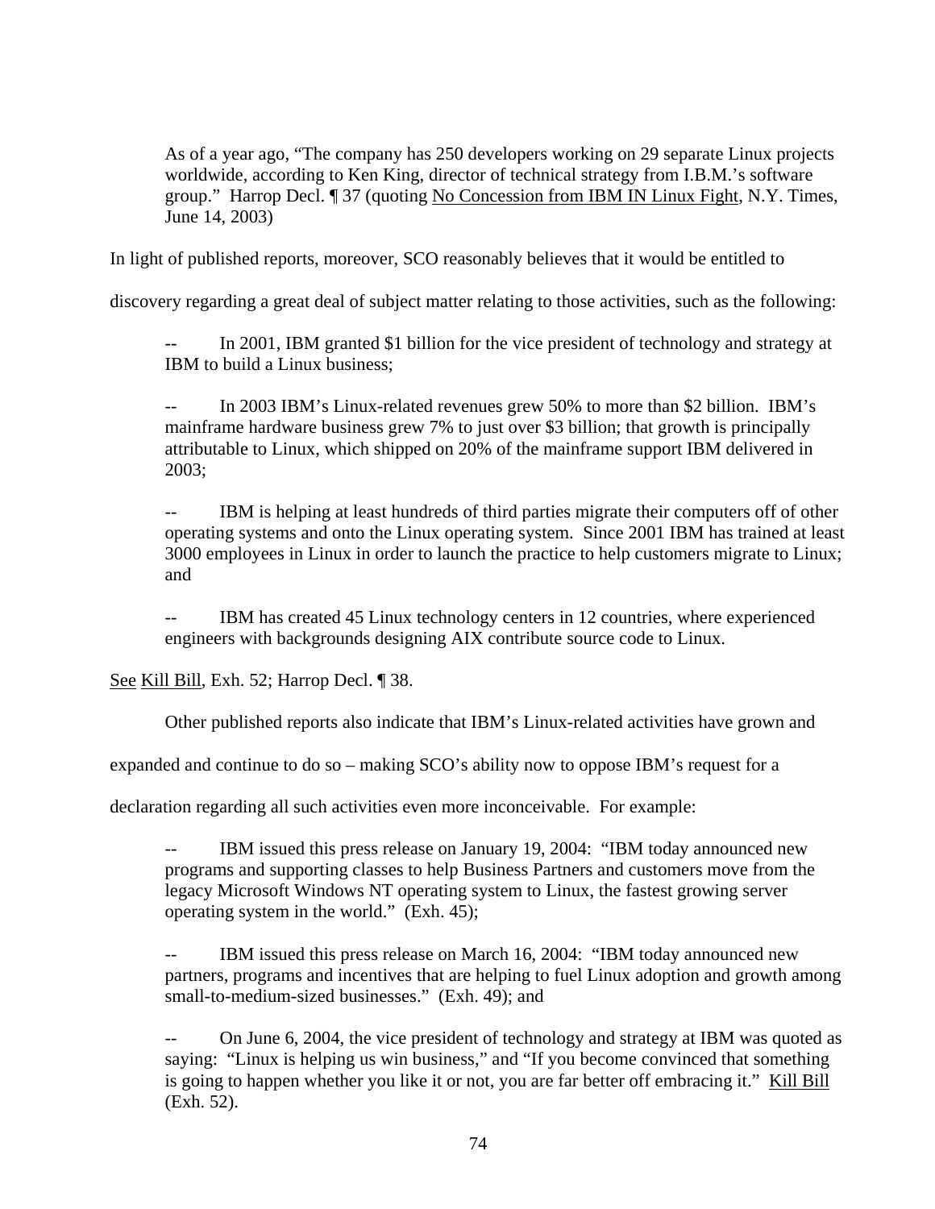> As of a year ago, "The company has 250 developers working on 29 separate Linux projects worldwide, according to Ken King, director of technical strategy from I.B.M.'s software group." Harrop Decl. ¶ 37 (quoting No Concession from IBM IN Linux Fight, N.Y. Times, June 14, 2003)

In light of published reports, moreover, SCO reasonably believes that it would be entitled to discovery regarding a great deal of subject matter relating to those activities, such as the following:

> -- In 2001, IBM granted $1 billion for the vice president of technology and strategy at IBM to build a Linux business;
>
> -- In 2003 IBM's Linux-related revenues grew 50% to more than $2 billion. IBM's mainframe hardware business grew 7% to just over $3 billion; that growth is principally attributable to Linux, which shipped on 20% of the mainframe support IBM delivered in 2003;
>
> -- IBM is helping at least hundreds of third parties migrate their computers off of other operating systems and onto the Linux operating system. Since 2001 IBM has trained at least 3000 employees in Linux in order to launch the practice to help customers migrate to Linux; and
>
> -- IBM has created 45 Linux technology centers in 12 countries, where experienced engineers with backgrounds designing AIX contribute source code to Linux.

See Kill Bill, Exh. 52; Harrop Decl. ¶ 38.

Other published reports also indicate that IBM's Linux-related activities have grown and expanded and continue to do so – making SCO's ability now to oppose IBM's request for a declaration regarding all such activities even more inconceivable. For example:

> -- IBM issued this press release on January 19, 2004: "IBM today announced new programs and supporting classes to help Business Partners and customers move from the legacy Microsoft Windows NT operating system to Linux, the fastest growing server operating system in the world." (Exh. 45);
>
> -- IBM issued this press release on March 16, 2004: "IBM today announced new partners, programs and incentives that are helping to fuel Linux adoption and growth among small-to-medium-sized businesses." (Exh. 49); and
>
> -- On June 6, 2004, the vice president of technology and strategy at IBM was quoted as saying: "Linux is helping us win business," and "If you become convinced that something is going to happen whether you like it or not, you are far better off embracing it." Kill Bill (Exh. 52).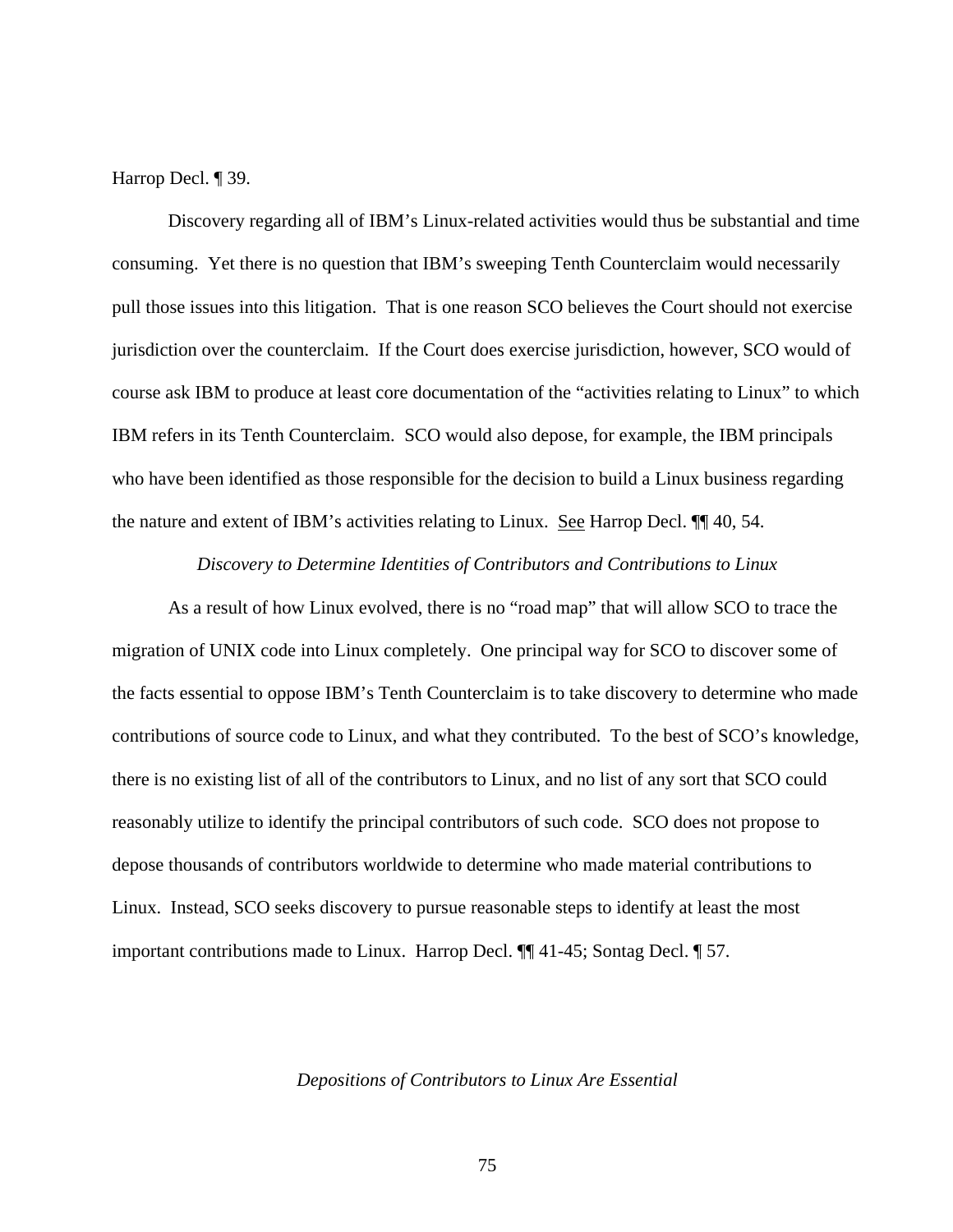Harrop Decl. ¶ 39.

Discovery regarding all of IBM's Linux-related activities would thus be substantial and time consuming. Yet there is no question that IBM's sweeping Tenth Counterclaim would necessarily pull those issues into this litigation. That is one reason SCO believes the Court should not exercise jurisdiction over the counterclaim. If the Court does exercise jurisdiction, however, SCO would of course ask IBM to produce at least core documentation of the "activities relating to Linux" to which IBM refers in its Tenth Counterclaim. SCO would also depose, for example, the IBM principals who have been identified as those responsible for the decision to build a Linux business regarding the nature and extent of IBM's activities relating to Linux. See Harrop Decl. ¶¶ 40, 54.

*Discovery to Determine Identities of Contributors and Contributions to Linux*

As a result of how Linux evolved, there is no "road map" that will allow SCO to trace the migration of UNIX code into Linux completely. One principal way for SCO to discover some of the facts essential to oppose IBM's Tenth Counterclaim is to take discovery to determine who made contributions of source code to Linux, and what they contributed. To the best of SCO's knowledge, there is no existing list of all of the contributors to Linux, and no list of any sort that SCO could reasonably utilize to identify the principal contributors of such code. SCO does not propose to depose thousands of contributors worldwide to determine who made material contributions to Linux. Instead, SCO seeks discovery to pursue reasonable steps to identify at least the most important contributions made to Linux. Harrop Decl. ¶¶ 41-45; Sontag Decl. ¶ 57.

*Depositions of Contributors to Linux Are Essential*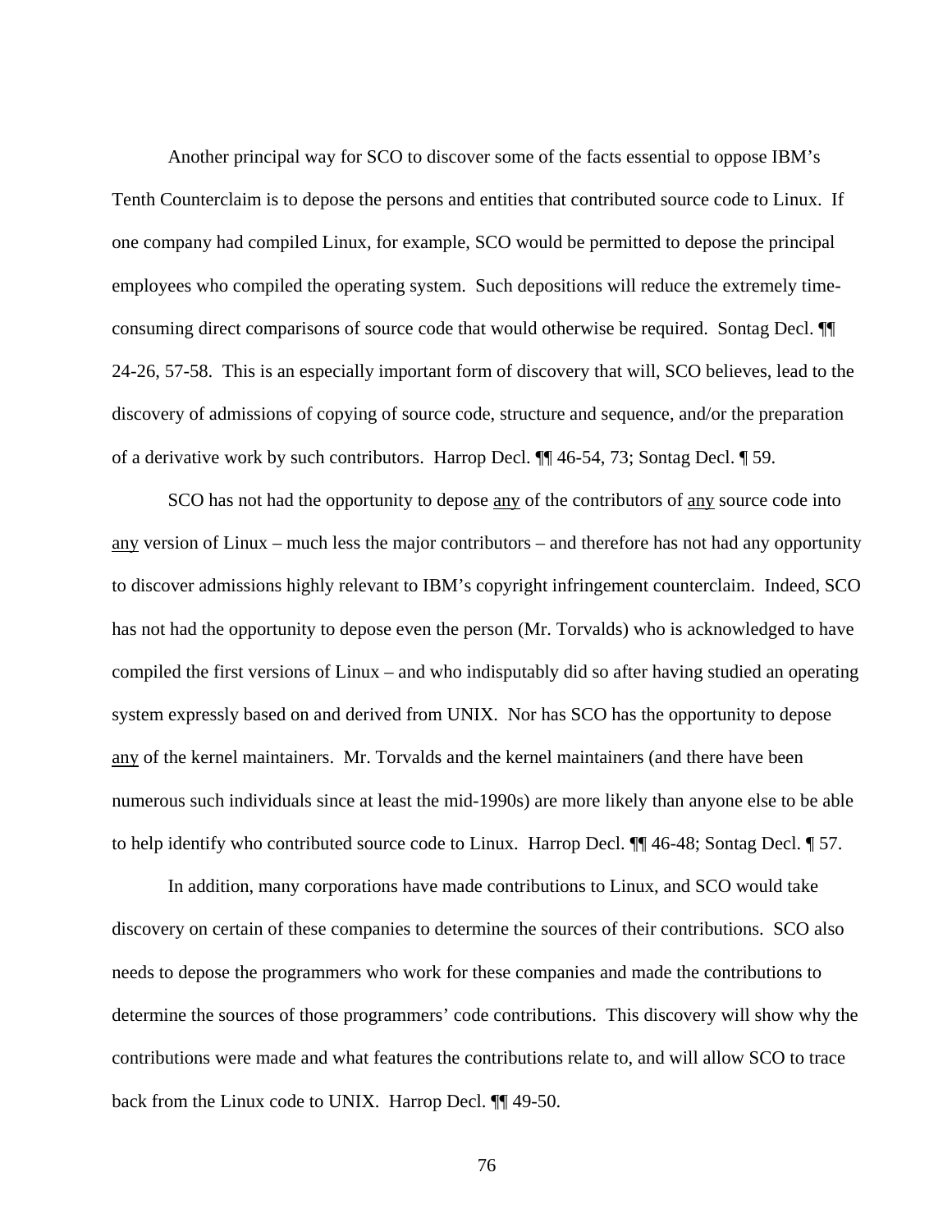Another principal way for SCO to discover some of the facts essential to oppose IBM's Tenth Counterclaim is to depose the persons and entities that contributed source code to Linux. If one company had compiled Linux, for example, SCO would be permitted to depose the principal employees who compiled the operating system. Such depositions will reduce the extremely time-consuming direct comparisons of source code that would otherwise be required. Sontag Decl. ¶¶ 24-26, 57-58. This is an especially important form of discovery that will, SCO believes, lead to the discovery of admissions of copying of source code, structure and sequence, and/or the preparation of a derivative work by such contributors. Harrop Decl. ¶¶ 46-54, 73; Sontag Decl. ¶ 59.

SCO has not had the opportunity to depose <u>any</u> of the contributors of <u>any</u> source code into <u>any</u> version of Linux – much less the major contributors – and therefore has not had any opportunity to discover admissions highly relevant to IBM's copyright infringement counterclaim. Indeed, SCO has not had the opportunity to depose even the person (Mr. Torvalds) who is acknowledged to have compiled the first versions of Linux – and who indisputably did so after having studied an operating system expressly based on and derived from UNIX. Nor has SCO has the opportunity to depose <u>any</u> of the kernel maintainers. Mr. Torvalds and the kernel maintainers (and there have been numerous such individuals since at least the mid-1990s) are more likely than anyone else to be able to help identify who contributed source code to Linux. Harrop Decl. ¶¶ 46-48; Sontag Decl. ¶ 57.

In addition, many corporations have made contributions to Linux, and SCO would take discovery on certain of these companies to determine the sources of their contributions. SCO also needs to depose the programmers who work for these companies and made the contributions to determine the sources of those programmers' code contributions. This discovery will show why the contributions were made and what features the contributions relate to, and will allow SCO to trace back from the Linux code to UNIX. Harrop Decl. ¶¶ 49-50.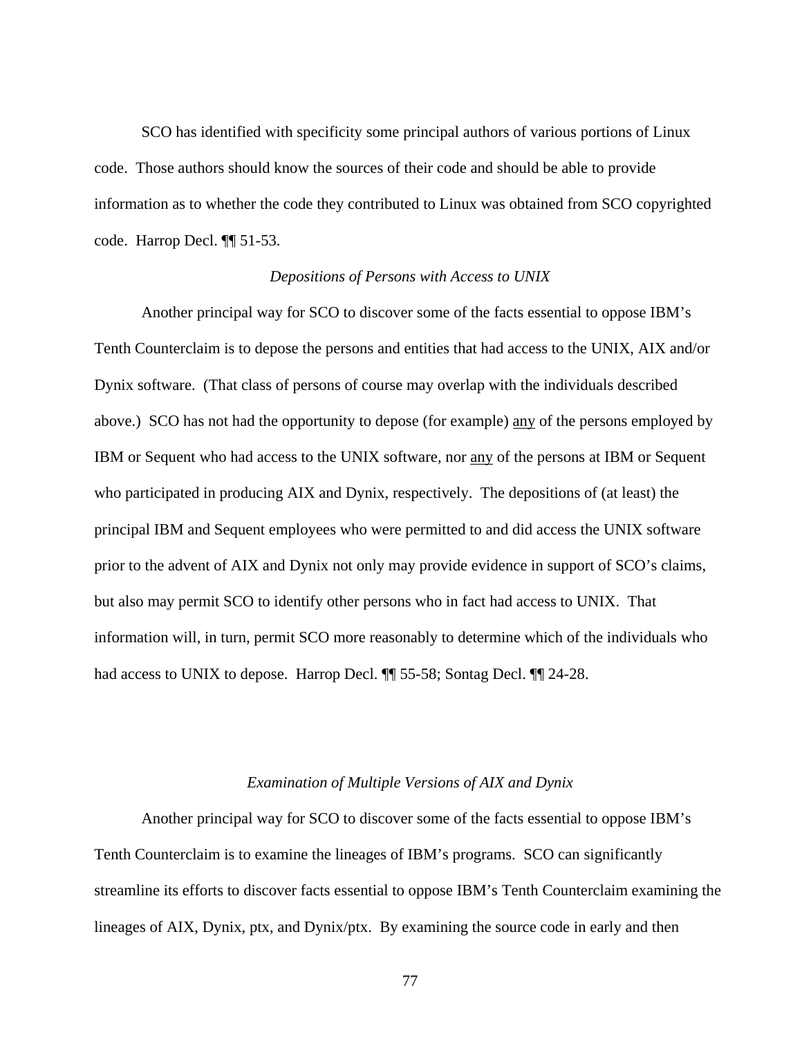SCO has identified with specificity some principal authors of various portions of Linux code. Those authors should know the sources of their code and should be able to provide information as to whether the code they contributed to Linux was obtained from SCO copyrighted code. Harrop Decl. ¶¶ 51-53.

*Depositions of Persons with Access to UNIX*

Another principal way for SCO to discover some of the facts essential to oppose IBM's Tenth Counterclaim is to depose the persons and entities that had access to the UNIX, AIX and/or Dynix software. (That class of persons of course may overlap with the individuals described above.) SCO has not had the opportunity to depose (for example) <u>any</u> of the persons employed by IBM or Sequent who had access to the UNIX software, nor <u>any</u> of the persons at IBM or Sequent who participated in producing AIX and Dynix, respectively. The depositions of (at least) the principal IBM and Sequent employees who were permitted to and did access the UNIX software prior to the advent of AIX and Dynix not only may provide evidence in support of SCO's claims, but also may permit SCO to identify other persons who in fact had access to UNIX. That information will, in turn, permit SCO more reasonably to determine which of the individuals who had access to UNIX to depose. Harrop Decl. ¶¶ 55-58; Sontag Decl. ¶¶ 24-28.

*Examination of Multiple Versions of AIX and Dynix*

Another principal way for SCO to discover some of the facts essential to oppose IBM's Tenth Counterclaim is to examine the lineages of IBM's programs. SCO can significantly streamline its efforts to discover facts essential to oppose IBM's Tenth Counterclaim examining the lineages of AIX, Dynix, ptx, and Dynix/ptx. By examining the source code in early and then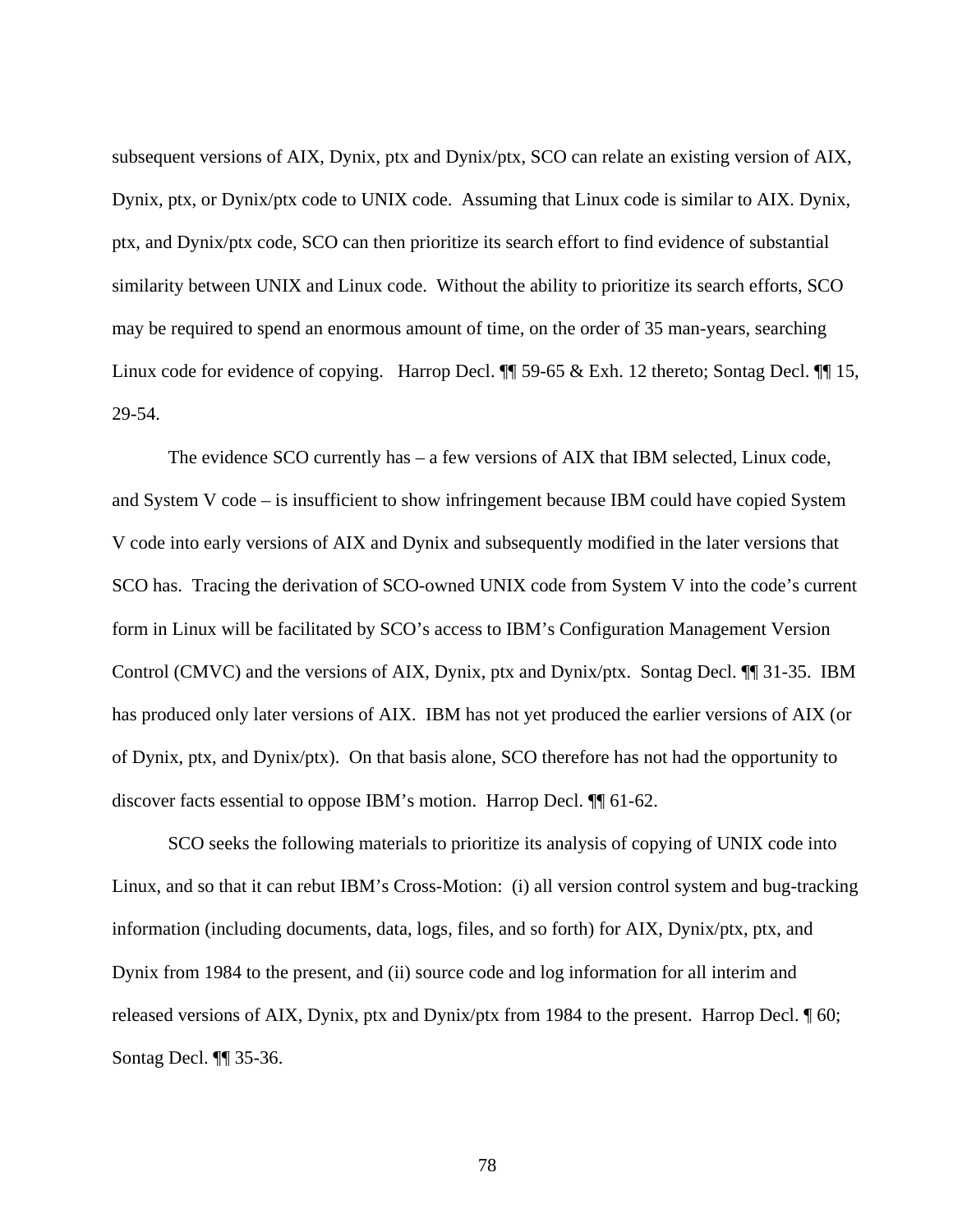subsequent versions of AIX, Dynix, ptx and Dynix/ptx, SCO can relate an existing version of AIX, Dynix, ptx, or Dynix/ptx code to UNIX code. Assuming that Linux code is similar to AIX. Dynix, ptx, and Dynix/ptx code, SCO can then prioritize its search effort to find evidence of substantial similarity between UNIX and Linux code. Without the ability to prioritize its search efforts, SCO may be required to spend an enormous amount of time, on the order of 35 man-years, searching Linux code for evidence of copying. Harrop Decl. ¶¶ 59-65 & Exh. 12 thereto; Sontag Decl. ¶¶ 15, 29-54.

The evidence SCO currently has – a few versions of AIX that IBM selected, Linux code, and System V code – is insufficient to show infringement because IBM could have copied System V code into early versions of AIX and Dynix and subsequently modified in the later versions that SCO has. Tracing the derivation of SCO-owned UNIX code from System V into the code's current form in Linux will be facilitated by SCO's access to IBM's Configuration Management Version Control (CMVC) and the versions of AIX, Dynix, ptx and Dynix/ptx. Sontag Decl. ¶¶ 31-35. IBM has produced only later versions of AIX. IBM has not yet produced the earlier versions of AIX (or of Dynix, ptx, and Dynix/ptx). On that basis alone, SCO therefore has not had the opportunity to discover facts essential to oppose IBM's motion. Harrop Decl. ¶¶ 61-62.

SCO seeks the following materials to prioritize its analysis of copying of UNIX code into Linux, and so that it can rebut IBM's Cross-Motion: (i) all version control system and bug-tracking information (including documents, data, logs, files, and so forth) for AIX, Dynix/ptx, ptx, and Dynix from 1984 to the present, and (ii) source code and log information for all interim and released versions of AIX, Dynix, ptx and Dynix/ptx from 1984 to the present. Harrop Decl. ¶ 60; Sontag Decl. ¶¶ 35-36.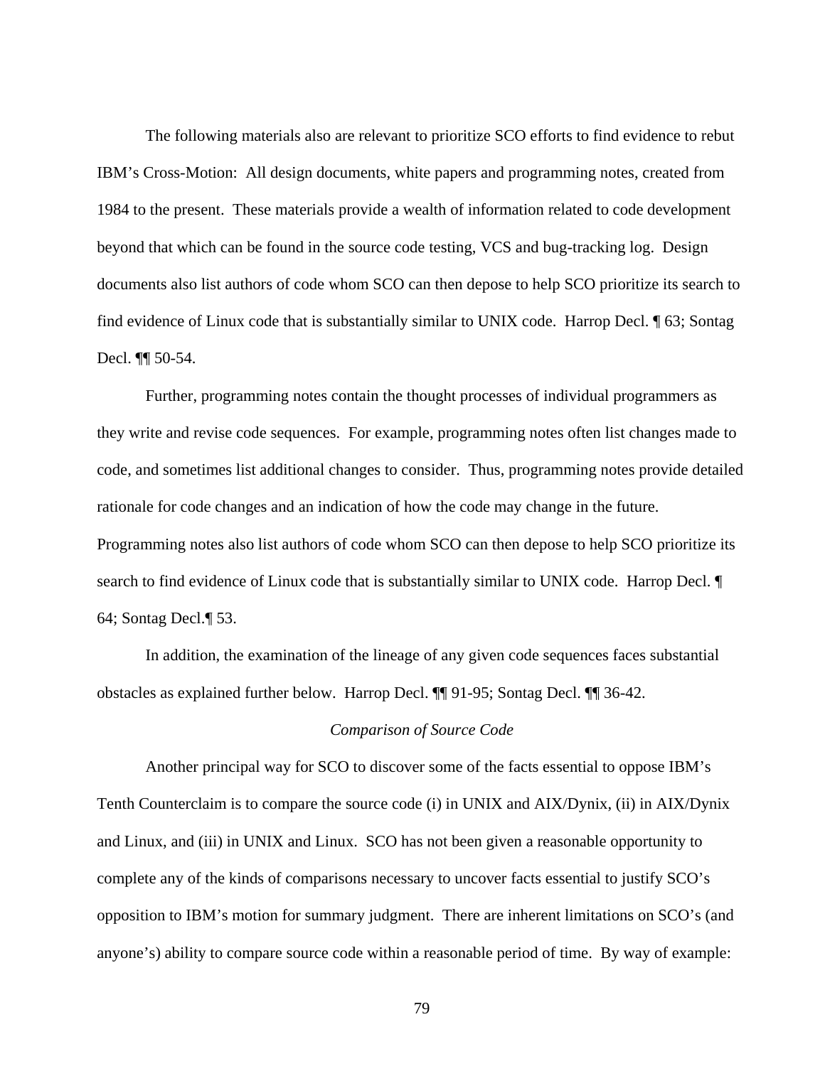The following materials also are relevant to prioritize SCO efforts to find evidence to rebut IBM's Cross-Motion: All design documents, white papers and programming notes, created from 1984 to the present. These materials provide a wealth of information related to code development beyond that which can be found in the source code testing, VCS and bug-tracking log. Design documents also list authors of code whom SCO can then depose to help SCO prioritize its search to find evidence of Linux code that is substantially similar to UNIX code. Harrop Decl. ¶ 63; Sontag Decl. ¶¶ 50-54.

Further, programming notes contain the thought processes of individual programmers as they write and revise code sequences. For example, programming notes often list changes made to code, and sometimes list additional changes to consider. Thus, programming notes provide detailed rationale for code changes and an indication of how the code may change in the future. Programming notes also list authors of code whom SCO can then depose to help SCO prioritize its search to find evidence of Linux code that is substantially similar to UNIX code. Harrop Decl. ¶ 64; Sontag Decl.¶ 53.

In addition, the examination of the lineage of any given code sequences faces substantial obstacles as explained further below. Harrop Decl. ¶¶ 91-95; Sontag Decl. ¶¶ 36-42.

*Comparison of Source Code*

Another principal way for SCO to discover some of the facts essential to oppose IBM's Tenth Counterclaim is to compare the source code (i) in UNIX and AIX/Dynix, (ii) in AIX/Dynix and Linux, and (iii) in UNIX and Linux. SCO has not been given a reasonable opportunity to complete any of the kinds of comparisons necessary to uncover facts essential to justify SCO's opposition to IBM's motion for summary judgment. There are inherent limitations on SCO's (and anyone's) ability to compare source code within a reasonable period of time. By way of example: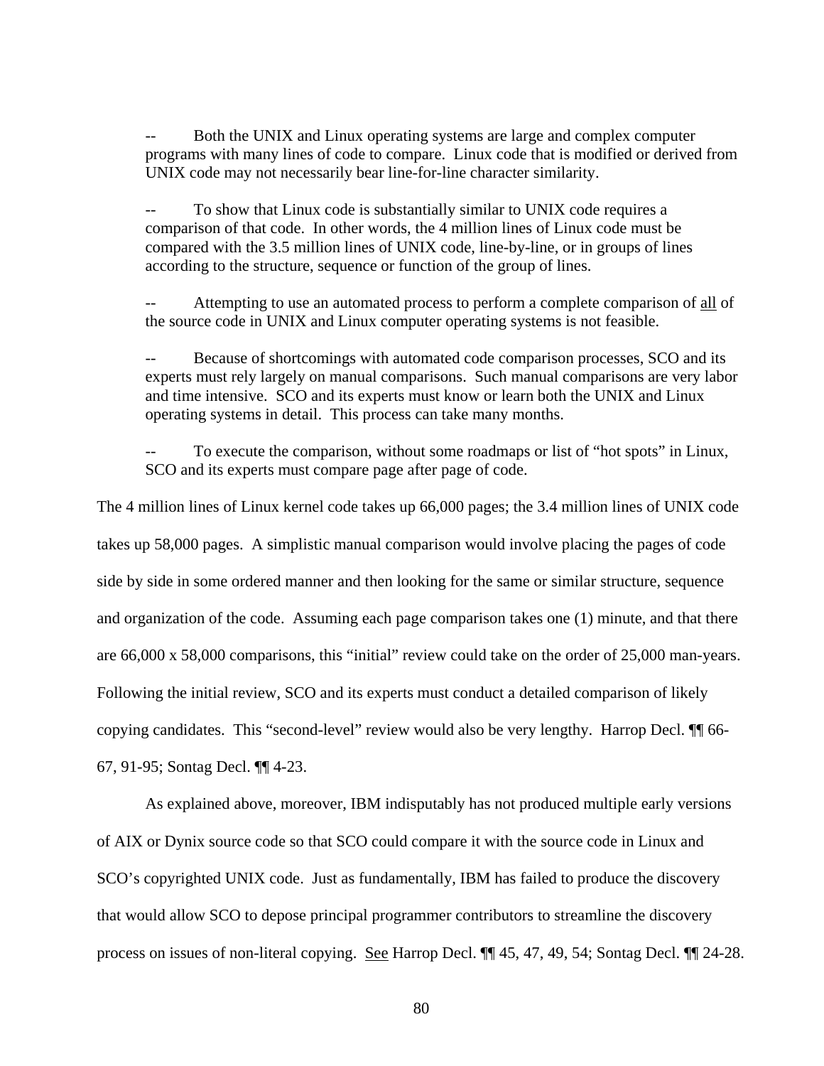> -- Both the UNIX and Linux operating systems are large and complex computer programs with many lines of code to compare. Linux code that is modified or derived from UNIX code may not necessarily bear line-for-line character similarity.
>
> -- To show that Linux code is substantially similar to UNIX code requires a comparison of that code. In other words, the 4 million lines of Linux code must be compared with the 3.5 million lines of UNIX code, line-by-line, or in groups of lines according to the structure, sequence or function of the group of lines.
>
> -- Attempting to use an automated process to perform a complete comparison of <u>all</u> of the source code in UNIX and Linux computer operating systems is not feasible.
>
> -- Because of shortcomings with automated code comparison processes, SCO and its experts must rely largely on manual comparisons. Such manual comparisons are very labor and time intensive. SCO and its experts must know or learn both the UNIX and Linux operating systems in detail. This process can take many months.
>
> -- To execute the comparison, without some roadmaps or list of "hot spots" in Linux, SCO and its experts must compare page after page of code.

The 4 million lines of Linux kernel code takes up 66,000 pages; the 3.4 million lines of UNIX code takes up 58,000 pages. A simplistic manual comparison would involve placing the pages of code side by side in some ordered manner and then looking for the same or similar structure, sequence and organization of the code. Assuming each page comparison takes one (1) minute, and that there are 66,000 x 58,000 comparisons, this "initial" review could take on the order of 25,000 man-years. Following the initial review, SCO and its experts must conduct a detailed comparison of likely copying candidates. This "second-level" review would also be very lengthy. Harrop Decl. ¶¶ 66-67, 91-95; Sontag Decl. ¶¶ 4-23.

As explained above, moreover, IBM indisputably has not produced multiple early versions of AIX or Dynix source code so that SCO could compare it with the source code in Linux and SCO's copyrighted UNIX code. Just as fundamentally, IBM has failed to produce the discovery that would allow SCO to depose principal programmer contributors to streamline the discovery process on issues of non-literal copying. <u>See</u> Harrop Decl. ¶¶ 45, 47, 49, 54; Sontag Decl. ¶¶ 24-28.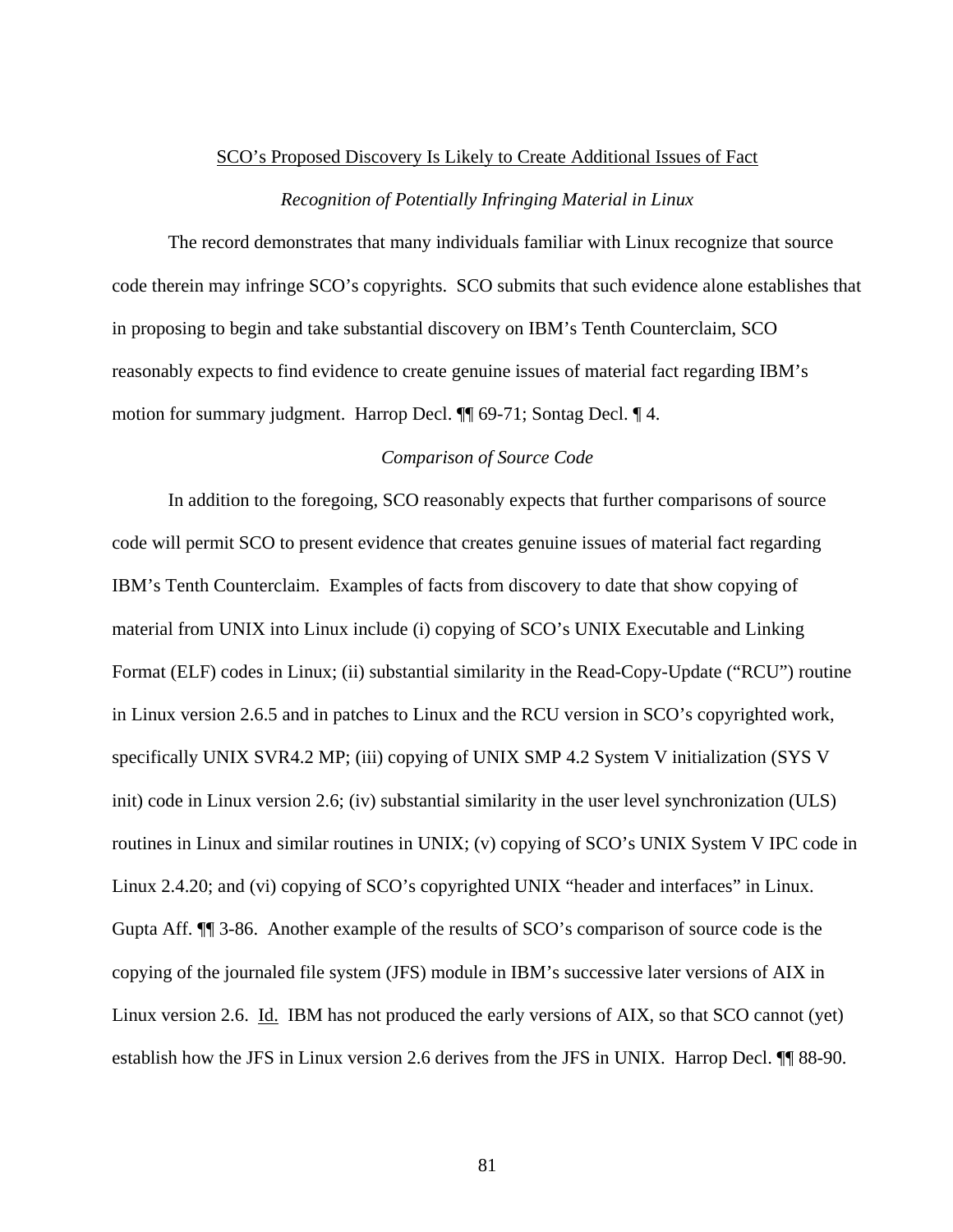<u>SCO's Proposed Discovery Is Likely to Create Additional Issues of Fact</u>

*Recognition of Potentially Infringing Material in Linux*

The record demonstrates that many individuals familiar with Linux recognize that source code therein may infringe SCO's copyrights. SCO submits that such evidence alone establishes that in proposing to begin and take substantial discovery on IBM's Tenth Counterclaim, SCO reasonably expects to find evidence to create genuine issues of material fact regarding IBM's motion for summary judgment. Harrop Decl. ¶¶ 69-71; Sontag Decl. ¶ 4.

*Comparison of Source Code*

In addition to the foregoing, SCO reasonably expects that further comparisons of source code will permit SCO to present evidence that creates genuine issues of material fact regarding IBM's Tenth Counterclaim. Examples of facts from discovery to date that show copying of material from UNIX into Linux include (i) copying of SCO's UNIX Executable and Linking Format (ELF) codes in Linux; (ii) substantial similarity in the Read-Copy-Update ("RCU") routine in Linux version 2.6.5 and in patches to Linux and the RCU version in SCO's copyrighted work, specifically UNIX SVR4.2 MP; (iii) copying of UNIX SMP 4.2 System V initialization (SYS V init) code in Linux version 2.6; (iv) substantial similarity in the user level synchronization (ULS) routines in Linux and similar routines in UNIX; (v) copying of SCO's UNIX System V IPC code in Linux 2.4.20; and (vi) copying of SCO's copyrighted UNIX "header and interfaces" in Linux. Gupta Aff. ¶¶ 3-86. Another example of the results of SCO's comparison of source code is the copying of the journaled file system (JFS) module in IBM's successive later versions of AIX in Linux version 2.6. <u>Id.</u> IBM has not produced the early versions of AIX, so that SCO cannot (yet) establish how the JFS in Linux version 2.6 derives from the JFS in UNIX. Harrop Decl. ¶¶ 88-90.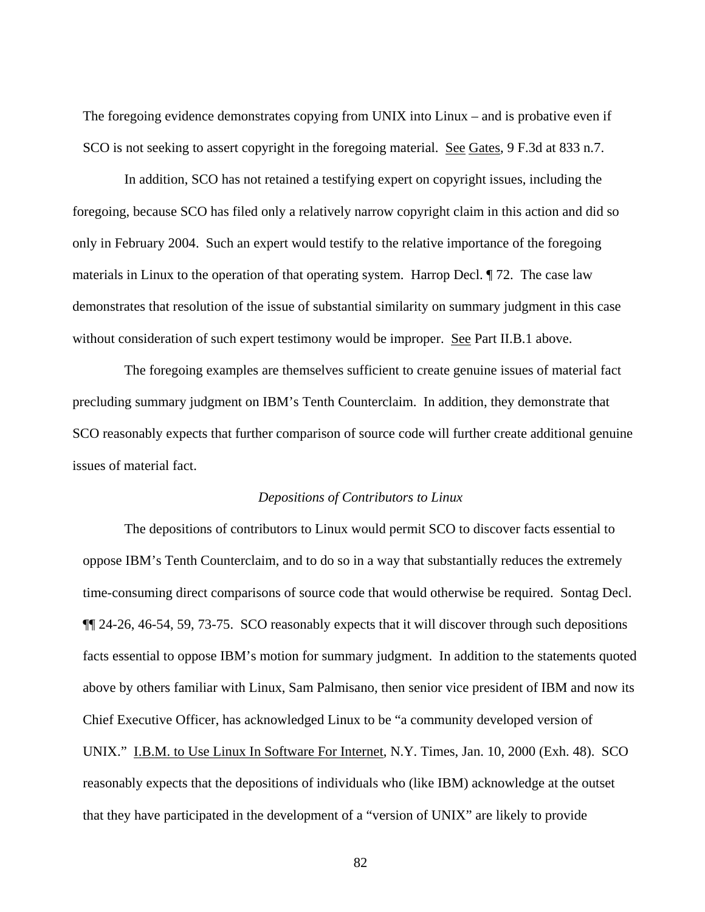The foregoing evidence demonstrates copying from UNIX into Linux – and is probative even if SCO is not seeking to assert copyright in the foregoing material. See Gates, 9 F.3d at 833 n.7.

In addition, SCO has not retained a testifying expert on copyright issues, including the foregoing, because SCO has filed only a relatively narrow copyright claim in this action and did so only in February 2004. Such an expert would testify to the relative importance of the foregoing materials in Linux to the operation of that operating system. Harrop Decl. ¶ 72. The case law demonstrates that resolution of the issue of substantial similarity on summary judgment in this case without consideration of such expert testimony would be improper. See Part II.B.1 above.

The foregoing examples are themselves sufficient to create genuine issues of material fact precluding summary judgment on IBM's Tenth Counterclaim. In addition, they demonstrate that SCO reasonably expects that further comparison of source code will further create additional genuine issues of material fact.

*Depositions of Contributors to Linux*

The depositions of contributors to Linux would permit SCO to discover facts essential to oppose IBM's Tenth Counterclaim, and to do so in a way that substantially reduces the extremely time-consuming direct comparisons of source code that would otherwise be required. Sontag Decl. ¶¶ 24-26, 46-54, 59, 73-75. SCO reasonably expects that it will discover through such depositions facts essential to oppose IBM's motion for summary judgment. In addition to the statements quoted above by others familiar with Linux, Sam Palmisano, then senior vice president of IBM and now its Chief Executive Officer, has acknowledged Linux to be "a community developed version of UNIX." I.B.M. to Use Linux In Software For Internet, N.Y. Times, Jan. 10, 2000 (Exh. 48). SCO reasonably expects that the depositions of individuals who (like IBM) acknowledge at the outset that they have participated in the development of a "version of UNIX" are likely to provide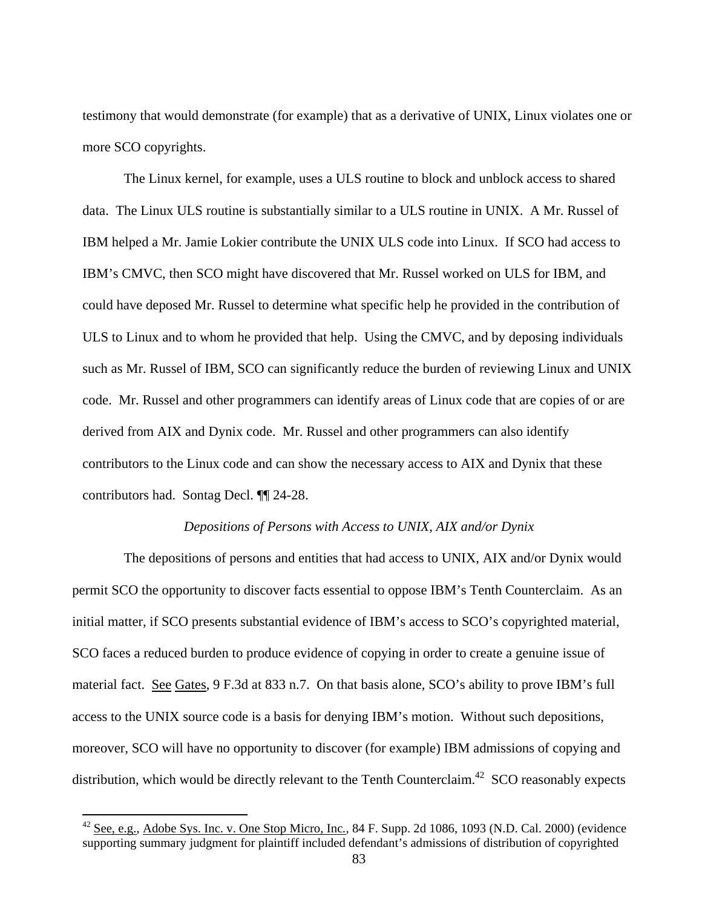testimony that would demonstrate (for example) that as a derivative of UNIX, Linux violates one or more SCO copyrights.

The Linux kernel, for example, uses a ULS routine to block and unblock access to shared data. The Linux ULS routine is substantially similar to a ULS routine in UNIX. A Mr. Russel of IBM helped a Mr. Jamie Lokier contribute the UNIX ULS code into Linux. If SCO had access to IBM's CMVC, then SCO might have discovered that Mr. Russel worked on ULS for IBM, and could have deposed Mr. Russel to determine what specific help he provided in the contribution of ULS to Linux and to whom he provided that help. Using the CMVC, and by deposing individuals such as Mr. Russel of IBM, SCO can significantly reduce the burden of reviewing Linux and UNIX code. Mr. Russel and other programmers can identify areas of Linux code that are copies of or are derived from AIX and Dynix code. Mr. Russel and other programmers can also identify contributors to the Linux code and can show the necessary access to AIX and Dynix that these contributors had. Sontag Decl. ¶¶ 24-28.

*Depositions of Persons with Access to UNIX, AIX and/or Dynix*

The depositions of persons and entities that had access to UNIX, AIX and/or Dynix would permit SCO the opportunity to discover facts essential to oppose IBM's Tenth Counterclaim. As an initial matter, if SCO presents substantial evidence of IBM's access to SCO's copyrighted material, SCO faces a reduced burden to produce evidence of copying in order to create a genuine issue of material fact. See Gates, 9 F.3d at 833 n.7. On that basis alone, SCO's ability to prove IBM's full access to the UNIX source code is a basis for denying IBM's motion. Without such depositions, moreover, SCO will have no opportunity to discover (for example) IBM admissions of copying and distribution, which would be directly relevant to the Tenth Counterclaim.[42] SCO reasonably expects

[42] See, e.g., Adobe Sys. Inc. v. One Stop Micro, Inc., 84 F. Supp. 2d 1086, 1093 (N.D. Cal. 2000) (evidence supporting summary judgment for plaintiff included defendant's admissions of distribution of copyrighted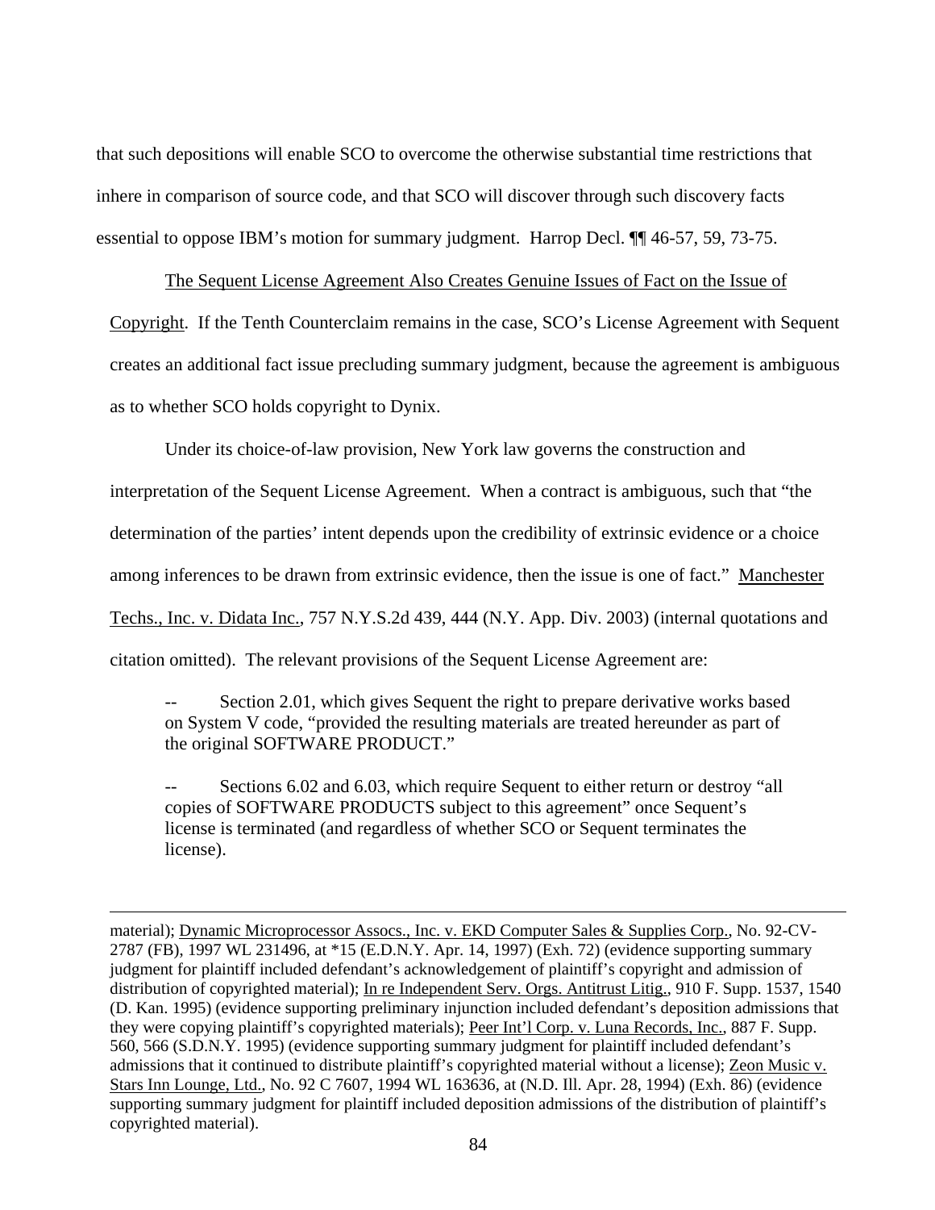that such depositions will enable SCO to overcome the otherwise substantial time restrictions that inhere in comparison of source code, and that SCO will discover through such discovery facts essential to oppose IBM's motion for summary judgment. Harrop Decl. ¶¶ 46-57, 59, 73-75.

The Sequent License Agreement Also Creates Genuine Issues of Fact on the Issue of Copyright. If the Tenth Counterclaim remains in the case, SCO's License Agreement with Sequent creates an additional fact issue precluding summary judgment, because the agreement is ambiguous as to whether SCO holds copyright to Dynix.

Under its choice-of-law provision, New York law governs the construction and interpretation of the Sequent License Agreement. When a contract is ambiguous, such that "the determination of the parties' intent depends upon the credibility of extrinsic evidence or a choice among inferences to be drawn from extrinsic evidence, then the issue is one of fact." Manchester Techs., Inc. v. Didata Inc., 757 N.Y.S.2d 439, 444 (N.Y. App. Div. 2003) (internal quotations and citation omitted). The relevant provisions of the Sequent License Agreement are:

> -- Section 2.01, which gives Sequent the right to prepare derivative works based on System V code, "provided the resulting materials are treated hereunder as part of the original SOFTWARE PRODUCT."
>
> -- Sections 6.02 and 6.03, which require Sequent to either return or destroy "all copies of SOFTWARE PRODUCTS subject to this agreement" once Sequent's license is terminated (and regardless of whether SCO or Sequent terminates the license).

---

material); Dynamic Microprocessor Assocs., Inc. v. EKD Computer Sales & Supplies Corp., No. 92-CV-2787 (FB), 1997 WL 231496, at *15 (E.D.N.Y. Apr. 14, 1997) (Exh. 72) (evidence supporting summary judgment for plaintiff included defendant's acknowledgement of plaintiff's copyright and admission of distribution of copyrighted material); In re Independent Serv. Orgs. Antitrust Litig., 910 F. Supp. 1537, 1540 (D. Kan. 1995) (evidence supporting preliminary injunction included defendant's deposition admissions that they were copying plaintiff's copyrighted materials); Peer Int'l Corp. v. Luna Records, Inc., 887 F. Supp. 560, 566 (S.D.N.Y. 1995) (evidence supporting summary judgment for plaintiff included defendant's admissions that it continued to distribute plaintiff's copyrighted material without a license); Zeon Music v. Stars Inn Lounge, Ltd., No. 92 C 7607, 1994 WL 163636, at (N.D. Ill. Apr. 28, 1994) (Exh. 86) (evidence supporting summary judgment for plaintiff included deposition admissions of the distribution of plaintiff's copyrighted material).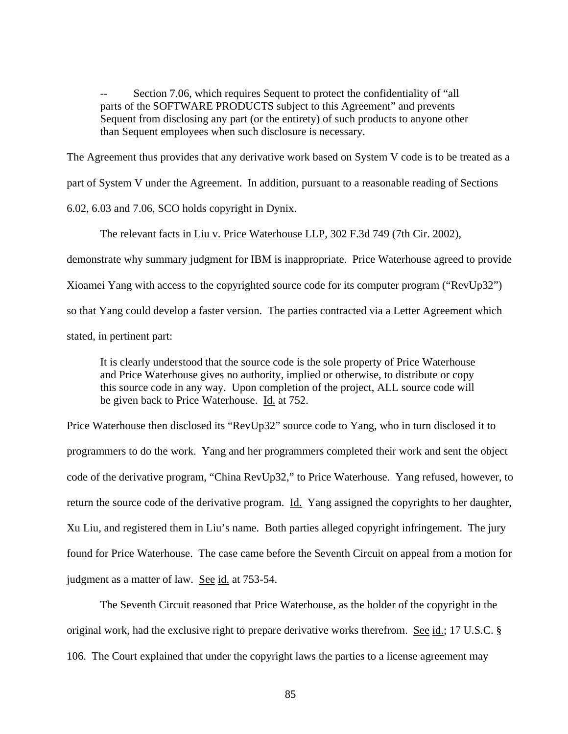> -- Section 7.06, which requires Sequent to protect the confidentiality of "all parts of the SOFTWARE PRODUCTS subject to this Agreement" and prevents Sequent from disclosing any part (or the entirety) of such products to anyone other than Sequent employees when such disclosure is necessary.

The Agreement thus provides that any derivative work based on System V code is to be treated as a part of System V under the Agreement. In addition, pursuant to a reasonable reading of Sections 6.02, 6.03 and 7.06, SCO holds copyright in Dynix.

The relevant facts in Liu v. Price Waterhouse LLP, 302 F.3d 749 (7th Cir. 2002), demonstrate why summary judgment for IBM is inappropriate. Price Waterhouse agreed to provide Xioamei Yang with access to the copyrighted source code for its computer program ("RevUp32") so that Yang could develop a faster version. The parties contracted via a Letter Agreement which stated, in pertinent part:

> It is clearly understood that the source code is the sole property of Price Waterhouse and Price Waterhouse gives no authority, implied or otherwise, to distribute or copy this source code in any way. Upon completion of the project, ALL source code will be given back to Price Waterhouse. Id. at 752.

Price Waterhouse then disclosed its "RevUp32" source code to Yang, who in turn disclosed it to programmers to do the work. Yang and her programmers completed their work and sent the object code of the derivative program, "China RevUp32," to Price Waterhouse. Yang refused, however, to return the source code of the derivative program. Id. Yang assigned the copyrights to her daughter, Xu Liu, and registered them in Liu's name. Both parties alleged copyright infringement. The jury found for Price Waterhouse. The case came before the Seventh Circuit on appeal from a motion for judgment as a matter of law. See id. at 753-54.

The Seventh Circuit reasoned that Price Waterhouse, as the holder of the copyright in the original work, had the exclusive right; to prepare derivative works therefrom. See id.; 17 U.S.C. § 106. The Court explained that under the copyright laws the parties to a license agreement may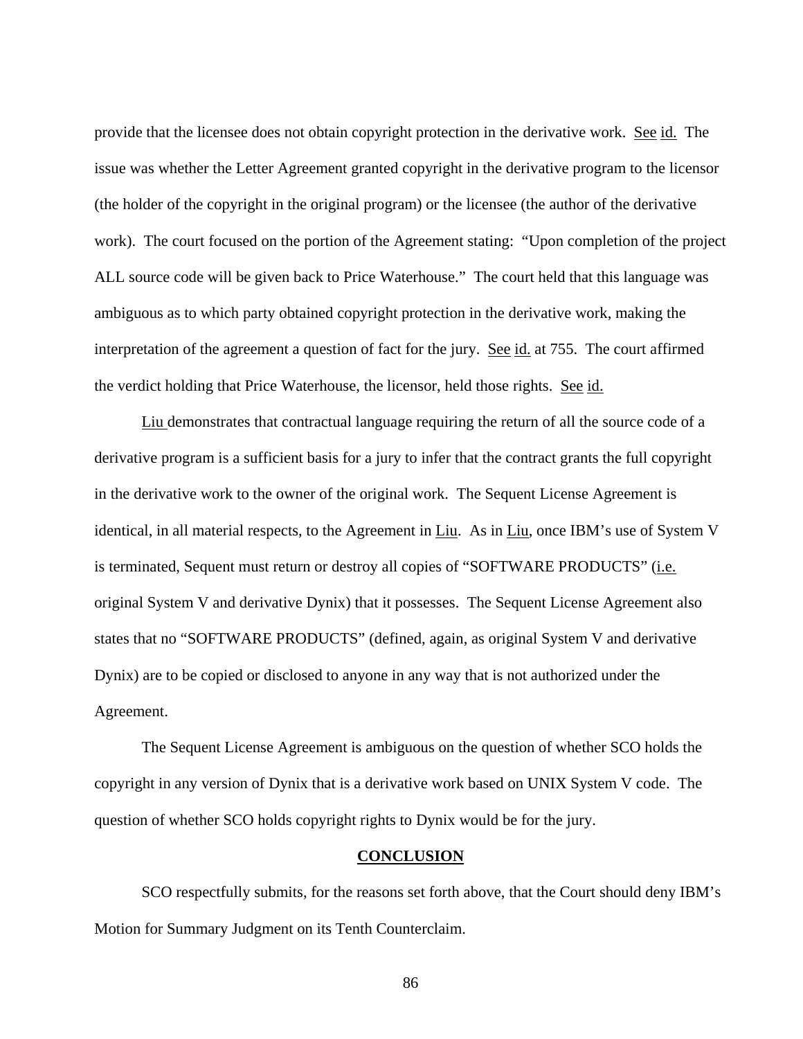provide that the licensee does not obtain copyright protection in the derivative work. See id. The issue was whether the Letter Agreement granted copyright in the derivative program to the licensor (the holder of the copyright in the original program) or the licensee (the author of the derivative work). The court focused on the portion of the Agreement stating: "Upon completion of the project ALL source code will be given back to Price Waterhouse." The court held that this language was ambiguous as to which party obtained copyright protection in the derivative work, making the interpretation of the agreement a question of fact for the jury. See id. at 755. The court affirmed the verdict holding that Price Waterhouse, the licensor, held those rights. See id.

Liu demonstrates that contractual language requiring the return of all the source code of a derivative program is a sufficient basis for a jury to infer that the contract grants the full copyright in the derivative work to the owner of the original work. The Sequent License Agreement is identical, in all material respects, to the Agreement in Liu. As in Liu, once IBM's use of System V is terminated, Sequent must return or destroy all copies of "SOFTWARE PRODUCTS" (i.e. original System V and derivative Dynix) that it possesses. The Sequent License Agreement also states that no "SOFTWARE PRODUCTS" (defined, again, as original System V and derivative Dynix) are to be copied or disclosed to anyone in any way that is not authorized under the Agreement.

The Sequent License Agreement is ambiguous on the question of whether SCO holds the copyright in any version of Dynix that is a derivative work based on UNIX System V code. The question of whether SCO holds copyright rights to Dynix would be for the jury.

## CONCLUSION

SCO respectfully submits, for the reasons set forth above, that the Court should deny IBM's Motion for Summary Judgment on its Tenth Counterclaim.